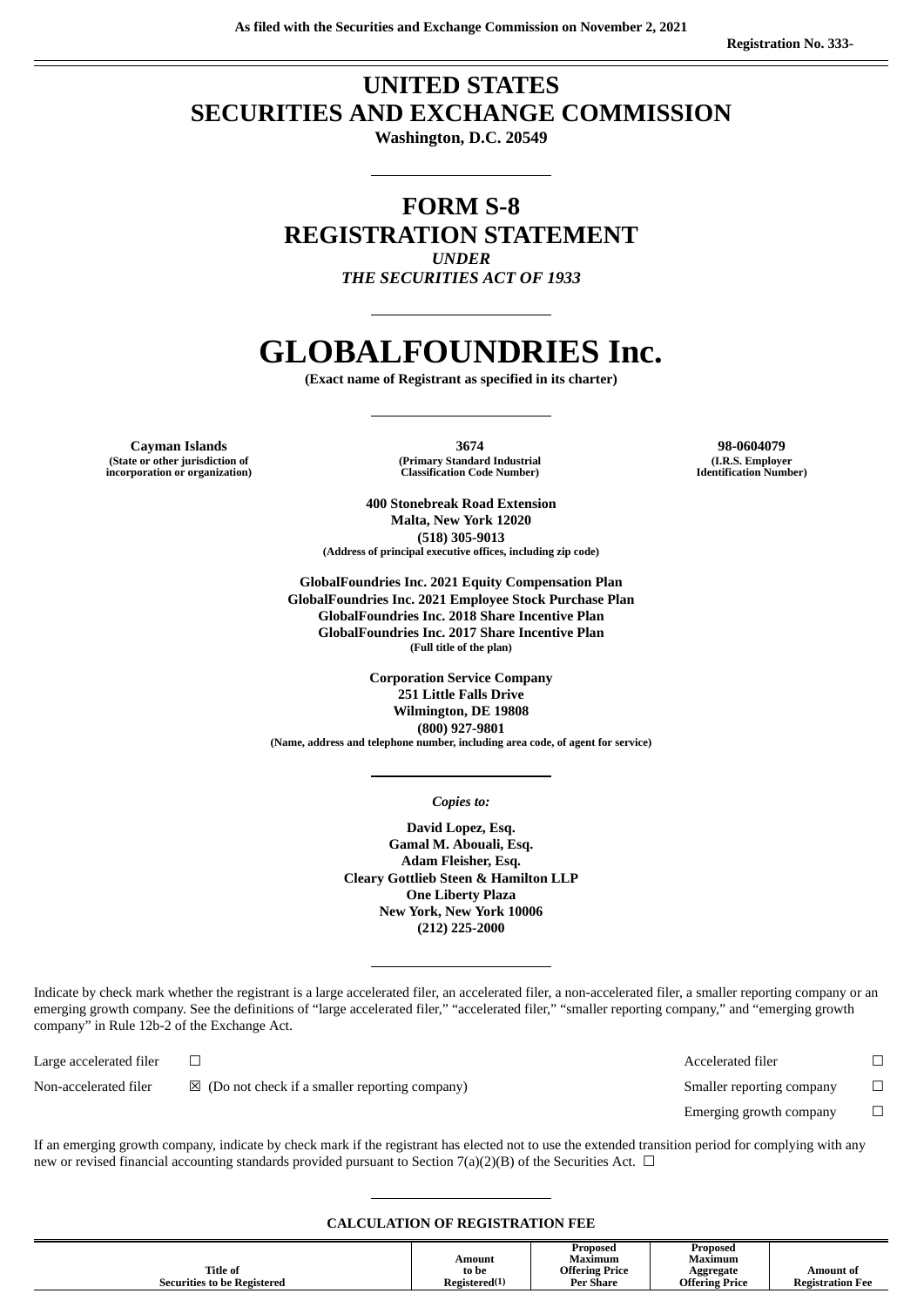As filed with the Securities and Exchange Commission on November 2, 2021

Registration No. 333-

# UNITED STATES
# SECURITIES AND EXCHANGE COMMISSION

**Washington, D.C. 20549**

# FORM S-8
## REGISTRATION STATEMENT

*UNDER*
*THE SECURITIES ACT OF 1933*

# GLOBALFOUNDRIES Inc.

**(Exact name of Registrant as specified in its charter)**

| Cayman Islands | 3674 | 98-0604079 |
|---|---|---|
| (State or other jurisdiction of incorporation or organization) | (Primary Standard Industrial Classification Code Number) | (I.R.S. Employer Identification Number) |

**400 Stonebreak Road Extension**
**Malta, New York 12020**
**(518) 305-9013**
**(Address of principal executive offices, including zip code)**

**GlobalFoundries Inc. 2021 Equity Compensation Plan**
**GlobalFoundries Inc. 2021 Employee Stock Purchase Plan**
**GlobalFoundries Inc. 2018 Share Incentive Plan**
**GlobalFoundries Inc. 2017 Share Incentive Plan**
**(Full title of the plan)**

**Corporation Service Company**
**251 Little Falls Drive**
**Wilmington, DE 19808**
**(800) 927-9801**
**(Name, address and telephone number, including area code, of agent for service)**

*Copies to:*

**David Lopez, Esq.**
**Gamal M. Abouali, Esq.**
**Adam Fleisher, Esq.**
**Cleary Gottlieb Steen & Hamilton LLP**
**One Liberty Plaza**
**New York, New York 10006**
**(212) 225-2000**

Indicate by check mark whether the registrant is a large accelerated filer, an accelerated filer, a non-accelerated filer, a smaller reporting company or an emerging growth company. See the definitions of "large accelerated filer," "accelerated filer," "smaller reporting company," and "emerging growth company" in Rule 12b-2 of the Exchange Act.

| | | | |
|---|---|---|---|
| Large accelerated filer | ☐ | Accelerated filer | ☐ |
| Non-accelerated filer | ☒ (Do not check if a smaller reporting company) | Smaller reporting company | ☐ |
| | | Emerging growth company | ☐ |

If an emerging growth company, indicate by check mark if the registrant has elected not to use the extended transition period for complying with any new or revised financial accounting standards provided pursuant to Section 7(a)(2)(B) of the Securities Act. ☐

**CALCULATION OF REGISTRATION FEE**

| Title of Securities to be Registered | Amount to be Registered(1) | Proposed Maximum Offering Price Per Share | Proposed Maximum Aggregate Offering Price | Amount of Registration Fee |
|---|---|---|---|---|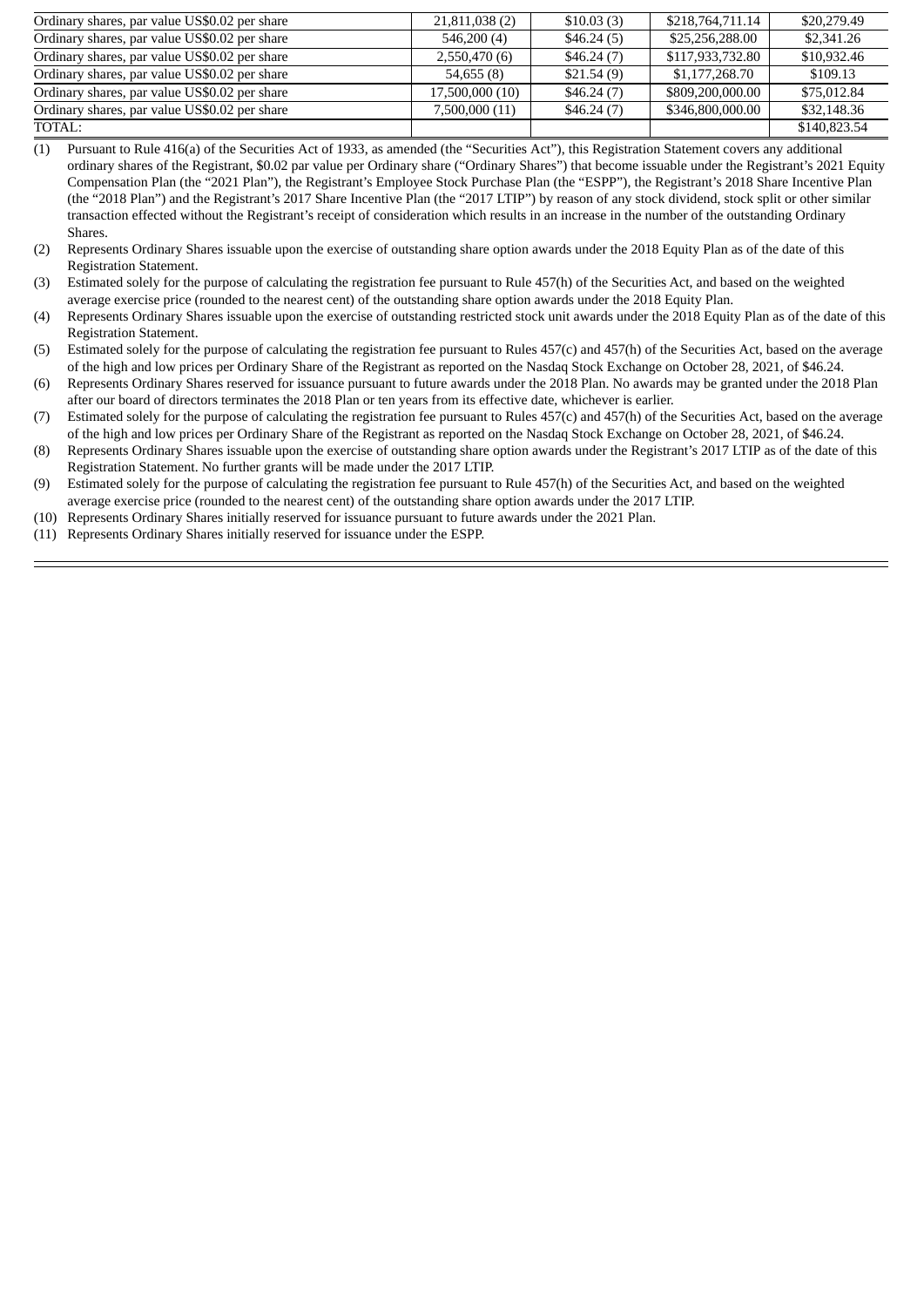| | | | | |
|---|---|---|---|---|
| Ordinary shares, par value US$0.02 per share | 21,811,038 (2) | $10.03 (3) | $218,764,711.14 | $20,279.49 |
| Ordinary shares, par value US$0.02 per share | 546,200 (4) | $46.24 (5) | $25,256,288.00 | $2,341.26 |
| Ordinary shares, par value US$0.02 per share | 2,550,470 (6) | $46.24 (7) | $117,933,732.80 | $10,932.46 |
| Ordinary shares, par value US$0.02 per share | 54,655 (8) | $21.54 (9) | $1,177,268.70 | $109.13 |
| Ordinary shares, par value US$0.02 per share | 17,500,000 (10) | $46.24 (7) | $809,200,000.00 | $75,012.84 |
| Ordinary shares, par value US$0.02 per share | 7,500,000 (11) | $46.24 (7) | $346,800,000.00 | $32,148.36 |
| TOTAL: | | | | $140,823.54 |

(1) Pursuant to Rule 416(a) of the Securities Act of 1933, as amended (the "Securities Act"), this Registration Statement covers any additional ordinary shares of the Registrant, $0.02 par value per Ordinary share ("Ordinary Shares") that become issuable under the Registrant's 2021 Equity Compensation Plan (the "2021 Plan"), the Registrant's Employee Stock Purchase Plan (the "ESPP"), the Registrant's 2018 Share Incentive Plan (the "2018 Plan") and the Registrant's 2017 Share Incentive Plan (the "2017 LTIP") by reason of any stock dividend, stock split or other similar transaction effected without the Registrant's receipt of consideration which results in an increase in the number of the outstanding Ordinary Shares.

(2) Represents Ordinary Shares issuable upon the exercise of outstanding share option awards under the 2018 Equity Plan as of the date of this Registration Statement.

(3) Estimated solely for the purpose of calculating the registration fee pursuant to Rule 457(h) of the Securities Act, and based on the weighted average exercise price (rounded to the nearest cent) of the outstanding share option awards under the 2018 Equity Plan.

(4) Represents Ordinary Shares issuable upon the exercise of outstanding restricted stock unit awards under the 2018 Equity Plan as of the date of this Registration Statement.

(5) Estimated solely for the purpose of calculating the registration fee pursuant to Rules 457(c) and 457(h) of the Securities Act, based on the average of the high and low prices per Ordinary Share of the Registrant as reported on the Nasdaq Stock Exchange on October 28, 2021, of $46.24.

(6) Represents Ordinary Shares reserved for issuance pursuant to future awards under the 2018 Plan. No awards may be granted under the 2018 Plan after our board of directors terminates the 2018 Plan or ten years from its effective date, whichever is earlier.

(7) Estimated solely for the purpose of calculating the registration fee pursuant to Rules 457(c) and 457(h) of the Securities Act, based on the average of the high and low prices per Ordinary Share of the Registrant as reported on the Nasdaq Stock Exchange on October 28, 2021, of $46.24.

(8) Represents Ordinary Shares issuable upon the exercise of outstanding share option awards under the Registrant's 2017 LTIP as of the date of this Registration Statement. No further grants will be made under the 2017 LTIP.

(9) Estimated solely for the purpose of calculating the registration fee pursuant to Rule 457(h) of the Securities Act, and based on the weighted average exercise price (rounded to the nearest cent) of the outstanding share option awards under the 2017 LTIP.

(10) Represents Ordinary Shares initially reserved for issuance pursuant to future awards under the 2021 Plan.

(11) Represents Ordinary Shares initially reserved for issuance under the ESPP.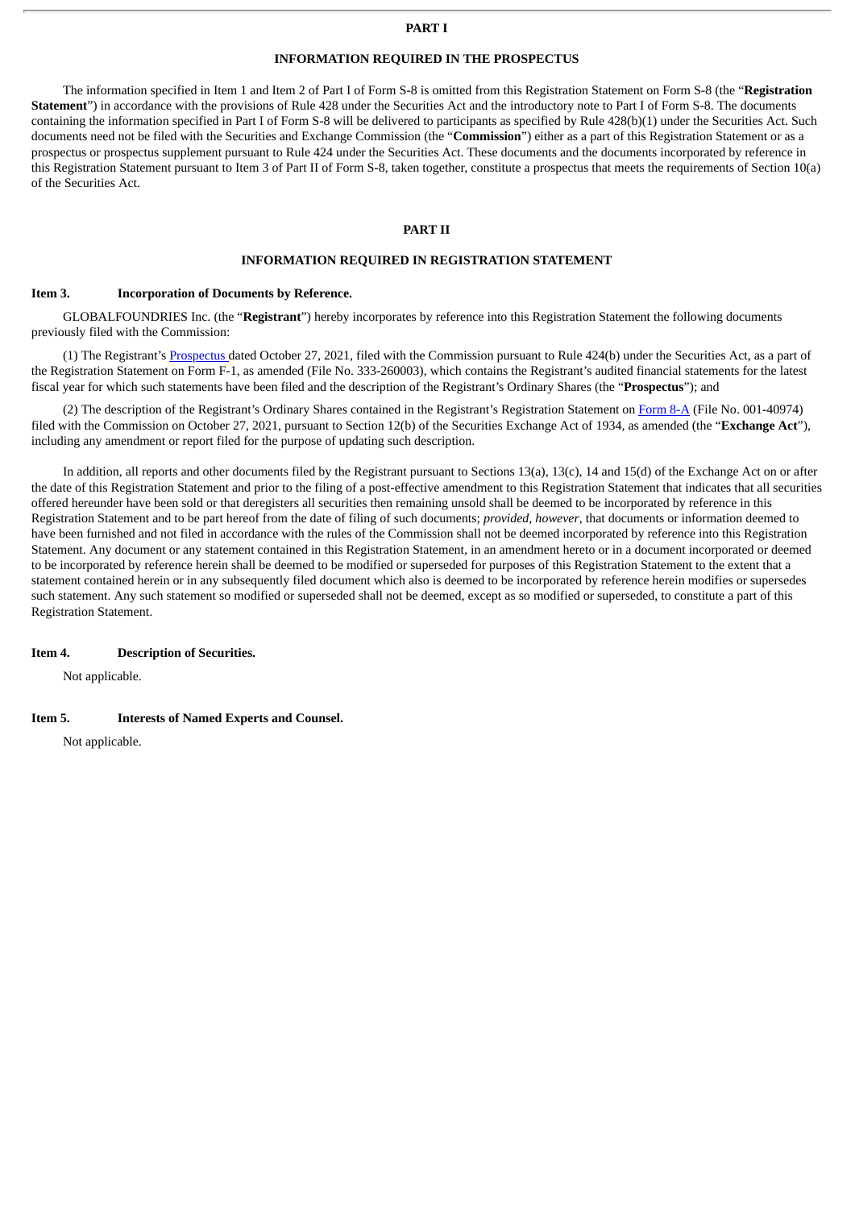# PART I

## INFORMATION REQUIRED IN THE PROSPECTUS

The information specified in Item 1 and Item 2 of Part I of Form S-8 is omitted from this Registration Statement on Form S-8 (the "**Registration Statement**") in accordance with the provisions of Rule 428 under the Securities Act and the introductory note to Part I of Form S-8. The documents containing the information specified in Part I of Form S-8 will be delivered to participants as specified by Rule 428(b)(1) under the Securities Act. Such documents need not be filed with the Securities and Exchange Commission (the "**Commission**") either as a part of this Registration Statement or as a prospectus or prospectus supplement pursuant to Rule 424 under the Securities Act. These documents and the documents incorporated by reference in this Registration Statement pursuant to Item 3 of Part II of Form S-8, taken together, constitute a prospectus that meets the requirements of Section 10(a) of the Securities Act.

# PART II

## INFORMATION REQUIRED IN REGISTRATION STATEMENT

### Item 3. Incorporation of Documents by Reference.

GLOBALFOUNDRIES Inc. (the "**Registrant**") hereby incorporates by reference into this Registration Statement the following documents previously filed with the Commission:

(1) The Registrant's Prospectus dated October 27, 2021, filed with the Commission pursuant to Rule 424(b) under the Securities Act, as a part of the Registration Statement on Form F-1, as amended (File No. 333-260003), which contains the Registrant's audited financial statements for the latest fiscal year for which such statements have been filed and the description of the Registrant's Ordinary Shares (the "**Prospectus**"); and

(2) The description of the Registrant's Ordinary Shares contained in the Registrant's Registration Statement on Form 8-A (File No. 001-40974) filed with the Commission on October 27, 2021, pursuant to Section 12(b) of the Securities Exchange Act of 1934, as amended (the "**Exchange Act**"), including any amendment or report filed for the purpose of updating such description.

In addition, all reports and other documents filed by the Registrant pursuant to Sections 13(a), 13(c), 14 and 15(d) of the Exchange Act on or after the date of this Registration Statement and prior to the filing of a post-effective amendment to this Registration Statement that indicates that all securities offered hereunder have been sold or that deregisters all securities then remaining unsold shall be deemed to be incorporated by reference in this Registration Statement and to be part hereof from the date of filing of such documents; *provided*, *however*, that documents or information deemed to have been furnished and not filed in accordance with the rules of the Commission shall not be deemed incorporated by reference into this Registration Statement. Any document or any statement contained in this Registration Statement, in an amendment hereto or in a document incorporated or deemed to be incorporated by reference herein shall be deemed to be modified or superseded for purposes of this Registration Statement to the extent that a statement contained herein or in any subsequently filed document which also is deemed to be incorporated by reference herein modifies or supersedes such statement. Any such statement so modified or superseded shall not be deemed, except as so modified or superseded, to constitute a part of this Registration Statement.

### Item 4. Description of Securities.

Not applicable.

### Item 5. Interests of Named Experts and Counsel.

Not applicable.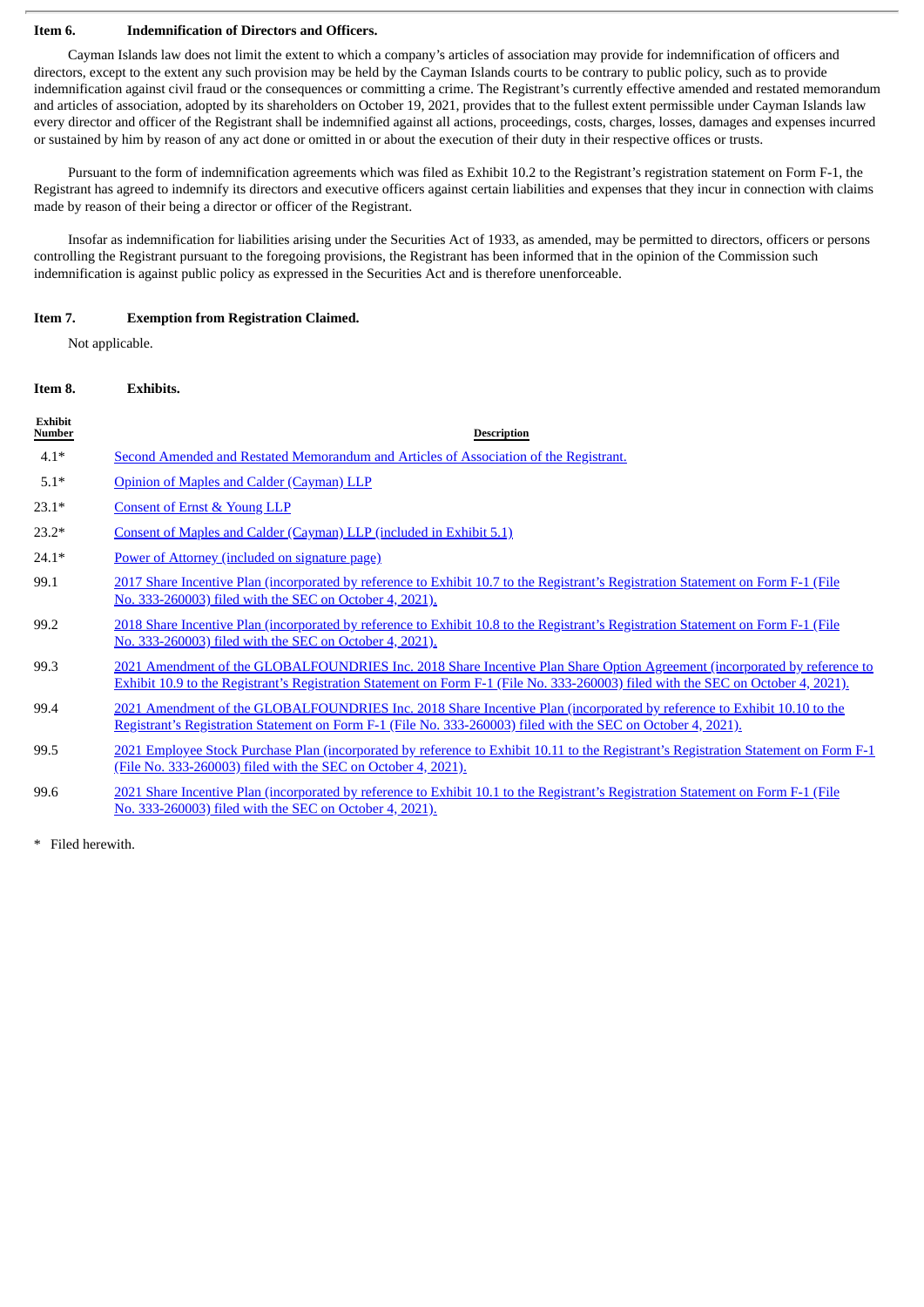**Item 6. Indemnification of Directors and Officers.**

Cayman Islands law does not limit the extent to which a company's articles of association may provide for indemnification of officers and directors, except to the extent any such provision may be held by the Cayman Islands courts to be contrary to public policy, such as to provide indemnification against civil fraud or the consequences or committing a crime. The Registrant's currently effective amended and restated memorandum and articles of association, adopted by its shareholders on October 19, 2021, provides that to the fullest extent permissible under Cayman Islands law every director and officer of the Registrant shall be indemnified against all actions, proceedings, costs, charges, losses, damages and expenses incurred or sustained by him by reason of any act done or omitted in or about the execution of their duty in their respective offices or trusts.

Pursuant to the form of indemnification agreements which was filed as Exhibit 10.2 to the Registrant's registration statement on Form F-1, the Registrant has agreed to indemnify its directors and executive officers against certain liabilities and expenses that they incur in connection with claims made by reason of their being a director or officer of the Registrant.

Insofar as indemnification for liabilities arising under the Securities Act of 1933, as amended, may be permitted to directors, officers or persons controlling the Registrant pursuant to the foregoing provisions, the Registrant has been informed that in the opinion of the Commission such indemnification is against public policy as expressed in the Securities Act and is therefore unenforceable.

**Item 7. Exemption from Registration Claimed.**

Not applicable.

**Item 8. Exhibits.**

| Exhibit Number | Description |
|---|---|
| 4.1* | Second Amended and Restated Memorandum and Articles of Association of the Registrant. |
| 5.1* | Opinion of Maples and Calder (Cayman) LLP |
| 23.1* | Consent of Ernst & Young LLP |
| 23.2* | Consent of Maples and Calder (Cayman) LLP (included in Exhibit 5.1) |
| 24.1* | Power of Attorney (included on signature page) |
| 99.1 | 2017 Share Incentive Plan (incorporated by reference to Exhibit 10.7 to the Registrant's Registration Statement on Form F-1 (File No. 333-260003) filed with the SEC on October 4, 2021). |
| 99.2 | 2018 Share Incentive Plan (incorporated by reference to Exhibit 10.8 to the Registrant's Registration Statement on Form F-1 (File No. 333-260003) filed with the SEC on October 4, 2021). |
| 99.3 | 2021 Amendment of the GLOBALFOUNDRIES Inc. 2018 Share Incentive Plan Share Option Agreement (incorporated by reference to Exhibit 10.9 to the Registrant's Registration Statement on Form F-1 (File No. 333-260003) filed with the SEC on October 4, 2021). |
| 99.4 | 2021 Amendment of the GLOBALFOUNDRIES Inc. 2018 Share Incentive Plan (incorporated by reference to Exhibit 10.10 to the Registrant's Registration Statement on Form F-1 (File No. 333-260003) filed with the SEC on October 4, 2021). |
| 99.5 | 2021 Employee Stock Purchase Plan (incorporated by reference to Exhibit 10.11 to the Registrant's Registration Statement on Form F-1 (File No. 333-260003) filed with the SEC on October 4, 2021). |
| 99.6 | 2021 Share Incentive Plan (incorporated by reference to Exhibit 10.1 to the Registrant's Registration Statement on Form F-1 (File No. 333-260003) filed with the SEC on October 4, 2021). |

\* Filed herewith.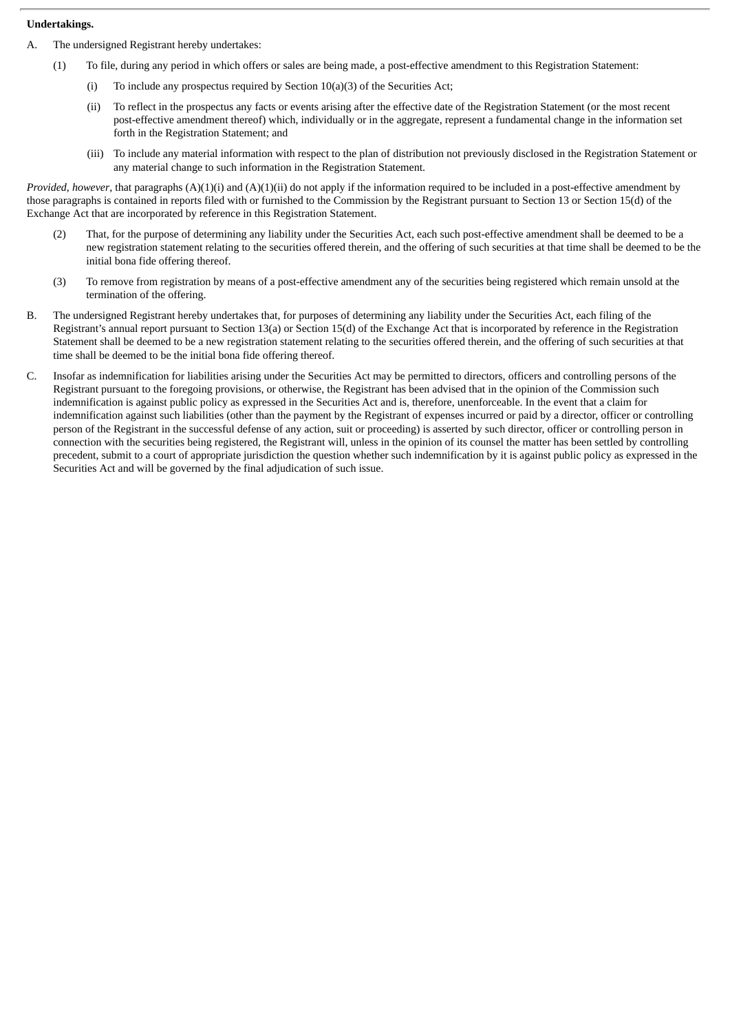**Undertakings.**

A. The undersigned Registrant hereby undertakes:

   (1) To file, during any period in which offers or sales are being made, a post-effective amendment to this Registration Statement:

      (i) To include any prospectus required by Section 10(a)(3) of the Securities Act;

      (ii) To reflect in the prospectus any facts or events arising after the effective date of the Registration Statement (or the most recent post-effective amendment thereof) which, individually or in the aggregate, represent a fundamental change in the information set forth in the Registration Statement; and

      (iii) To include any material information with respect to the plan of distribution not previously disclosed in the Registration Statement or any material change to such information in the Registration Statement.

*Provided, however*, that paragraphs (A)(1)(i) and (A)(1)(ii) do not apply if the information required to be included in a post-effective amendment by those paragraphs is contained in reports filed with or furnished to the Commission by the Registrant pursuant to Section 13 or Section 15(d) of the Exchange Act that are incorporated by reference in this Registration Statement.

   (2) That, for the purpose of determining any liability under the Securities Act, each such post-effective amendment shall be deemed to be a new registration statement relating to the securities offered therein, and the offering of such securities at that time shall be deemed to be the initial bona fide offering thereof.

   (3) To remove from registration by means of a post-effective amendment any of the securities being registered which remain unsold at the termination of the offering.

B. The undersigned Registrant hereby undertakes that, for purposes of determining any liability under the Securities Act, each filing of the Registrant's annual report pursuant to Section 13(a) or Section 15(d) of the Exchange Act that is incorporated by reference in the Registration Statement shall be deemed to be a new registration statement relating to the securities offered therein, and the offering of such securities at that time shall be deemed to be the initial bona fide offering thereof.

C. Insofar as indemnification for liabilities arising under the Securities Act may be permitted to directors, officers and controlling persons of the Registrant pursuant to the foregoing provisions, or otherwise, the Registrant has been advised that in the opinion of the Commission such indemnification is against public policy as expressed in the Securities Act and is, therefore, unenforceable. In the event that a claim for indemnification against such liabilities (other than the payment by the Registrant of expenses incurred or paid by a director, officer or controlling person of the Registrant in the successful defense of any action, suit or proceeding) is asserted by such director, officer or controlling person in connection with the securities being registered, the Registrant will, unless in the opinion of its counsel the matter has been settled by controlling precedent, submit to a court of appropriate jurisdiction the question whether such indemnification by it is against public policy as expressed in the Securities Act and will be governed by the final adjudication of such issue.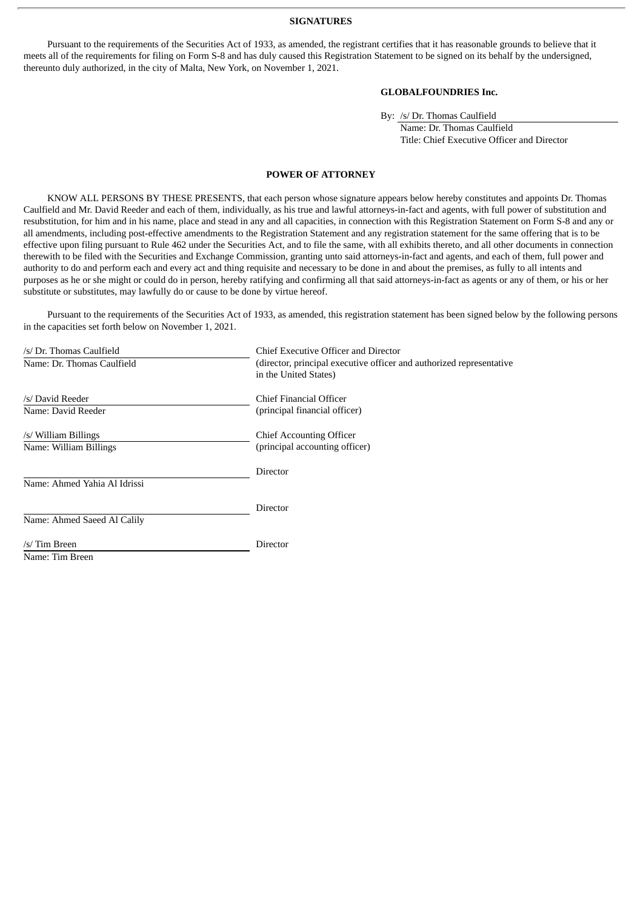## SIGNATURES

Pursuant to the requirements of the Securities Act of 1933, as amended, the registrant certifies that it has reasonable grounds to believe that it meets all of the requirements for filing on Form S-8 and has duly caused this Registration Statement to be signed on its behalf by the undersigned, thereunto duly authorized, in the city of Malta, New York, on November 1, 2021.

**GLOBALFOUNDRIES Inc.**

By: /s/ Dr. Thomas Caulfield
Name: Dr. Thomas Caulfield
Title: Chief Executive Officer and Director

## POWER OF ATTORNEY

KNOW ALL PERSONS BY THESE PRESENTS, that each person whose signature appears below hereby constitutes and appoints Dr. Thomas Caulfield and Mr. David Reeder and each of them, individually, as his true and lawful attorneys-in-fact and agents, with full power of substitution and resubstitution, for him and in his name, place and stead in any and all capacities, in connection with this Registration Statement on Form S-8 and any or all amendments, including post-effective amendments to the Registration Statement and any registration statement for the same offering that is to be effective upon filing pursuant to Rule 462 under the Securities Act, and to file the same, with all exhibits thereto, and all other documents in connection therewith to be filed with the Securities and Exchange Commission, granting unto said attorneys-in-fact and agents, and each of them, full power and authority to do and perform each and every act and thing requisite and necessary to be done in and about the premises, as fully to all intents and purposes as he or she might or could do in person, hereby ratifying and confirming all that said attorneys-in-fact as agents or any of them, or his or her substitute or substitutes, may lawfully do or cause to be done by virtue hereof.

Pursuant to the requirements of the Securities Act of 1933, as amended, this registration statement has been signed below by the following persons in the capacities set forth below on November 1, 2021.

| Signature | Title |
|---|---|
| /s/ Dr. Thomas Caulfield<br>Name: Dr. Thomas Caulfield | Chief Executive Officer and Director<br>(director, principal executive officer and authorized representative in the United States) |
| /s/ David Reeder<br>Name: David Reeder | Chief Financial Officer<br>(principal financial officer) |
| /s/ William Billings<br>Name: William Billings | Chief Accounting Officer<br>(principal accounting officer) |
| Name: Ahmed Yahia Al Idrissi | Director |
| Name: Ahmed Saeed Al Calily | Director |
| /s/ Tim Breen<br>Name: Tim Breen | Director |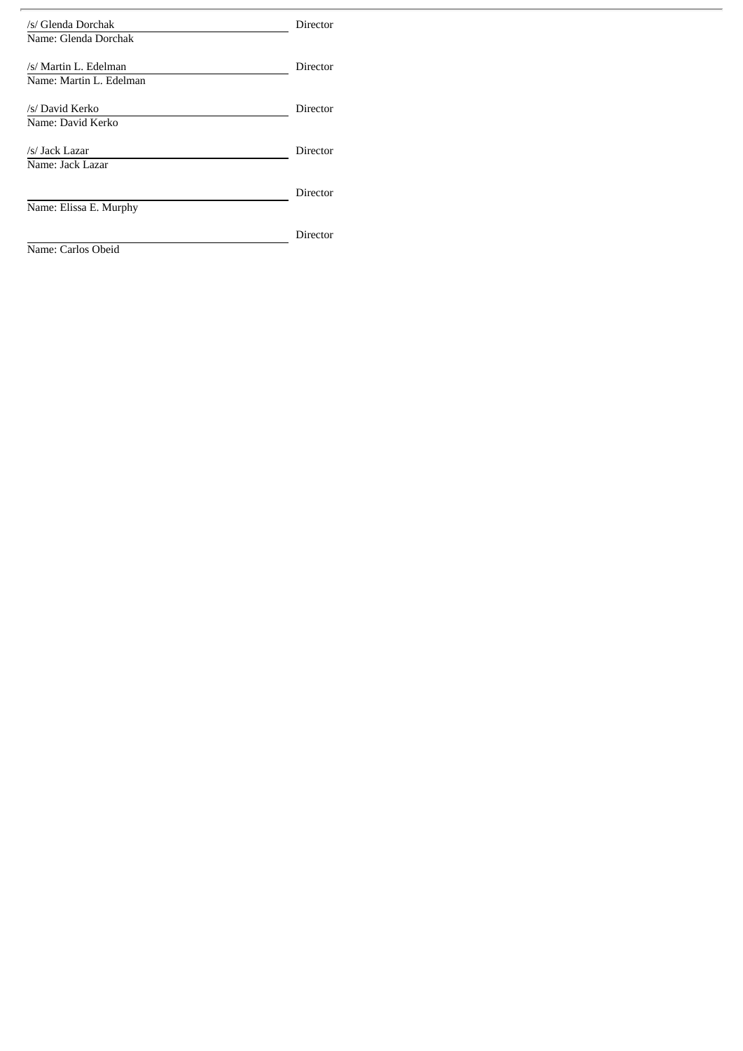| | |
|---|---|
| /s/ Glenda Dorchak<br>Name: Glenda Dorchak | Director |
| /s/ Martin L. Edelman<br>Name: Martin L. Edelman | Director |
| /s/ David Kerko<br>Name: David Kerko | Director |
| /s/ Jack Lazar<br>Name: Jack Lazar | Director |
| Name: Elissa E. Murphy | Director |
| Name: Carlos Obeid | Director |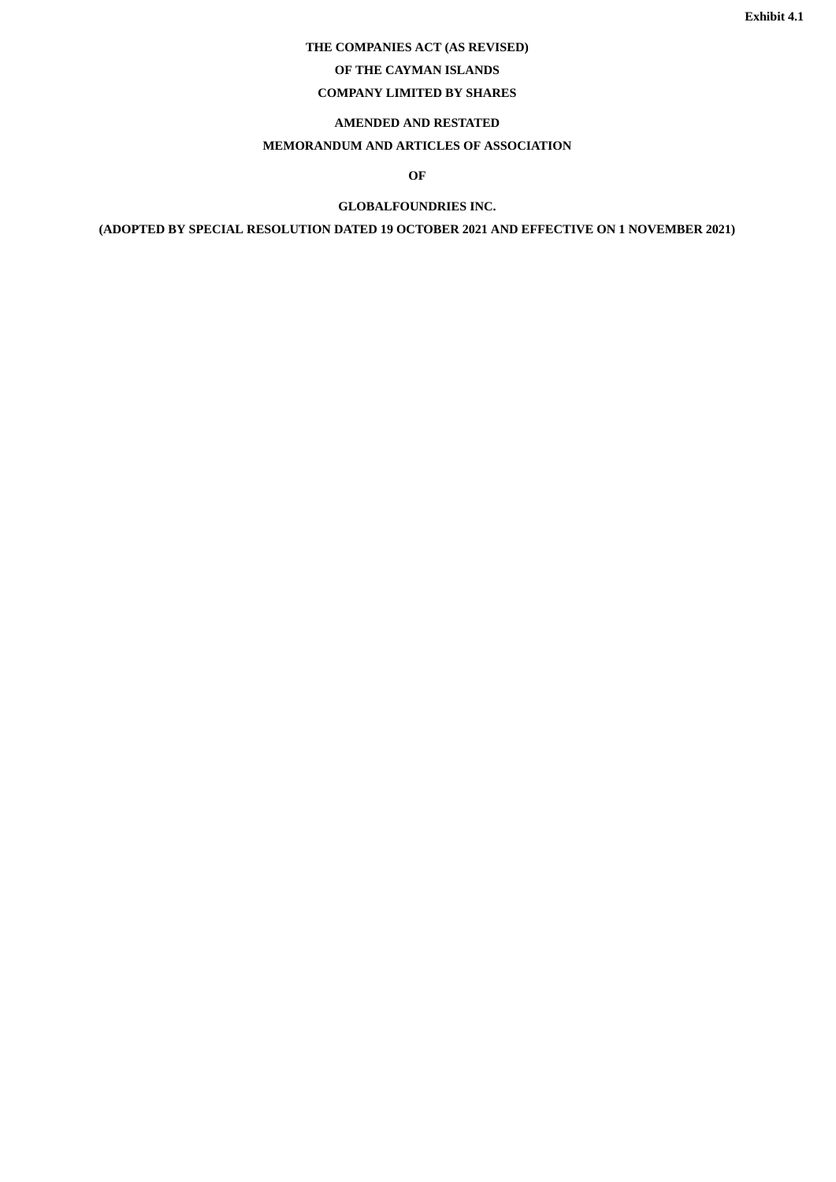Exhibit 4.1

**THE COMPANIES ACT (AS REVISED)**

**OF THE CAYMAN ISLANDS**

**COMPANY LIMITED BY SHARES**

**AMENDED AND RESTATED**

**MEMORANDUM AND ARTICLES OF ASSOCIATION**

**OF**

**GLOBALFOUNDRIES INC.**

**(ADOPTED BY SPECIAL RESOLUTION DATED 19 OCTOBER 2021 AND EFFECTIVE ON 1 NOVEMBER 2021)**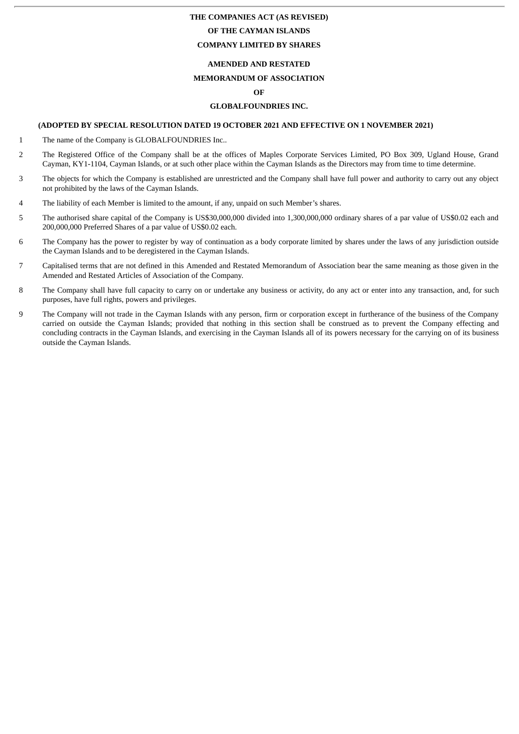**THE COMPANIES ACT (AS REVISED)**

**OF THE CAYMAN ISLANDS**

**COMPANY LIMITED BY SHARES**

**AMENDED AND RESTATED**

**MEMORANDUM OF ASSOCIATION**

**OF**

**GLOBALFOUNDRIES INC.**

**(ADOPTED BY SPECIAL RESOLUTION DATED 19 OCTOBER 2021 AND EFFECTIVE ON 1 NOVEMBER 2021)**

1 The name of the Company is GLOBALFOUNDRIES Inc..

2 The Registered Office of the Company shall be at the offices of Maples Corporate Services Limited, PO Box 309, Ugland House, Grand Cayman, KY1-1104, Cayman Islands, or at such other place within the Cayman Islands as the Directors may from time to time determine.

3 The objects for which the Company is established are unrestricted and the Company shall have full power and authority to carry out any object not prohibited by the laws of the Cayman Islands.

4 The liability of each Member is limited to the amount, if any, unpaid on such Member's shares.

5 The authorised share capital of the Company is US$30,000,000 divided into 1,300,000,000 ordinary shares of a par value of US$0.02 each and 200,000,000 Preferred Shares of a par value of US$0.02 each.

6 The Company has the power to register by way of continuation as a body corporate limited by shares under the laws of any jurisdiction outside the Cayman Islands and to be deregistered in the Cayman Islands.

7 Capitalised terms that are not defined in this Amended and Restated Memorandum of Association bear the same meaning as those given in the Amended and Restated Articles of Association of the Company.

8 The Company shall have full capacity to carry on or undertake any business or activity, do any act or enter into any transaction, and, for such purposes, have full rights, powers and privileges.

9 The Company will not trade in the Cayman Islands with any person, firm or corporation except in furtherance of the business of the Company carried on outside the Cayman Islands; provided that nothing in this section shall be construed as to prevent the Company effecting and concluding contracts in the Cayman Islands, and exercising in the Cayman Islands all of its powers necessary for the carrying on of its business outside the Cayman Islands.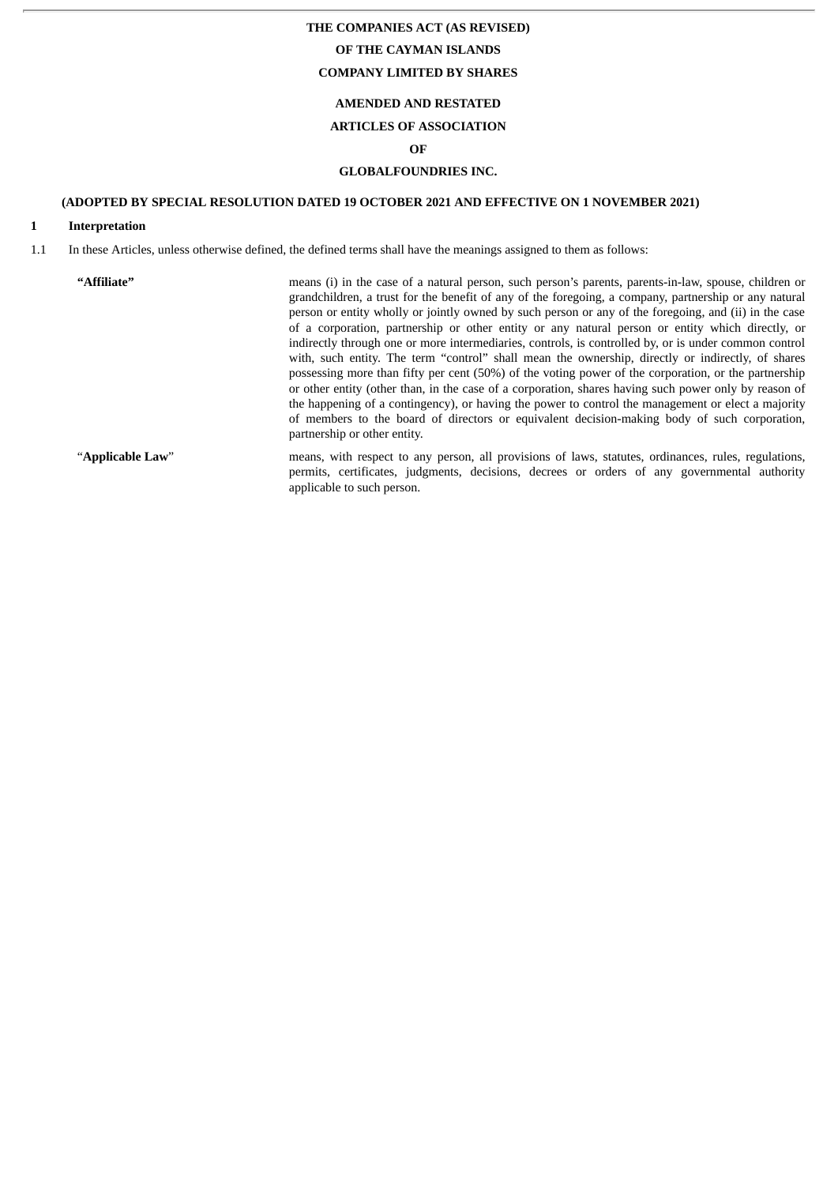**THE COMPANIES ACT (AS REVISED)**

**OF THE CAYMAN ISLANDS**

**COMPANY LIMITED BY SHARES**

**AMENDED AND RESTATED**

**ARTICLES OF ASSOCIATION**

**OF**

**GLOBALFOUNDRIES INC.**

**(ADOPTED BY SPECIAL RESOLUTION DATED 19 OCTOBER 2021 AND EFFECTIVE ON 1 NOVEMBER 2021)**

## 1 Interpretation

1.1 In these Articles, unless otherwise defined, the defined terms shall have the meanings assigned to them as follows:

| | |
|---|---|
| **"Affiliate"** | means (i) in the case of a natural person, such person's parents, parents-in-law, spouse, children or grandchildren, a trust for the benefit of any of the foregoing, a company, partnership or any natural person or entity wholly or jointly owned by such person or any of the foregoing, and (ii) in the case of a corporation, partnership or other entity or any natural person or entity which directly, or indirectly through one or more intermediaries, controls, is controlled by, or is under common control with, such entity. The term "control" shall mean the ownership, directly or indirectly, of shares possessing more than fifty per cent (50%) of the voting power of the corporation, or the partnership or other entity (other than, in the case of a corporation, shares having such power only by reason of the happening of a contingency), or having the power to control the management or elect a majority of members to the board of directors or equivalent decision-making body of such corporation, partnership or other entity. |
| "**Applicable Law**" | means, with respect to any person, all provisions of laws, statutes, ordinances, rules, regulations, permits, certificates, judgments, decisions, decrees or orders of any governmental authority applicable to such person. |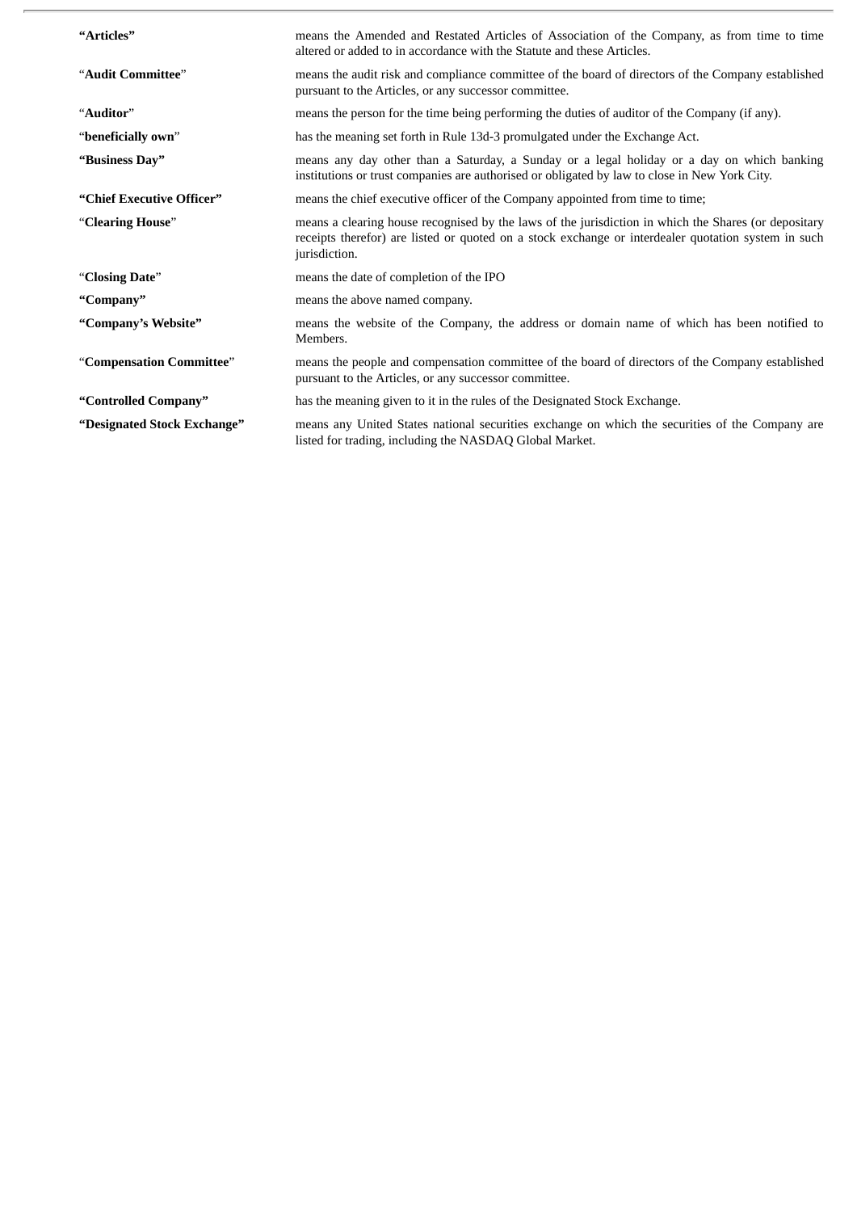| | |
|---|---|
| **"Articles"** | means the Amended and Restated Articles of Association of the Company, as from time to time altered or added to in accordance with the Statute and these Articles. |
| "**Audit Committee**" | means the audit risk and compliance committee of the board of directors of the Company established pursuant to the Articles, or any successor committee. |
| "**Auditor**" | means the person for the time being performing the duties of auditor of the Company (if any). |
| "**beneficially own**" | has the meaning set forth in Rule 13d-3 promulgated under the Exchange Act. |
| **"Business Day"** | means any day other than a Saturday, a Sunday or a legal holiday or a day on which banking institutions or trust companies are authorised or obligated by law to close in New York City. |
| **"Chief Executive Officer"** | means the chief executive officer of the Company appointed from time to time; |
| "**Clearing House**" | means a clearing house recognised by the laws of the jurisdiction in which the Shares (or depositary receipts therefor) are listed or quoted on a stock exchange or interdealer quotation system in such jurisdiction. |
| "**Closing Date**" | means the date of completion of the IPO |
| **"Company"** | means the above named company. |
| **"Company's Website"** | means the website of the Company, the address or domain name of which has been notified to Members. |
| "**Compensation Committee**" | means the people and compensation committee of the board of directors of the Company established pursuant to the Articles, or any successor committee. |
| **"Controlled Company"** | has the meaning given to it in the rules of the Designated Stock Exchange. |
| **"Designated Stock Exchange"** | means any United States national securities exchange on which the securities of the Company are listed for trading, including the NASDAQ Global Market. |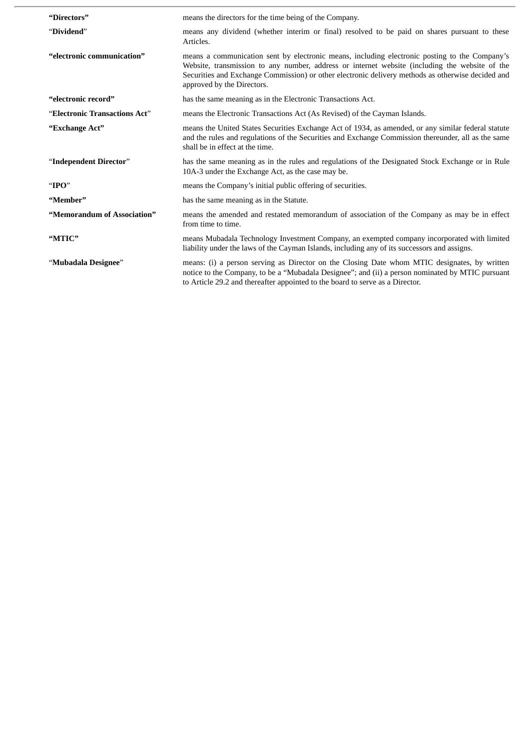| | |
|---|---|
| **“Directors”** | means the directors for the time being of the Company. |
| “**Dividend**” | means any dividend (whether interim or final) resolved to be paid on shares pursuant to these Articles. |
| **“electronic communication”** | means a communication sent by electronic means, including electronic posting to the Company’s Website, transmission to any number, address or internet website (including the website of the Securities and Exchange Commission) or other electronic delivery methods as otherwise decided and approved by the Directors. |
| **“electronic record”** | has the same meaning as in the Electronic Transactions Act. |
| “**Electronic Transactions Act**” | means the Electronic Transactions Act (As Revised) of the Cayman Islands. |
| **“Exchange Act”** | means the United States Securities Exchange Act of 1934, as amended, or any similar federal statute and the rules and regulations of the Securities and Exchange Commission thereunder, all as the same shall be in effect at the time. |
| “**Independent Director**” | has the same meaning as in the rules and regulations of the Designated Stock Exchange or in Rule 10A-3 under the Exchange Act, as the case may be. |
| “**IPO**” | means the Company’s initial public offering of securities. |
| **“Member”** | has the same meaning as in the Statute. |
| **“Memorandum of Association”** | means the amended and restated memorandum of association of the Company as may be in effect from time to time. |
| **“MTIC”** | means Mubadala Technology Investment Company, an exempted company incorporated with limited liability under the laws of the Cayman Islands, including any of its successors and assigns. |
| “**Mubadala Designee**” | means: (i) a person serving as Director on the Closing Date whom MTIC designates, by written notice to the Company, to be a “Mubadala Designee”; and (ii) a person nominated by MTIC pursuant to Article 29.2 and thereafter appointed to the board to serve as a Director. |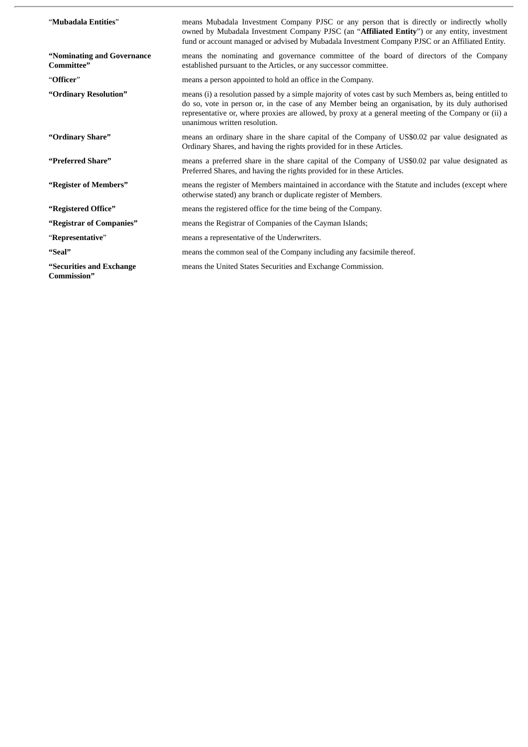| | |
|---|---|
| "**Mubadala Entities**" | means Mubadala Investment Company PJSC or any person that is directly or indirectly wholly owned by Mubadala Investment Company PJSC (an "**Affiliated Entity**") or any entity, investment fund or account managed or advised by Mubadala Investment Company PJSC or an Affiliated Entity. |
| **"Nominating and Governance Committee"** | means the nominating and governance committee of the board of directors of the Company established pursuant to the Articles, or any successor committee. |
| "**Officer**" | means a person appointed to hold an office in the Company. |
| **"Ordinary Resolution"** | means (i) a resolution passed by a simple majority of votes cast by such Members as, being entitled to do so, vote in person or, in the case of any Member being an organisation, by its duly authorised representative or, where proxies are allowed, by proxy at a general meeting of the Company or (ii) a unanimous written resolution. |
| **"Ordinary Share"** | means an ordinary share in the share capital of the Company of US$0.02 par value designated as Ordinary Shares, and having the rights provided for in these Articles. |
| **"Preferred Share"** | means a preferred share in the share capital of the Company of US$0.02 par value designated as Preferred Shares, and having the rights provided for in these Articles. |
| **"Register of Members"** | means the register of Members maintained in accordance with the Statute and includes (except where otherwise stated) any branch or duplicate register of Members. |
| **"Registered Office"** | means the registered office for the time being of the Company. |
| **"Registrar of Companies"** | means the Registrar of Companies of the Cayman Islands; |
| "**Representative**" | means a representative of the Underwriters. |
| **"Seal"** | means the common seal of the Company including any facsimile thereof. |
| **"Securities and Exchange Commission"** | means the United States Securities and Exchange Commission. |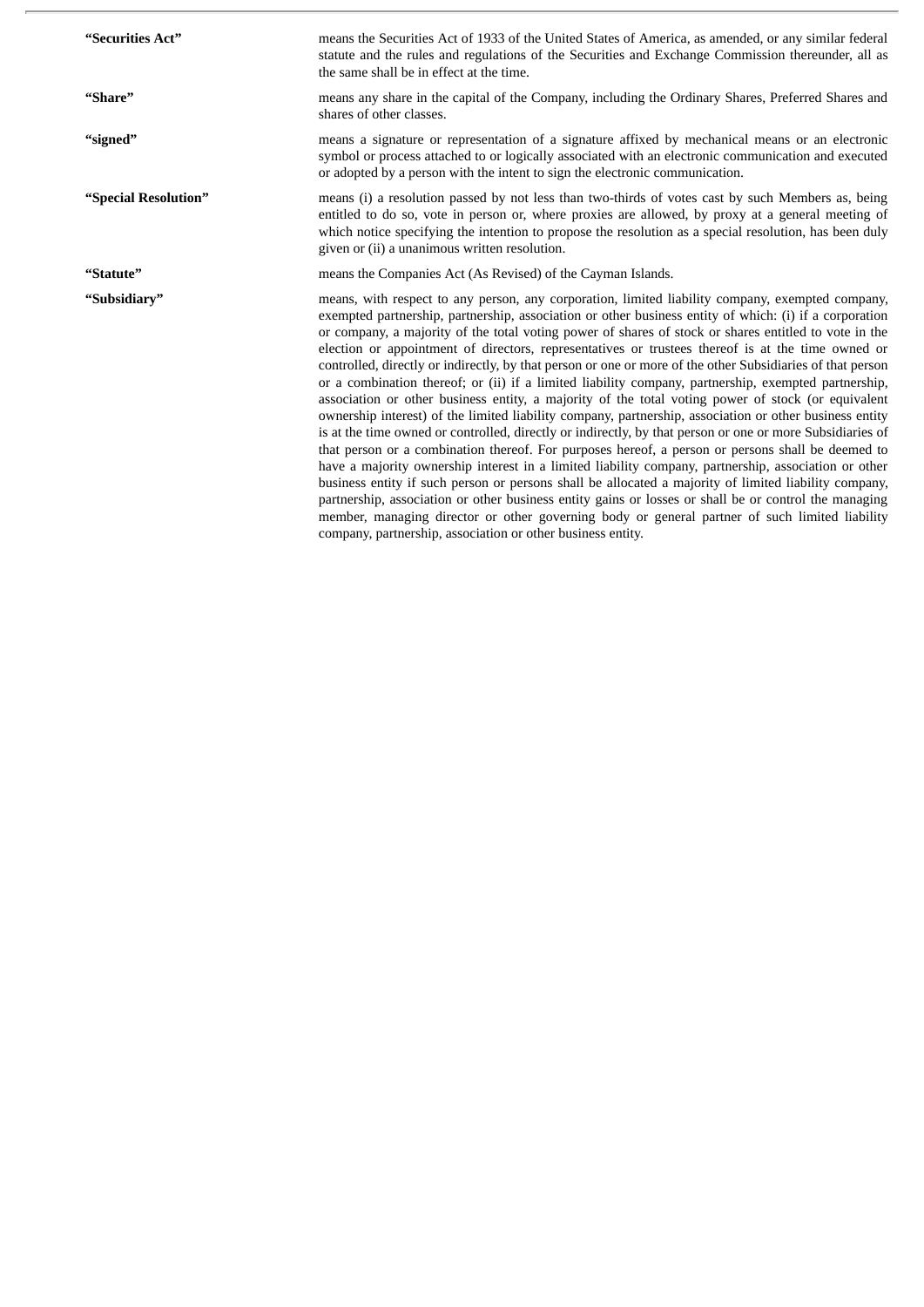| | |
|---|---|
| **"Securities Act"** | means the Securities Act of 1933 of the United States of America, as amended, or any similar federal statute and the rules and regulations of the Securities and Exchange Commission thereunder, all as the same shall be in effect at the time. |
| **"Share"** | means any share in the capital of the Company, including the Ordinary Shares, Preferred Shares and shares of other classes. |
| **"signed"** | means a signature or representation of a signature affixed by mechanical means or an electronic symbol or process attached to or logically associated with an electronic communication and executed or adopted by a person with the intent to sign the electronic communication. |
| **"Special Resolution"** | means (i) a resolution passed by not less than two-thirds of votes cast by such Members as, being entitled to do so, vote in person or, where proxies are allowed, by proxy at a general meeting of which notice specifying the intention to propose the resolution as a special resolution, has been duly given or (ii) a unanimous written resolution. |
| **"Statute"** | means the Companies Act (As Revised) of the Cayman Islands. |
| **"Subsidiary"** | means, with respect to any person, any corporation, limited liability company, exempted company, exempted partnership, partnership, association or other business entity of which: (i) if a corporation or company, a majority of the total voting power of shares of stock or shares entitled to vote in the election or appointment of directors, representatives or trustees thereof is at the time owned or controlled, directly or indirectly, by that person or one or more of the other Subsidiaries of that person or a combination thereof; or (ii) if a limited liability company, partnership, exempted partnership, association or other business entity, a majority of the total voting power of stock (or equivalent ownership interest) of the limited liability company, partnership, association or other business entity is at the time owned or controlled, directly or indirectly, by that person or one or more Subsidiaries of that person or a combination thereof. For purposes hereof, a person or persons shall be deemed to have a majority ownership interest in a limited liability company, partnership, association or other business entity if such person or persons shall be allocated a majority of limited liability company, partnership, association or other business entity gains or losses or shall be or control the managing member, managing director or other governing body or general partner of such limited liability company, partnership, association or other business entity. |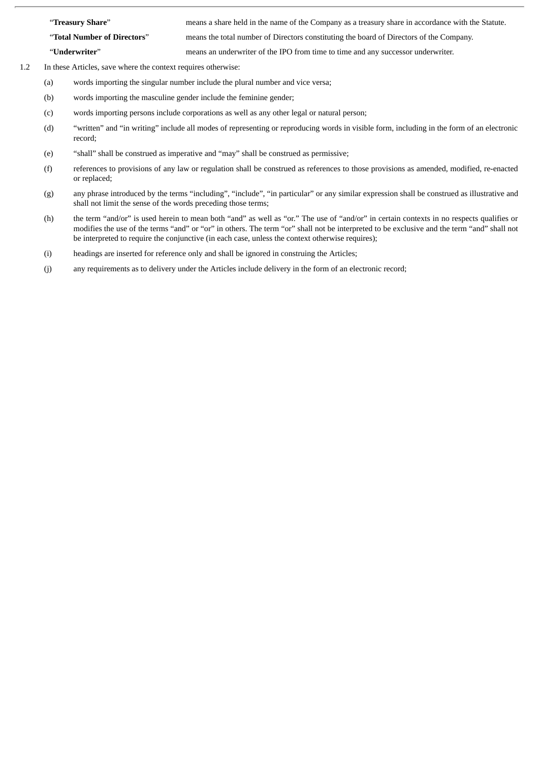| | |
|---|---|
| “**Treasury Share**” | means a share held in the name of the Company as a treasury share in accordance with the Statute. |
| “**Total Number of Directors**” | means the total number of Directors constituting the board of Directors of the Company. |
| “**Underwriter**” | means an underwriter of the IPO from time to time and any successor underwriter. |

1.2 In these Articles, save where the context requires otherwise:

(a) words importing the singular number include the plural number and vice versa;

(b) words importing the masculine gender include the feminine gender;

(c) words importing persons include corporations as well as any other legal or natural person;

(d) “written” and “in writing” include all modes of representing or reproducing words in visible form, including in the form of an electronic record;

(e) “shall” shall be construed as imperative and “may” shall be construed as permissive;

(f) references to provisions of any law or regulation shall be construed as references to those provisions as amended, modified, re-enacted or replaced;

(g) any phrase introduced by the terms “including”, “include”, “in particular” or any similar expression shall be construed as illustrative and shall not limit the sense of the words preceding those terms;

(h) the term “and/or” is used herein to mean both “and” as well as “or.” The use of “and/or” in certain contexts in no respects qualifies or modifies the use of the terms “and” or “or” in others. The term “or” shall not be interpreted to be exclusive and the term “and” shall not be interpreted to require the conjunctive (in each case, unless the context otherwise requires);

(i) headings are inserted for reference only and shall be ignored in construing the Articles;

(j) any requirements as to delivery under the Articles include delivery in the form of an electronic record;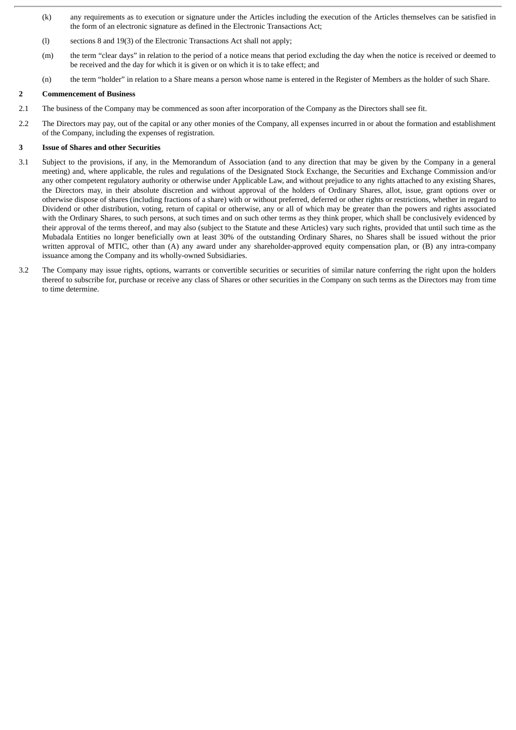(k) any requirements as to execution or signature under the Articles including the execution of the Articles themselves can be satisfied in the form of an electronic signature as defined in the Electronic Transactions Act;

(l) sections 8 and 19(3) of the Electronic Transactions Act shall not apply;

(m) the term "clear days" in relation to the period of a notice means that period excluding the day when the notice is received or deemed to be received and the day for which it is given or on which it is to take effect; and

(n) the term "holder" in relation to a Share means a person whose name is entered in the Register of Members as the holder of such Share.

## 2 Commencement of Business

2.1 The business of the Company may be commenced as soon after incorporation of the Company as the Directors shall see fit.

2.2 The Directors may pay, out of the capital or any other monies of the Company, all expenses incurred in or about the formation and establishment of the Company, including the expenses of registration.

## 3 Issue of Shares and other Securities

3.1 Subject to the provisions, if any, in the Memorandum of Association (and to any direction that may be given by the Company in a general meeting) and, where applicable, the rules and regulations of the Designated Stock Exchange, the Securities and Exchange Commission and/or any other competent regulatory authority or otherwise under Applicable Law, and without prejudice to any rights attached to any existing Shares, the Directors may, in their absolute discretion and without approval of the holders of Ordinary Shares, allot, issue, grant options over or otherwise dispose of shares (including fractions of a share) with or without preferred, deferred or other rights or restrictions, whether in regard to Dividend or other distribution, voting, return of capital or otherwise, any or all of which may be greater than the powers and rights associated with the Ordinary Shares, to such persons, at such times and on such other terms as they think proper, which shall be conclusively evidenced by their approval of the terms thereof, and may also (subject to the Statute and these Articles) vary such rights, provided that until such time as the Mubadala Entities no longer beneficially own at least 30% of the outstanding Ordinary Shares, no Shares shall be issued without the prior written approval of MTIC, other than (A) any award under any shareholder-approved equity compensation plan, or (B) any intra-company issuance among the Company and its wholly-owned Subsidiaries.

3.2 The Company may issue rights, options, warrants or convertible securities or securities of similar nature conferring the right upon the holders thereof to subscribe for, purchase or receive any class of Shares or other securities in the Company on such terms as the Directors may from time to time determine.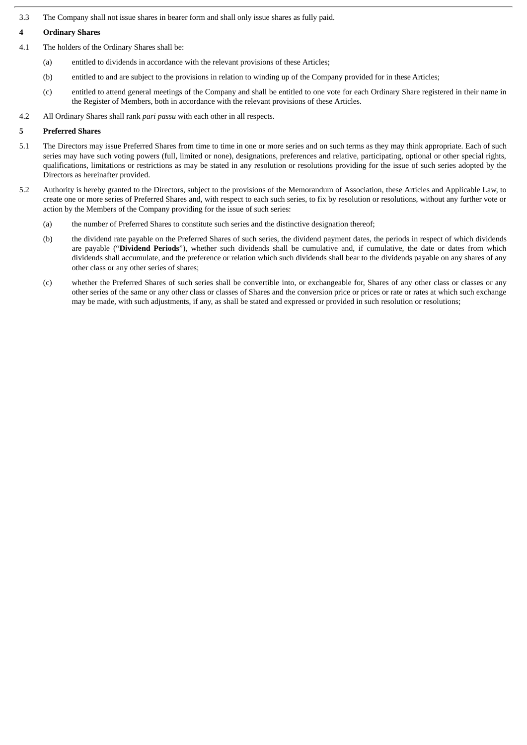3.3 The Company shall not issue shares in bearer form and shall only issue shares as fully paid.

**4 Ordinary Shares**

4.1 The holders of the Ordinary Shares shall be:

(a) entitled to dividends in accordance with the relevant provisions of these Articles;

(b) entitled to and are subject to the provisions in relation to winding up of the Company provided for in these Articles;

(c) entitled to attend general meetings of the Company and shall be entitled to one vote for each Ordinary Share registered in their name in the Register of Members, both in accordance with the relevant provisions of these Articles.

4.2 All Ordinary Shares shall rank *pari passu* with each other in all respects.

**5 Preferred Shares**

5.1 The Directors may issue Preferred Shares from time to time in one or more series and on such terms as they may think appropriate. Each of such series may have such voting powers (full, limited or none), designations, preferences and relative, participating, optional or other special rights, qualifications, limitations or restrictions as may be stated in any resolution or resolutions providing for the issue of such series adopted by the Directors as hereinafter provided.

5.2 Authority is hereby granted to the Directors, subject to the provisions of the Memorandum of Association, these Articles and Applicable Law, to create one or more series of Preferred Shares and, with respect to each such series, to fix by resolution or resolutions, without any further vote or action by the Members of the Company providing for the issue of such series:

(a) the number of Preferred Shares to constitute such series and the distinctive designation thereof;

(b) the dividend rate payable on the Preferred Shares of such series, the dividend payment dates, the periods in respect of which dividends are payable ("**Dividend Periods**"), whether such dividends shall be cumulative and, if cumulative, the date or dates from which dividends shall accumulate, and the preference or relation which such dividends shall bear to the dividends payable on any shares of any other class or any other series of shares;

(c) whether the Preferred Shares of such series shall be convertible into, or exchangeable for, Shares of any other class or classes or any other series of the same or any other class or classes of Shares and the conversion price or prices or rate or rates at which such exchange may be made, with such adjustments, if any, as shall be stated and expressed or provided in such resolution or resolutions;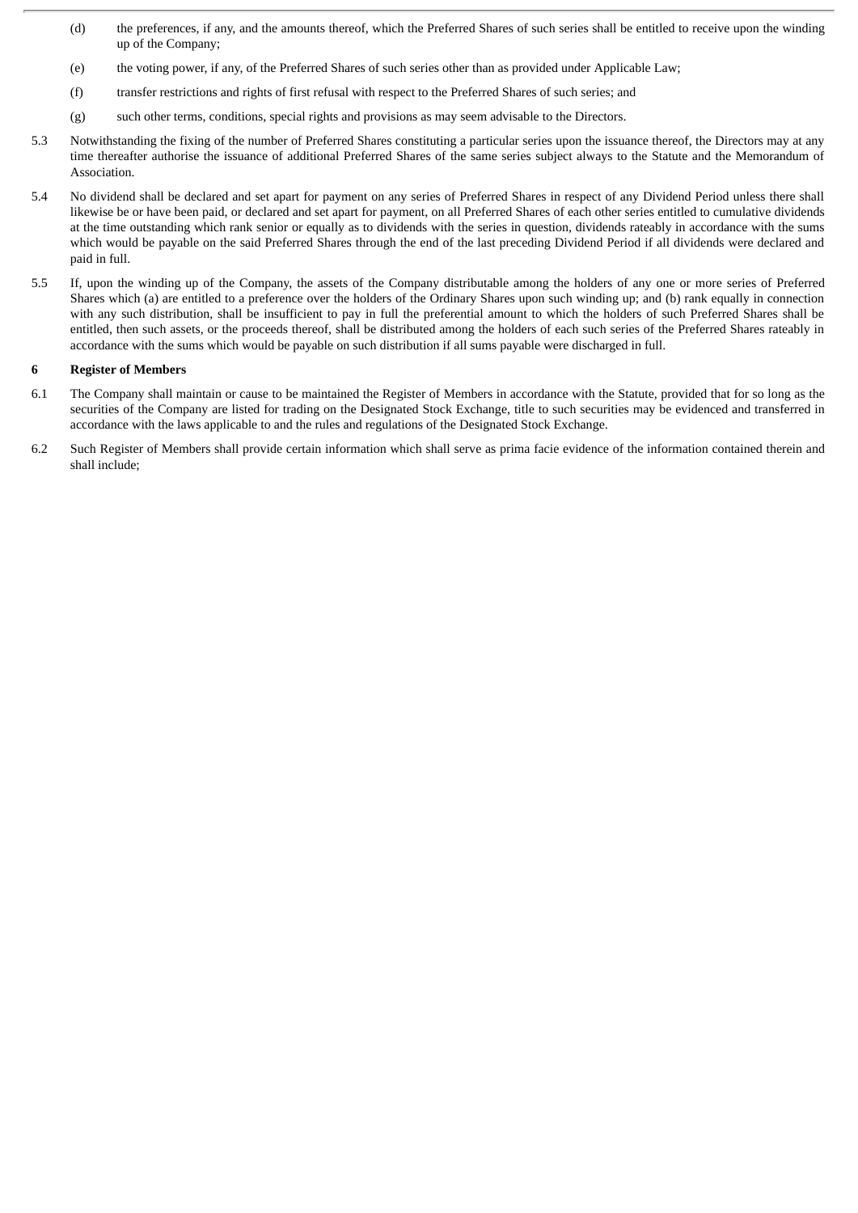(d) the preferences, if any, and the amounts thereof, which the Preferred Shares of such series shall be entitled to receive upon the winding up of the Company;

(e) the voting power, if any, of the Preferred Shares of such series other than as provided under Applicable Law;

(f) transfer restrictions and rights of first refusal with respect to the Preferred Shares of such series; and

(g) such other terms, conditions, special rights and provisions as may seem advisable to the Directors.

5.3 Notwithstanding the fixing of the number of Preferred Shares constituting a particular series upon the issuance thereof, the Directors may at any time thereafter authorise the issuance of additional Preferred Shares of the same series subject always to the Statute and the Memorandum of Association.

5.4 No dividend shall be declared and set apart for payment on any series of Preferred Shares in respect of any Dividend Period unless there shall likewise be or have been paid, or declared and set apart for payment, on all Preferred Shares of each other series entitled to cumulative dividends at the time outstanding which rank senior or equally as to dividends with the series in question, dividends rateably in accordance with the sums which would be payable on the said Preferred Shares through the end of the last preceding Dividend Period if all dividends were declared and paid in full.

5.5 If, upon the winding up of the Company, the assets of the Company distributable among the holders of any one or more series of Preferred Shares which (a) are entitled to a preference over the holders of the Ordinary Shares upon such winding up; and (b) rank equally in connection with any such distribution, shall be insufficient to pay in full the preferential amount to which the holders of such Preferred Shares shall be entitled, then such assets, or the proceeds thereof, shall be distributed among the holders of each such series of the Preferred Shares rateably in accordance with the sums which would be payable on such distribution if all sums payable were discharged in full.

## 6 Register of Members

6.1 The Company shall maintain or cause to be maintained the Register of Members in accordance with the Statute, provided that for so long as the securities of the Company are listed for trading on the Designated Stock Exchange, title to such securities may be evidenced and transferred in accordance with the laws applicable to and the rules and regulations of the Designated Stock Exchange.

6.2 Such Register of Members shall provide certain information which shall serve as prima facie evidence of the information contained therein and shall include;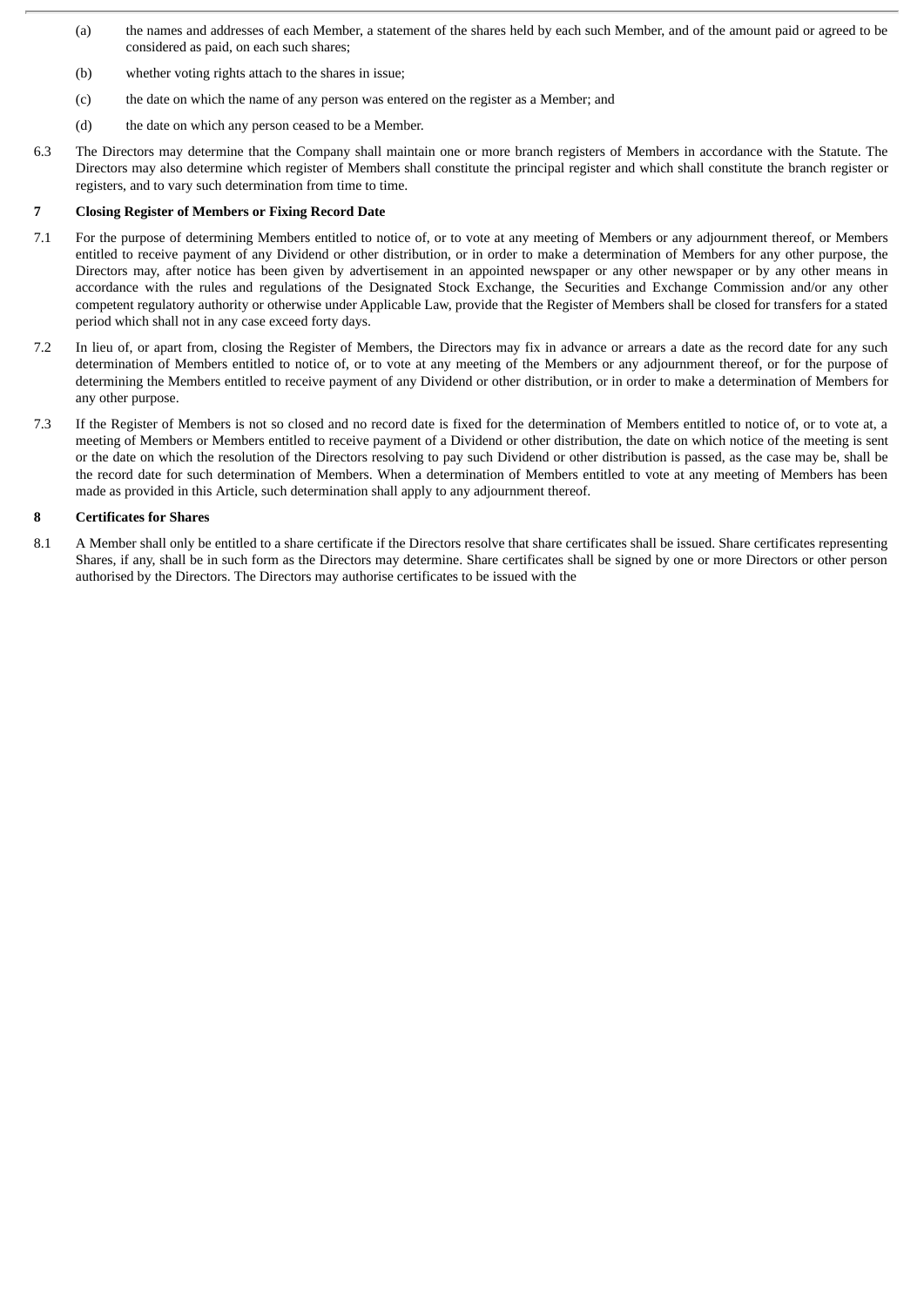(a) the names and addresses of each Member, a statement of the shares held by each such Member, and of the amount paid or agreed to be considered as paid, on each such shares;

(b) whether voting rights attach to the shares in issue;

(c) the date on which the name of any person was entered on the register as a Member; and

(d) the date on which any person ceased to be a Member.

6.3 The Directors may determine that the Company shall maintain one or more branch registers of Members in accordance with the Statute. The Directors may also determine which register of Members shall constitute the principal register and which shall constitute the branch register or registers, and to vary such determination from time to time.

**7 Closing Register of Members or Fixing Record Date**

7.1 For the purpose of determining Members entitled to notice of, or to vote at any meeting of Members or any adjournment thereof, or Members entitled to receive payment of any Dividend or other distribution, or in order to make a determination of Members for any other purpose, the Directors may, after notice has been given by advertisement in an appointed newspaper or any other newspaper or by any other means in accordance with the rules and regulations of the Designated Stock Exchange, the Securities and Exchange Commission and/or any other competent regulatory authority or otherwise under Applicable Law, provide that the Register of Members shall be closed for transfers for a stated period which shall not in any case exceed forty days.

7.2 In lieu of, or apart from, closing the Register of Members, the Directors may fix in advance or arrears a date as the record date for any such determination of Members entitled to notice of, or to vote at any meeting of the Members or any adjournment thereof, or for the purpose of determining the Members entitled to receive payment of any Dividend or other distribution, or in order to make a determination of Members for any other purpose.

7.3 If the Register of Members is not so closed and no record date is fixed for the determination of Members entitled to notice of, or to vote at, a meeting of Members or Members entitled to receive payment of a Dividend or other distribution, the date on which notice of the meeting is sent or the date on which the resolution of the Directors resolving to pay such Dividend or other distribution is passed, as the case may be, shall be the record date for such determination of Members. When a determination of Members entitled to vote at any meeting of Members has been made as provided in this Article, such determination shall apply to any adjournment thereof.

**8 Certificates for Shares**

8.1 A Member shall only be entitled to a share certificate if the Directors resolve that share certificates shall be issued. Share certificates representing Shares, if any, shall be in such form as the Directors may determine. Share certificates shall be signed by one or more Directors or other person authorised by the Directors. The Directors may authorise certificates to be issued with the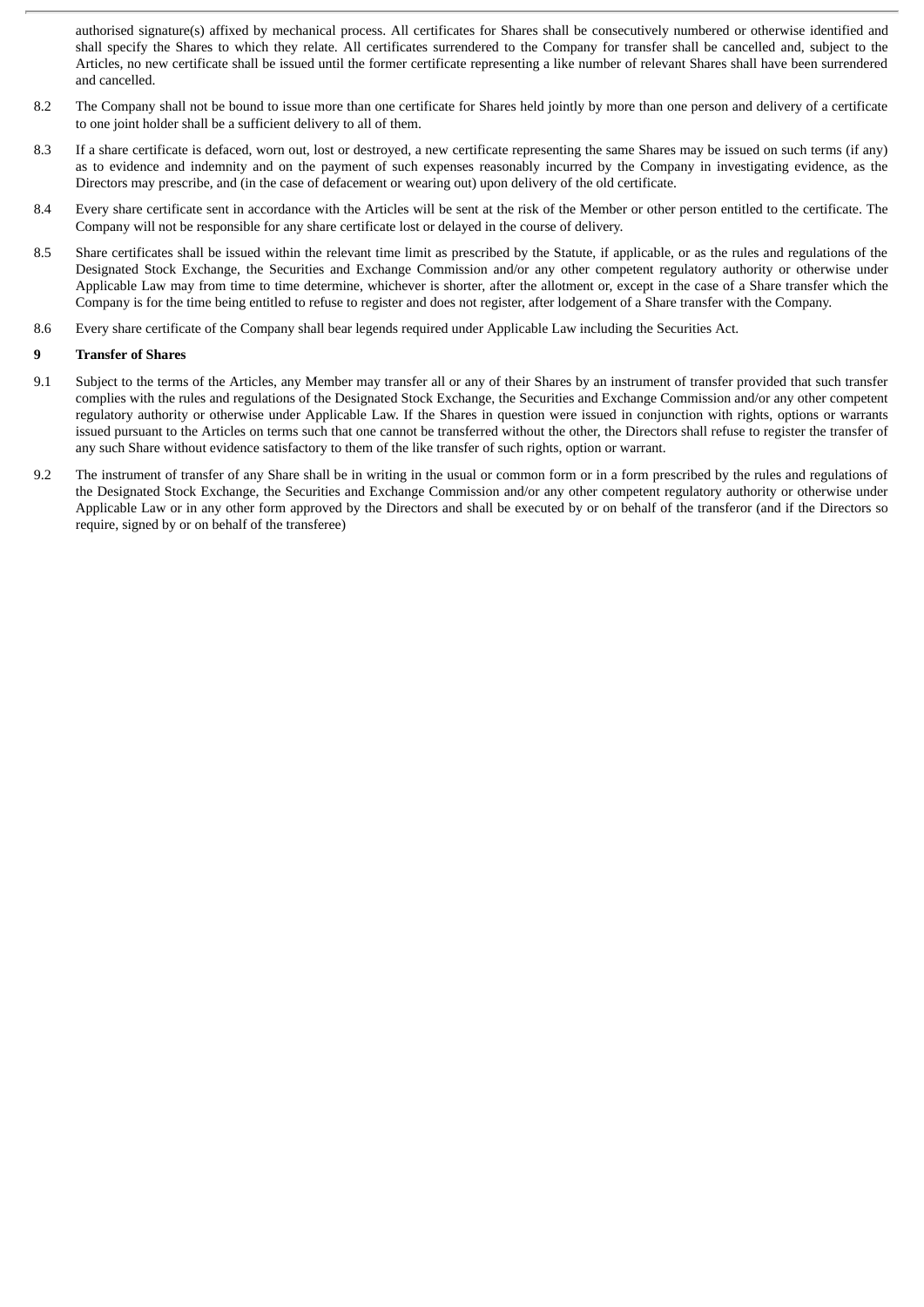authorised signature(s) affixed by mechanical process. All certificates for Shares shall be consecutively numbered or otherwise identified and shall specify the Shares to which they relate. All certificates surrendered to the Company for transfer shall be cancelled and, subject to the Articles, no new certificate shall be issued until the former certificate representing a like number of relevant Shares shall have been surrendered and cancelled.

8.2 The Company shall not be bound to issue more than one certificate for Shares held jointly by more than one person and delivery of a certificate to one joint holder shall be a sufficient delivery to all of them.

8.3 If a share certificate is defaced, worn out, lost or destroyed, a new certificate representing the same Shares may be issued on such terms (if any) as to evidence and indemnity and on the payment of such expenses reasonably incurred by the Company in investigating evidence, as the Directors may prescribe, and (in the case of defacement or wearing out) upon delivery of the old certificate.

8.4 Every share certificate sent in accordance with the Articles will be sent at the risk of the Member or other person entitled to the certificate. The Company will not be responsible for any share certificate lost or delayed in the course of delivery.

8.5 Share certificates shall be issued within the relevant time limit as prescribed by the Statute, if applicable, or as the rules and regulations of the Designated Stock Exchange, the Securities and Exchange Commission and/or any other competent regulatory authority or otherwise under Applicable Law may from time to time determine, whichever is shorter, after the allotment or, except in the case of a Share transfer which the Company is for the time being entitled to refuse to register and does not register, after lodgement of a Share transfer with the Company.

8.6 Every share certificate of the Company shall bear legends required under Applicable Law including the Securities Act.

**9 Transfer of Shares**

9.1 Subject to the terms of the Articles, any Member may transfer all or any of their Shares by an instrument of transfer provided that such transfer complies with the rules and regulations of the Designated Stock Exchange, the Securities and Exchange Commission and/or any other competent regulatory authority or otherwise under Applicable Law. If the Shares in question were issued in conjunction with rights, options or warrants issued pursuant to the Articles on terms such that one cannot be transferred without the other, the Directors shall refuse to register the transfer of any such Share without evidence satisfactory to them of the like transfer of such rights, option or warrant.

9.2 The instrument of transfer of any Share shall be in writing in the usual or common form or in a form prescribed by the rules and regulations of the Designated Stock Exchange, the Securities and Exchange Commission and/or any other competent regulatory authority or otherwise under Applicable Law or in any other form approved by the Directors and shall be executed by or on behalf of the transferor (and if the Directors so require, signed by or on behalf of the transferee)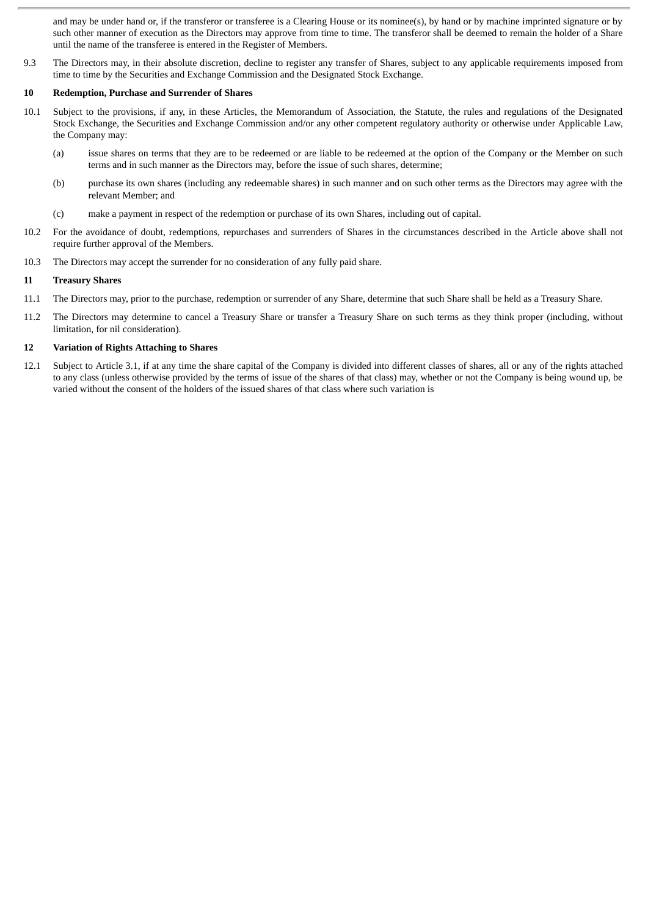and may be under hand or, if the transferor or transferee is a Clearing House or its nominee(s), by hand or by machine imprinted signature or by such other manner of execution as the Directors may approve from time to time. The transferor shall be deemed to remain the holder of a Share until the name of the transferee is entered in the Register of Members.

9.3 The Directors may, in their absolute discretion, decline to register any transfer of Shares, subject to any applicable requirements imposed from time to time by the Securities and Exchange Commission and the Designated Stock Exchange.

**10 Redemption, Purchase and Surrender of Shares**

10.1 Subject to the provisions, if any, in these Articles, the Memorandum of Association, the Statute, the rules and regulations of the Designated Stock Exchange, the Securities and Exchange Commission and/or any other competent regulatory authority or otherwise under Applicable Law, the Company may:

(a) issue shares on terms that they are to be redeemed or are liable to be redeemed at the option of the Company or the Member on such terms and in such manner as the Directors may, before the issue of such shares, determine;

(b) purchase its own shares (including any redeemable shares) in such manner and on such other terms as the Directors may agree with the relevant Member; and

(c) make a payment in respect of the redemption or purchase of its own Shares, including out of capital.

10.2 For the avoidance of doubt, redemptions, repurchases and surrenders of Shares in the circumstances described in the Article above shall not require further approval of the Members.

10.3 The Directors may accept the surrender for no consideration of any fully paid share.

**11 Treasury Shares**

11.1 The Directors may, prior to the purchase, redemption or surrender of any Share, determine that such Share shall be held as a Treasury Share.

11.2 The Directors may determine to cancel a Treasury Share or transfer a Treasury Share on such terms as they think proper (including, without limitation, for nil consideration).

**12 Variation of Rights Attaching to Shares**

12.1 Subject to Article 3.1, if at any time the share capital of the Company is divided into different classes of shares, all or any of the rights attached to any class (unless otherwise provided by the terms of issue of the shares of that class) may, whether or not the Company is being wound up, be varied without the consent of the holders of the issued shares of that class where such variation is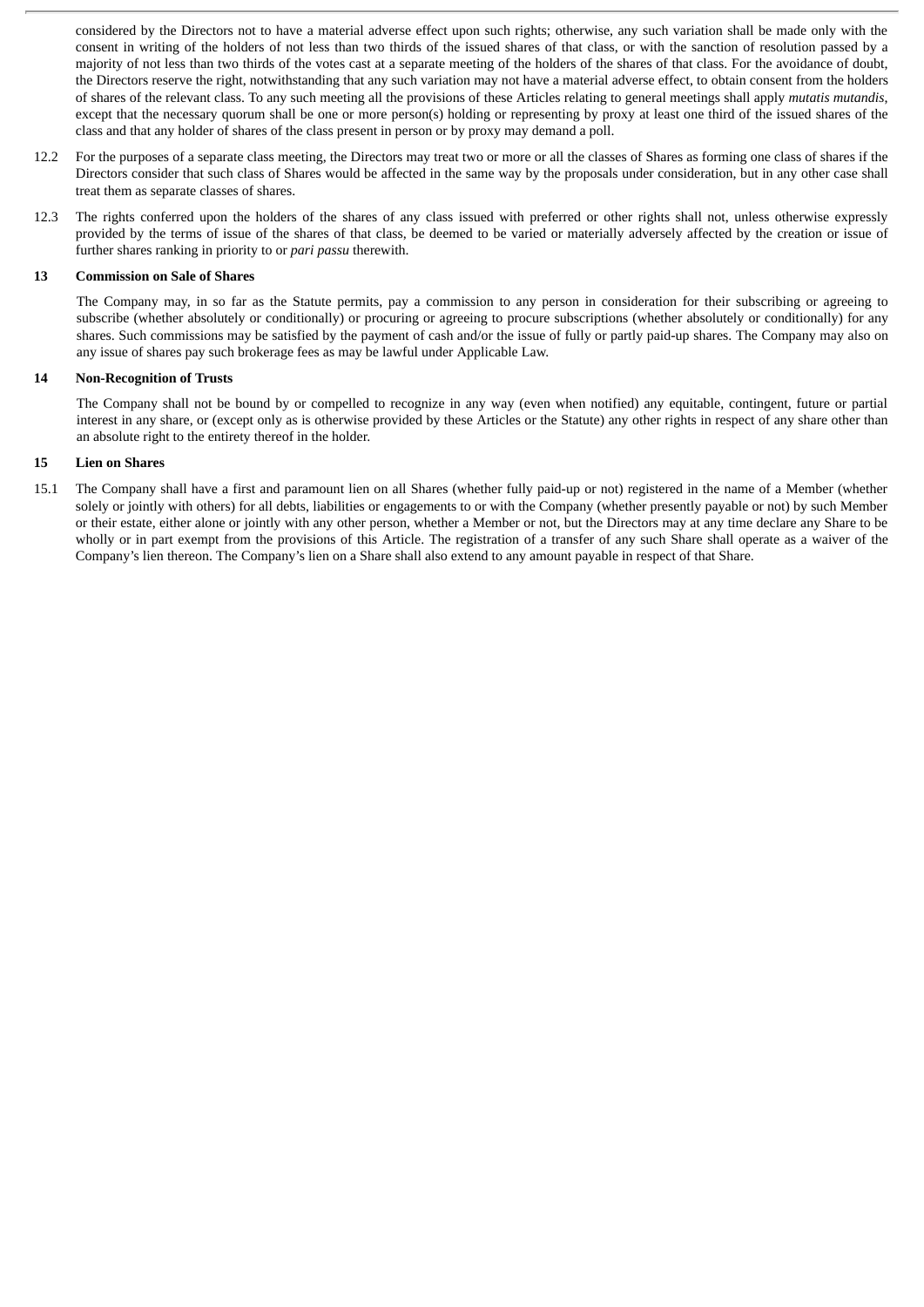considered by the Directors not to have a material adverse effect upon such rights; otherwise, any such variation shall be made only with the consent in writing of the holders of not less than two thirds of the issued shares of that class, or with the sanction of resolution passed by a majority of not less than two thirds of the votes cast at a separate meeting of the holders of the shares of that class. For the avoidance of doubt, the Directors reserve the right, notwithstanding that any such variation may not have a material adverse effect, to obtain consent from the holders of shares of the relevant class. To any such meeting all the provisions of these Articles relating to general meetings shall apply *mutatis mutandis*, except that the necessary quorum shall be one or more person(s) holding or representing by proxy at least one third of the issued shares of the class and that any holder of shares of the class present in person or by proxy may demand a poll.

12.2 For the purposes of a separate class meeting, the Directors may treat two or more or all the classes of Shares as forming one class of shares if the Directors consider that such class of Shares would be affected in the same way by the proposals under consideration, but in any other case shall treat them as separate classes of shares.

12.3 The rights conferred upon the holders of the shares of any class issued with preferred or other rights shall not, unless otherwise expressly provided by the terms of issue of the shares of that class, be deemed to be varied or materially adversely affected by the creation or issue of further shares ranking in priority to or *pari passu* therewith.

**13 Commission on Sale of Shares**

The Company may, in so far as the Statute permits, pay a commission to any person in consideration for their subscribing or agreeing to subscribe (whether absolutely or conditionally) or procuring or agreeing to procure subscriptions (whether absolutely or conditionally) for any shares. Such commissions may be satisfied by the payment of cash and/or the issue of fully or partly paid-up shares. The Company may also on any issue of shares pay such brokerage fees as may be lawful under Applicable Law.

**14 Non-Recognition of Trusts**

The Company shall not be bound by or compelled to recognize in any way (even when notified) any equitable, contingent, future or partial interest in any share, or (except only as is otherwise provided by these Articles or the Statute) any other rights in respect of any share other than an absolute right to the entirety thereof in the holder.

**15 Lien on Shares**

15.1 The Company shall have a first and paramount lien on all Shares (whether fully paid-up or not) registered in the name of a Member (whether solely or jointly with others) for all debts, liabilities or engagements to or with the Company (whether presently payable or not) by such Member or their estate, either alone or jointly with any other person, whether a Member or not, but the Directors may at any time declare any Share to be wholly or in part exempt from the provisions of this Article. The registration of a transfer of any such Share shall operate as a waiver of the Company's lien thereon. The Company's lien on a Share shall also extend to any amount payable in respect of that Share.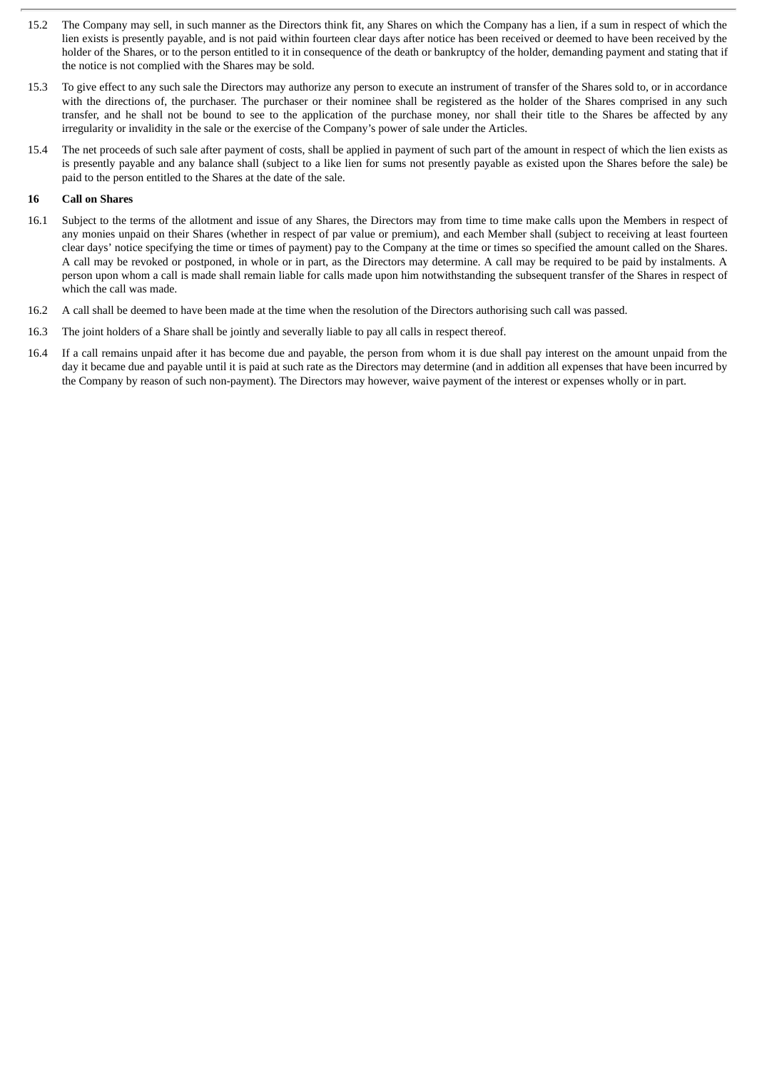15.2 The Company may sell, in such manner as the Directors think fit, any Shares on which the Company has a lien, if a sum in respect of which the lien exists is presently payable, and is not paid within fourteen clear days after notice has been received or deemed to have been received by the holder of the Shares, or to the person entitled to it in consequence of the death or bankruptcy of the holder, demanding payment and stating that if the notice is not complied with the Shares may be sold.

15.3 To give effect to any such sale the Directors may authorize any person to execute an instrument of transfer of the Shares sold to, or in accordance with the directions of, the purchaser. The purchaser or their nominee shall be registered as the holder of the Shares comprised in any such transfer, and he shall not be bound to see to the application of the purchase money, nor shall their title to the Shares be affected by any irregularity or invalidity in the sale or the exercise of the Company's power of sale under the Articles.

15.4 The net proceeds of such sale after payment of costs, shall be applied in payment of such part of the amount in respect of which the lien exists as is presently payable and any balance shall (subject to a like lien for sums not presently payable as existed upon the Shares before the sale) be paid to the person entitled to the Shares at the date of the sale.

**16 Call on Shares**

16.1 Subject to the terms of the allotment and issue of any Shares, the Directors may from time to time make calls upon the Members in respect of any monies unpaid on their Shares (whether in respect of par value or premium), and each Member shall (subject to receiving at least fourteen clear days' notice specifying the time or times of payment) pay to the Company at the time or times so specified the amount called on the Shares. A call may be revoked or postponed, in whole or in part, as the Directors may determine. A call may be required to be paid by instalments. A person upon whom a call is made shall remain liable for calls made upon him notwithstanding the subsequent transfer of the Shares in respect of which the call was made.

16.2 A call shall be deemed to have been made at the time when the resolution of the Directors authorising such call was passed.

16.3 The joint holders of a Share shall be jointly and severally liable to pay all calls in respect thereof.

16.4 If a call remains unpaid after it has become due and payable, the person from whom it is due shall pay interest on the amount unpaid from the day it became due and payable until it is paid at such rate as the Directors may determine (and in addition all expenses that have been incurred by the Company by reason of such non-payment). The Directors may however, waive payment of the interest or expenses wholly or in part.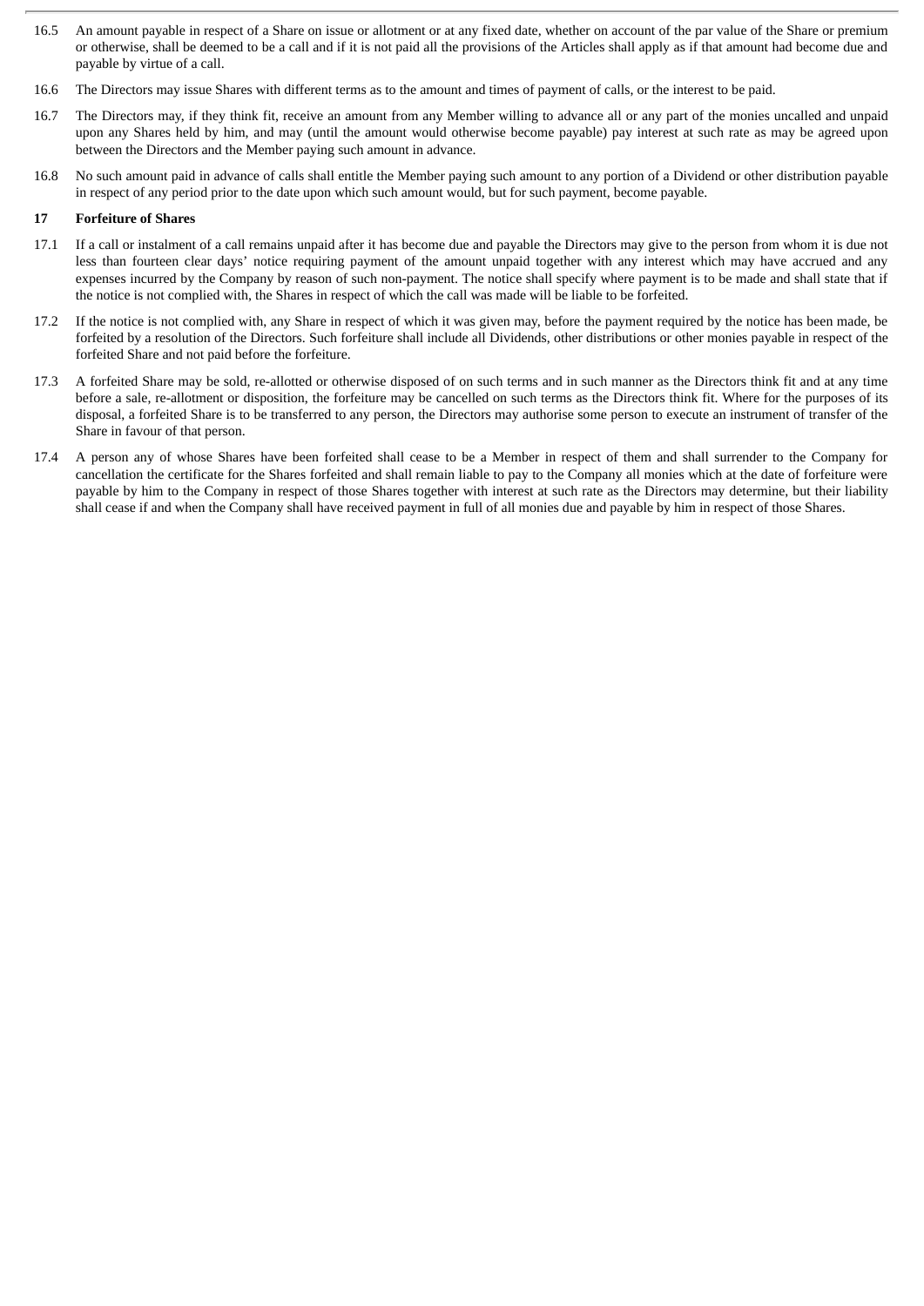16.5 An amount payable in respect of a Share on issue or allotment or at any fixed date, whether on account of the par value of the Share or premium or otherwise, shall be deemed to be a call and if it is not paid all the provisions of the Articles shall apply as if that amount had become due and payable by virtue of a call.

16.6 The Directors may issue Shares with different terms as to the amount and times of payment of calls, or the interest to be paid.

16.7 The Directors may, if they think fit, receive an amount from any Member willing to advance all or any part of the monies uncalled and unpaid upon any Shares held by him, and may (until the amount would otherwise become payable) pay interest at such rate as may be agreed upon between the Directors and the Member paying such amount in advance.

16.8 No such amount paid in advance of calls shall entitle the Member paying such amount to any portion of a Dividend or other distribution payable in respect of any period prior to the date upon which such amount would, but for such payment, become payable.

**17 Forfeiture of Shares**

17.1 If a call or instalment of a call remains unpaid after it has become due and payable the Directors may give to the person from whom it is due not less than fourteen clear days' notice requiring payment of the amount unpaid together with any interest which may have accrued and any expenses incurred by the Company by reason of such non-payment. The notice shall specify where payment is to be made and shall state that if the notice is not complied with, the Shares in respect of which the call was made will be liable to be forfeited.

17.2 If the notice is not complied with, any Share in respect of which it was given may, before the payment required by the notice has been made, be forfeited by a resolution of the Directors. Such forfeiture shall include all Dividends, other distributions or other monies payable in respect of the forfeited Share and not paid before the forfeiture.

17.3 A forfeited Share may be sold, re-allotted or otherwise disposed of on such terms and in such manner as the Directors think fit and at any time before a sale, re-allotment or disposition, the forfeiture may be cancelled on such terms as the Directors think fit. Where for the purposes of its disposal, a forfeited Share is to be transferred to any person, the Directors may authorise some person to execute an instrument of transfer of the Share in favour of that person.

17.4 A person any of whose Shares have been forfeited shall cease to be a Member in respect of them and shall surrender to the Company for cancellation the certificate for the Shares forfeited and shall remain liable to pay to the Company all monies which at the date of forfeiture were payable by him to the Company in respect of those Shares together with interest at such rate as the Directors may determine, but their liability shall cease if and when the Company shall have received payment in full of all monies due and payable by him in respect of those Shares.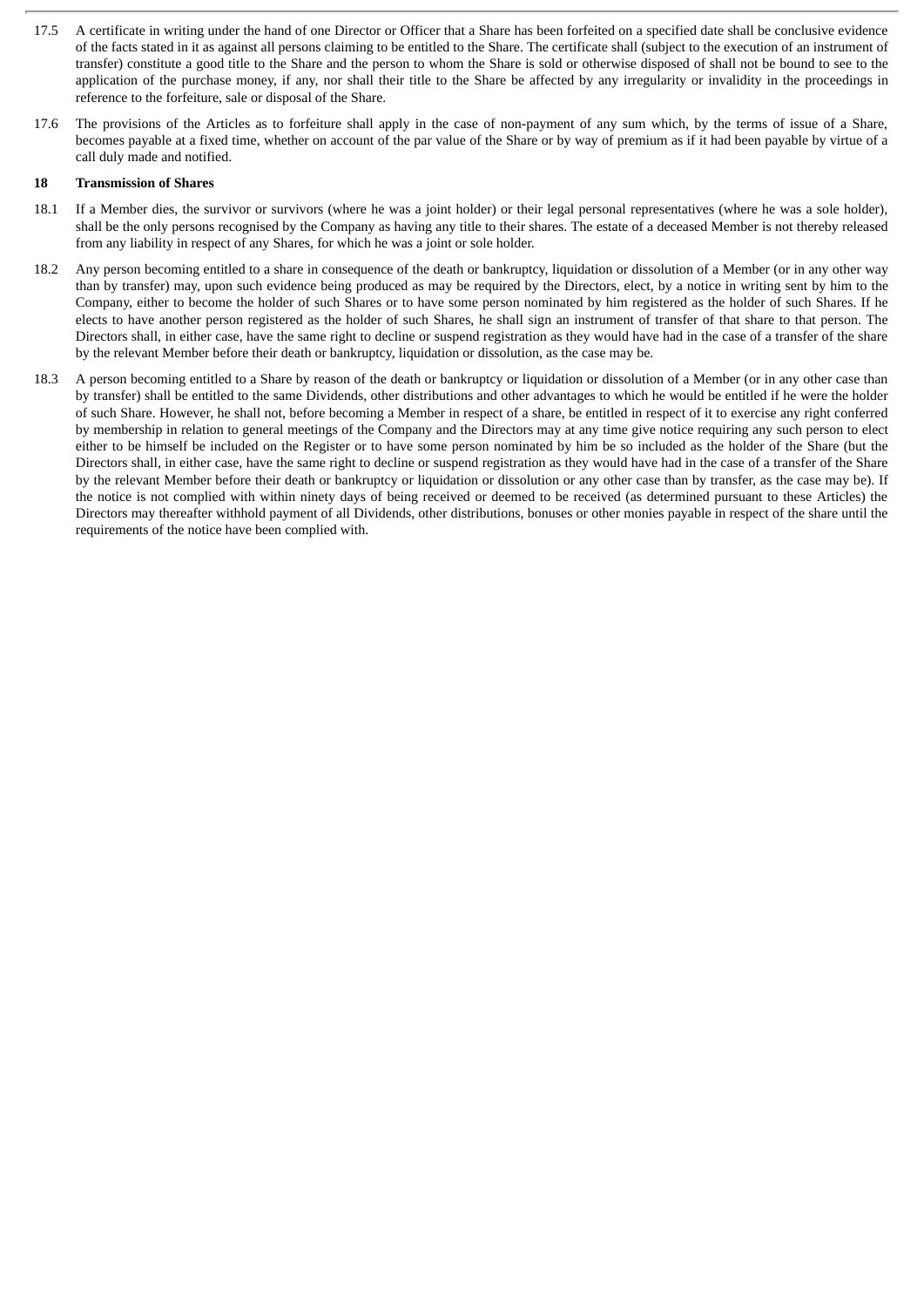17.5 A certificate in writing under the hand of one Director or Officer that a Share has been forfeited on a specified date shall be conclusive evidence of the facts stated in it as against all persons claiming to be entitled to the Share. The certificate shall (subject to the execution of an instrument of transfer) constitute a good title to the Share and the person to whom the Share is sold or otherwise disposed of shall not be bound to see to the application of the purchase money, if any, nor shall their title to the Share be affected by any irregularity or invalidity in the proceedings in reference to the forfeiture, sale or disposal of the Share.

17.6 The provisions of the Articles as to forfeiture shall apply in the case of non-payment of any sum which, by the terms of issue of a Share, becomes payable at a fixed time, whether on account of the par value of the Share or by way of premium as if it had been payable by virtue of a call duly made and notified.

**18 Transmission of Shares**

18.1 If a Member dies, the survivor or survivors (where he was a joint holder) or their legal personal representatives (where he was a sole holder), shall be the only persons recognised by the Company as having any title to their shares. The estate of a deceased Member is not thereby released from any liability in respect of any Shares, for which he was a joint or sole holder.

18.2 Any person becoming entitled to a share in consequence of the death or bankruptcy, liquidation or dissolution of a Member (or in any other way than by transfer) may, upon such evidence being produced as may be required by the Directors, elect, by a notice in writing sent by him to the Company, either to become the holder of such Shares or to have some person nominated by him registered as the holder of such Shares. If he elects to have another person registered as the holder of such Shares, he shall sign an instrument of transfer of that share to that person. The Directors shall, in either case, have the same right to decline or suspend registration as they would have had in the case of a transfer of the share by the relevant Member before their death or bankruptcy, liquidation or dissolution, as the case may be.

18.3 A person becoming entitled to a Share by reason of the death or bankruptcy or liquidation or dissolution of a Member (or in any other case than by transfer) shall be entitled to the same Dividends, other distributions and other advantages to which he would be entitled if he were the holder of such Share. However, he shall not, before becoming a Member in respect of a share, be entitled in respect of it to exercise any right conferred by membership in relation to general meetings of the Company and the Directors may at any time give notice requiring any such person to elect either to be himself be included on the Register or to have some person nominated by him be so included as the holder of the Share (but the Directors shall, in either case, have the same right to decline or suspend registration as they would have had in the case of a transfer of the Share by the relevant Member before their death or bankruptcy or liquidation or dissolution or any other case than by transfer, as the case may be). If the notice is not complied with within ninety days of being received or deemed to be received (as determined pursuant to these Articles) the Directors may thereafter withhold payment of all Dividends, other distributions, bonuses or other monies payable in respect of the share until the requirements of the notice have been complied with.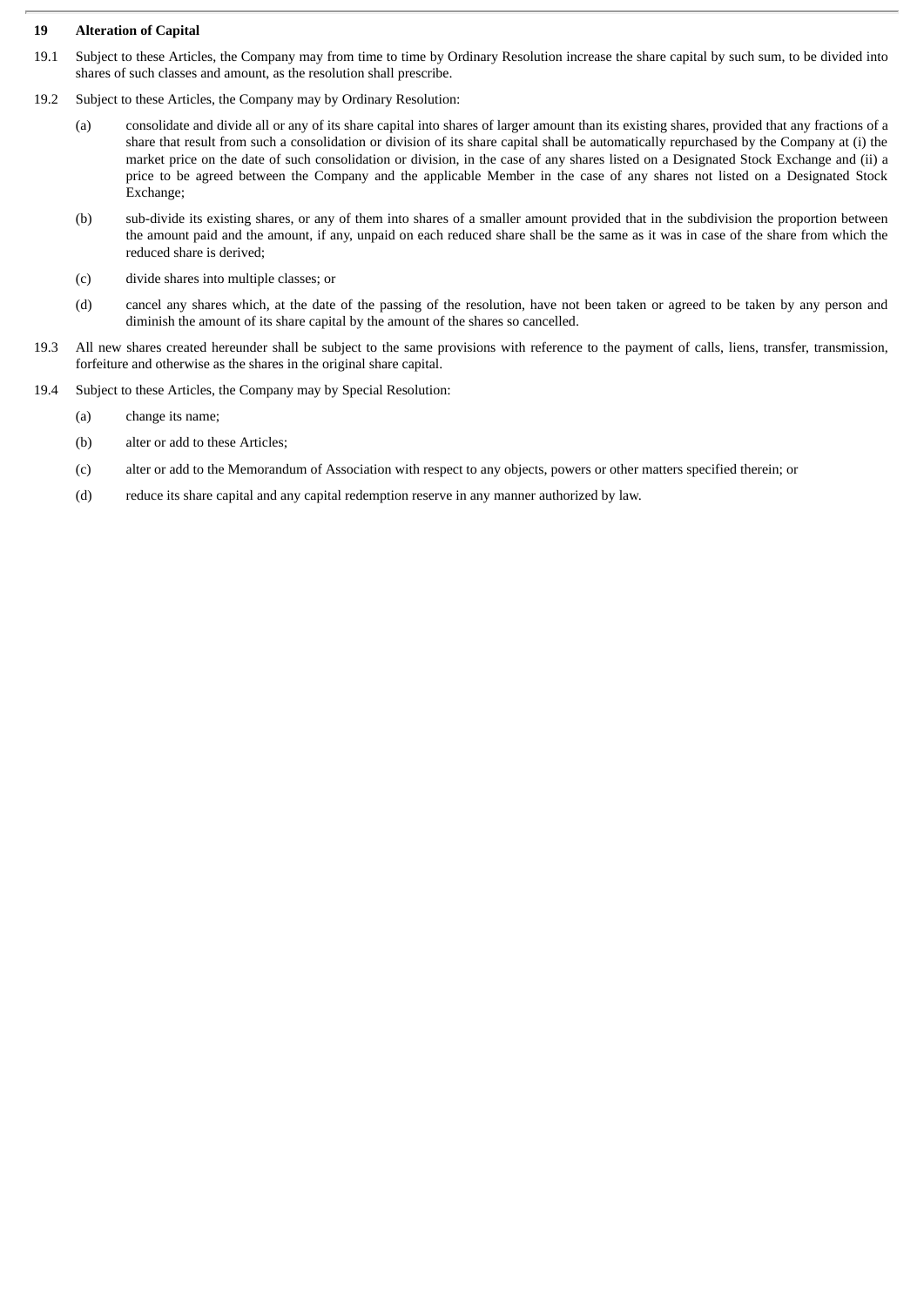## 19 Alteration of Capital

19.1 Subject to these Articles, the Company may from time to time by Ordinary Resolution increase the share capital by such sum, to be divided into shares of such classes and amount, as the resolution shall prescribe.

19.2 Subject to these Articles, the Company may by Ordinary Resolution:

(a) consolidate and divide all or any of its share capital into shares of larger amount than its existing shares, provided that any fractions of a share that result from such a consolidation or division of its share capital shall be automatically repurchased by the Company at (i) the market price on the date of such consolidation or division, in the case of any shares listed on a Designated Stock Exchange and (ii) a price to be agreed between the Company and the applicable Member in the case of any shares not listed on a Designated Stock Exchange;

(b) sub-divide its existing shares, or any of them into shares of a smaller amount provided that in the subdivision the proportion between the amount paid and the amount, if any, unpaid on each reduced share shall be the same as it was in case of the share from which the reduced share is derived;

(c) divide shares into multiple classes; or

(d) cancel any shares which, at the date of the passing of the resolution, have not been taken or agreed to be taken by any person and diminish the amount of its share capital by the amount of the shares so cancelled.

19.3 All new shares created hereunder shall be subject to the same provisions with reference to the payment of calls, liens, transfer, transmission, forfeiture and otherwise as the shares in the original share capital.

19.4 Subject to these Articles, the Company may by Special Resolution:

(a) change its name;

(b) alter or add to these Articles;

(c) alter or add to the Memorandum of Association with respect to any objects, powers or other matters specified therein; or

(d) reduce its share capital and any capital redemption reserve in any manner authorized by law.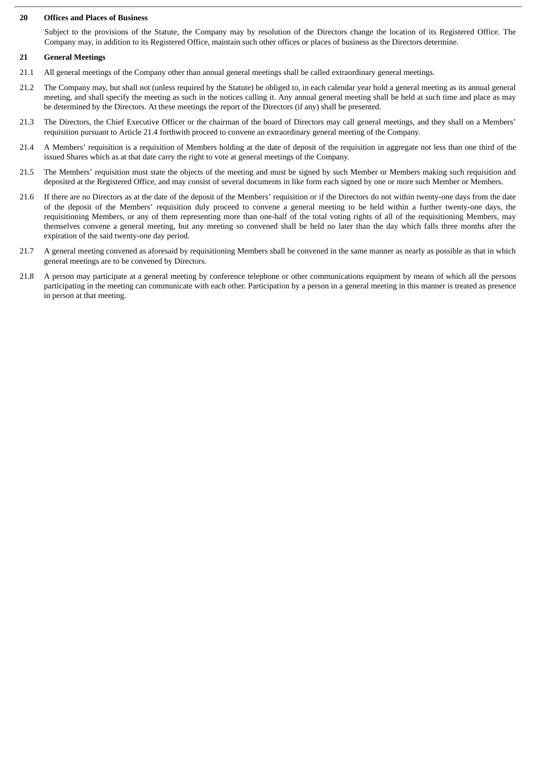## 20 Offices and Places of Business

Subject to the provisions of the Statute, the Company may by resolution of the Directors change the location of its Registered Office. The Company may, in addition to its Registered Office, maintain such other offices or places of business as the Directors determine.

## 21 General Meetings

21.1 All general meetings of the Company other than annual general meetings shall be called extraordinary general meetings.

21.2 The Company may, but shall not (unless required by the Statute) be obliged to, in each calendar year hold a general meeting as its annual general meeting, and shall specify the meeting as such in the notices calling it. Any annual general meeting shall be held at such time and place as may be determined by the Directors. At these meetings the report of the Directors (if any) shall be presented.

21.3 The Directors, the Chief Executive Officer or the chairman of the board of Directors may call general meetings, and they shall on a Members' requisition pursuant to Article 21.4 forthwith proceed to convene an extraordinary general meeting of the Company.

21.4 A Members' requisition is a requisition of Members holding at the date of deposit of the requisition in aggregate not less than one third of the issued Shares which as at that date carry the right to vote at general meetings of the Company.

21.5 The Members' requisition must state the objects of the meeting and must be signed by such Member or Members making such requisition and deposited at the Registered Office, and may consist of several documents in like form each signed by one or more such Member or Members.

21.6 If there are no Directors as at the date of the deposit of the Members' requisition or if the Directors do not within twenty-one days from the date of the deposit of the Members' requisition duly proceed to convene a general meeting to be held within a further twenty-one days, the requisitioning Members, or any of them representing more than one-half of the total voting rights of all of the requisitioning Members, may themselves convene a general meeting, but any meeting so convened shall be held no later than the day which falls three months after the expiration of the said twenty-one day period.

21.7 A general meeting convened as aforesaid by requisitioning Members shall be convened in the same manner as nearly as possible as that in which general meetings are to be convened by Directors.

21.8 A person may participate at a general meeting by conference telephone or other communications equipment by means of which all the persons participating in the meeting can communicate with each other. Participation by a person in a general meeting in this manner is treated as presence in person at that meeting.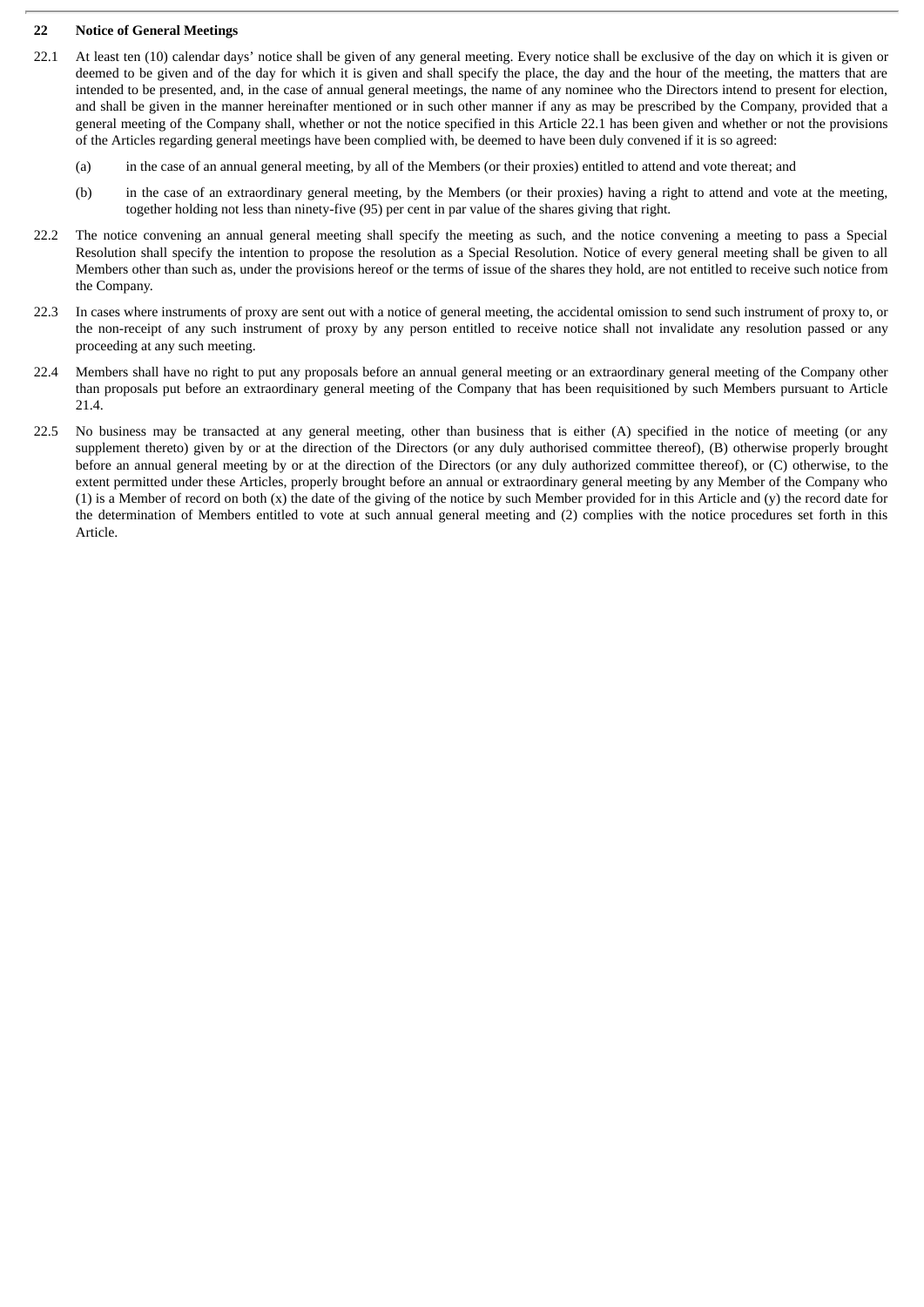## 22 Notice of General Meetings

22.1 At least ten (10) calendar days' notice shall be given of any general meeting. Every notice shall be exclusive of the day on which it is given or deemed to be given and of the day for which it is given and shall specify the place, the day and the hour of the meeting, the matters that are intended to be presented, and, in the case of annual general meetings, the name of any nominee who the Directors intend to present for election, and shall be given in the manner hereinafter mentioned or in such other manner if any as may be prescribed by the Company, provided that a general meeting of the Company shall, whether or not the notice specified in this Article 22.1 has been given and whether or not the provisions of the Articles regarding general meetings have been complied with, be deemed to have been duly convened if it is so agreed:

(a) in the case of an annual general meeting, by all of the Members (or their proxies) entitled to attend and vote thereat; and

(b) in the case of an extraordinary general meeting, by the Members (or their proxies) having a right to attend and vote at the meeting, together holding not less than ninety-five (95) per cent in par value of the shares giving that right.

22.2 The notice convening an annual general meeting shall specify the meeting as such, and the notice convening a meeting to pass a Special Resolution shall specify the intention to propose the resolution as a Special Resolution. Notice of every general meeting shall be given to all Members other than such as, under the provisions hereof or the terms of issue of the shares they hold, are not entitled to receive such notice from the Company.

22.3 In cases where instruments of proxy are sent out with a notice of general meeting, the accidental omission to send such instrument of proxy to, or the non-receipt of any such instrument of proxy by any person entitled to receive notice shall not invalidate any resolution passed or any proceeding at any such meeting.

22.4 Members shall have no right to put any proposals before an annual general meeting or an extraordinary general meeting of the Company other than proposals put before an extraordinary general meeting of the Company that has been requisitioned by such Members pursuant to Article 21.4.

22.5 No business may be transacted at any general meeting, other than business that is either (A) specified in the notice of meeting (or any supplement thereto) given by or at the direction of the Directors (or any duly authorised committee thereof), (B) otherwise properly brought before an annual general meeting by or at the direction of the Directors (or any duly authorized committee thereof), or (C) otherwise, to the extent permitted under these Articles, properly brought before an annual or extraordinary general meeting by any Member of the Company who (1) is a Member of record on both (x) the date of the giving of the notice by such Member provided for in this Article and (y) the record date for the determination of Members entitled to vote at such annual general meeting and (2) complies with the notice procedures set forth in this Article.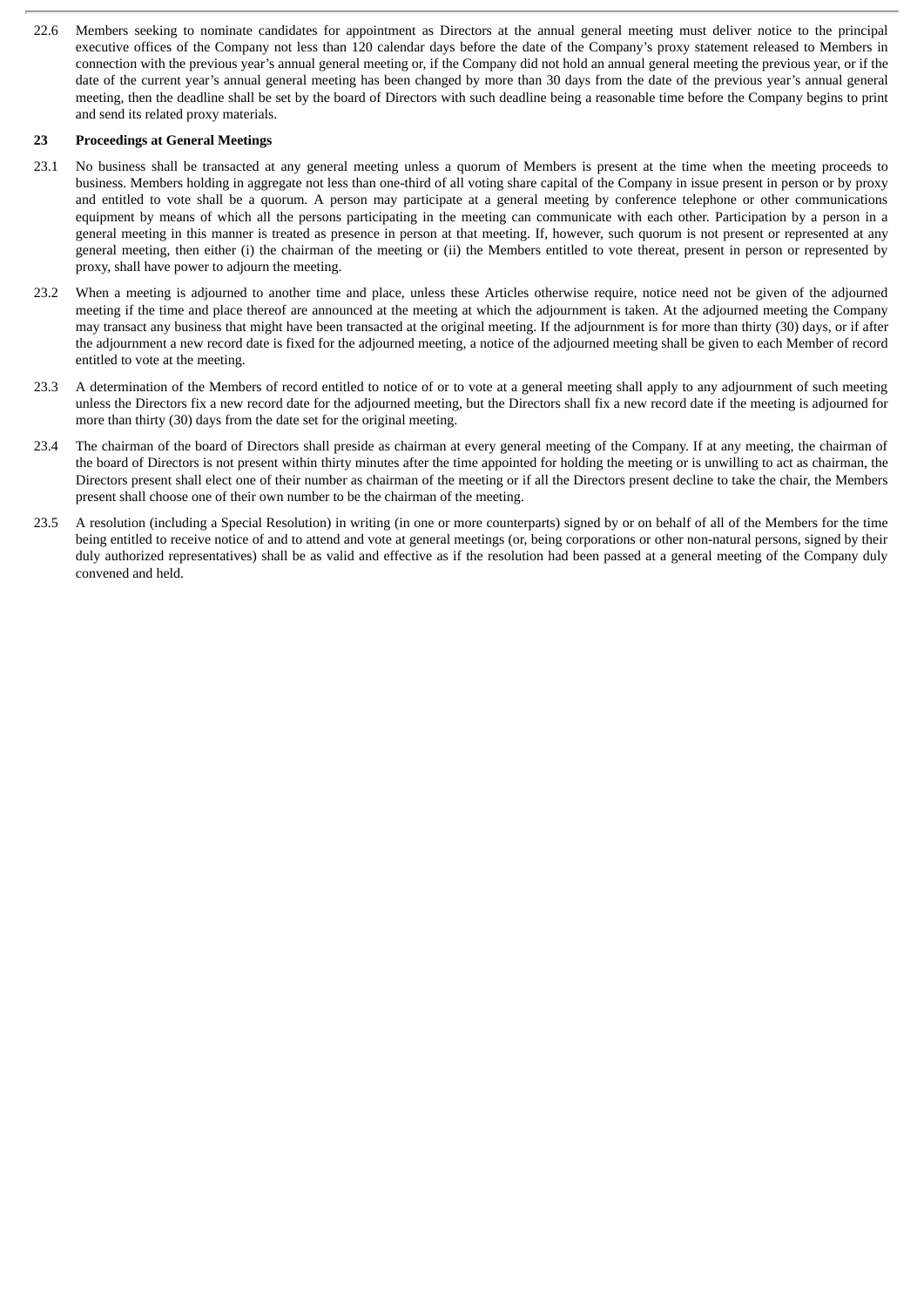22.6 Members seeking to nominate candidates for appointment as Directors at the annual general meeting must deliver notice to the principal executive offices of the Company not less than 120 calendar days before the date of the Company's proxy statement released to Members in connection with the previous year's annual general meeting or, if the Company did not hold an annual general meeting the previous year, or if the date of the current year's annual general meeting has been changed by more than 30 days from the date of the previous year's annual general meeting, then the deadline shall be set by the board of Directors with such deadline being a reasonable time before the Company begins to print and send its related proxy materials.

## 23 Proceedings at General Meetings

23.1 No business shall be transacted at any general meeting unless a quorum of Members is present at the time when the meeting proceeds to business. Members holding in aggregate not less than one-third of all voting share capital of the Company in issue present in person or by proxy and entitled to vote shall be a quorum. A person may participate at a general meeting by conference telephone or other communications equipment by means of which all the persons participating in the meeting can communicate with each other. Participation by a person in a general meeting in this manner is treated as presence in person at that meeting. If, however, such quorum is not present or represented at any general meeting, then either (i) the chairman of the meeting or (ii) the Members entitled to vote thereat, present in person or represented by proxy, shall have power to adjourn the meeting.

23.2 When a meeting is adjourned to another time and place, unless these Articles otherwise require, notice need not be given of the adjourned meeting if the time and place thereof are announced at the meeting at which the adjournment is taken. At the adjourned meeting the Company may transact any business that might have been transacted at the original meeting. If the adjournment is for more than thirty (30) days, or if after the adjournment a new record date is fixed for the adjourned meeting, a notice of the adjourned meeting shall be given to each Member of record entitled to vote at the meeting.

23.3 A determination of the Members of record entitled to notice of or to vote at a general meeting shall apply to any adjournment of such meeting unless the Directors fix a new record date for the adjourned meeting, but the Directors shall fix a new record date if the meeting is adjourned for more than thirty (30) days from the date set for the original meeting.

23.4 The chairman of the board of Directors shall preside as chairman at every general meeting of the Company. If at any meeting, the chairman of the board of Directors is not present within thirty minutes after the time appointed for holding the meeting or is unwilling to act as chairman, the Directors present shall elect one of their number as chairman of the meeting or if all the Directors present decline to take the chair, the Members present shall choose one of their own number to be the chairman of the meeting.

23.5 A resolution (including a Special Resolution) in writing (in one or more counterparts) signed by or on behalf of all of the Members for the time being entitled to receive notice of and to attend and vote at general meetings (or, being corporations or other non-natural persons, signed by their duly authorized representatives) shall be as valid and effective as if the resolution had been passed at a general meeting of the Company duly convened and held.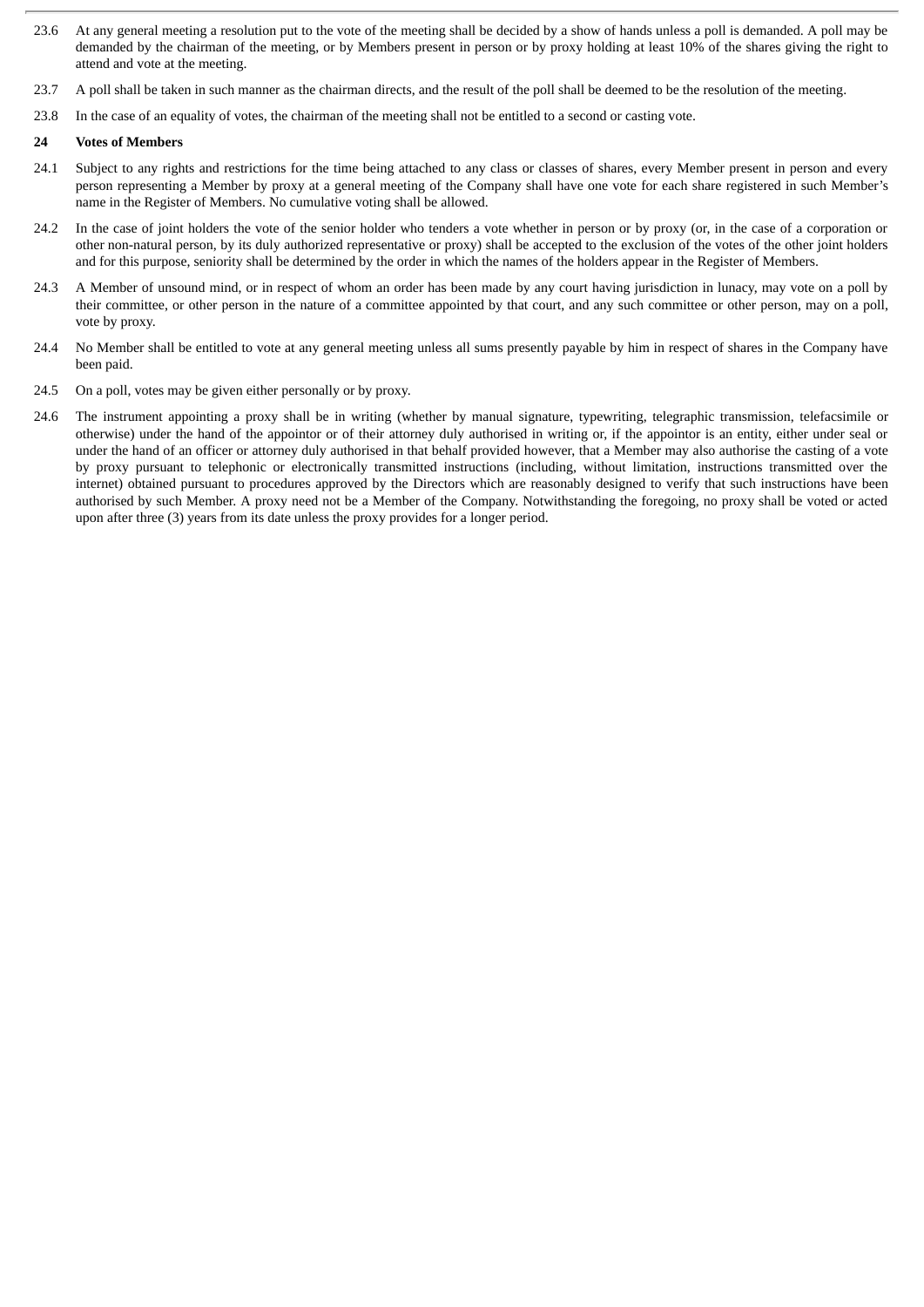23.6 At any general meeting a resolution put to the vote of the meeting shall be decided by a show of hands unless a poll is demanded. A poll may be demanded by the chairman of the meeting, or by Members present in person or by proxy holding at least 10% of the shares giving the right to attend and vote at the meeting.

23.7 A poll shall be taken in such manner as the chairman directs, and the result of the poll shall be deemed to be the resolution of the meeting.

23.8 In the case of an equality of votes, the chairman of the meeting shall not be entitled to a second or casting vote.

## 24 Votes of Members

24.1 Subject to any rights and restrictions for the time being attached to any class or classes of shares, every Member present in person and every person representing a Member by proxy at a general meeting of the Company shall have one vote for each share registered in such Member's name in the Register of Members. No cumulative voting shall be allowed.

24.2 In the case of joint holders the vote of the senior holder who tenders a vote whether in person or by proxy (or, in the case of a corporation or other non-natural person, by its duly authorized representative or proxy) shall be accepted to the exclusion of the votes of the other joint holders and for this purpose, seniority shall be determined by the order in which the names of the holders appear in the Register of Members.

24.3 A Member of unsound mind, or in respect of whom an order has been made by any court having jurisdiction in lunacy, may vote on a poll by their committee, or other person in the nature of a committee appointed by that court, and any such committee or other person, may on a poll, vote by proxy.

24.4 No Member shall be entitled to vote at any general meeting unless all sums presently payable by him in respect of shares in the Company have been paid.

24.5 On a poll, votes may be given either personally or by proxy.

24.6 The instrument appointing a proxy shall be in writing (whether by manual signature, typewriting, telegraphic transmission, telefacsimile or otherwise) under the hand of the appointor or of their attorney duly authorised in writing or, if the appointor is an entity, either under seal or under the hand of an officer or attorney duly authorised in that behalf provided however, that a Member may also authorise the casting of a vote by proxy pursuant to telephonic or electronically transmitted instructions (including, without limitation, instructions transmitted over the internet) obtained pursuant to procedures approved by the Directors which are reasonably designed to verify that such instructions have been authorised by such Member. A proxy need not be a Member of the Company. Notwithstanding the foregoing, no proxy shall be voted or acted upon after three (3) years from its date unless the proxy provides for a longer period.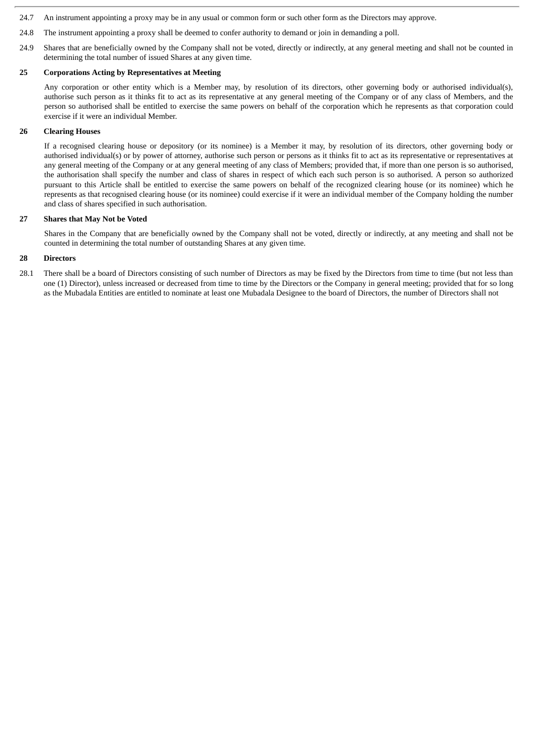24.7 An instrument appointing a proxy may be in any usual or common form or such other form as the Directors may approve.

24.8 The instrument appointing a proxy shall be deemed to confer authority to demand or join in demanding a poll.

24.9 Shares that are beneficially owned by the Company shall not be voted, directly or indirectly, at any general meeting and shall not be counted in determining the total number of issued Shares at any given time.

**25 Corporations Acting by Representatives at Meeting**

Any corporation or other entity which is a Member may, by resolution of its directors, other governing body or authorised individual(s), authorise such person as it thinks fit to act as its representative at any general meeting of the Company or of any class of Members, and the person so authorised shall be entitled to exercise the same powers on behalf of the corporation which he represents as that corporation could exercise if it were an individual Member.

**26 Clearing Houses**

If a recognised clearing house or depository (or its nominee) is a Member it may, by resolution of its directors, other governing body or authorised individual(s) or by power of attorney, authorise such person or persons as it thinks fit to act as its representative or representatives at any general meeting of the Company or at any general meeting of any class of Members; provided that, if more than one person is so authorised, the authorisation shall specify the number and class of shares in respect of which each such person is so authorised. A person so authorized pursuant to this Article shall be entitled to exercise the same powers on behalf of the recognized clearing house (or its nominee) which he represents as that recognised clearing house (or its nominee) could exercise if it were an individual member of the Company holding the number and class of shares specified in such authorisation.

**27 Shares that May Not be Voted**

Shares in the Company that are beneficially owned by the Company shall not be voted, directly or indirectly, at any meeting and shall not be counted in determining the total number of outstanding Shares at any given time.

**28 Directors**

28.1 There shall be a board of Directors consisting of such number of Directors as may be fixed by the Directors from time to time (but not less than one (1) Director), unless increased or decreased from time to time by the Directors or the Company in general meeting; provided that for so long as the Mubadala Entities are entitled to nominate at least one Mubadala Designee to the board of Directors, the number of Directors shall not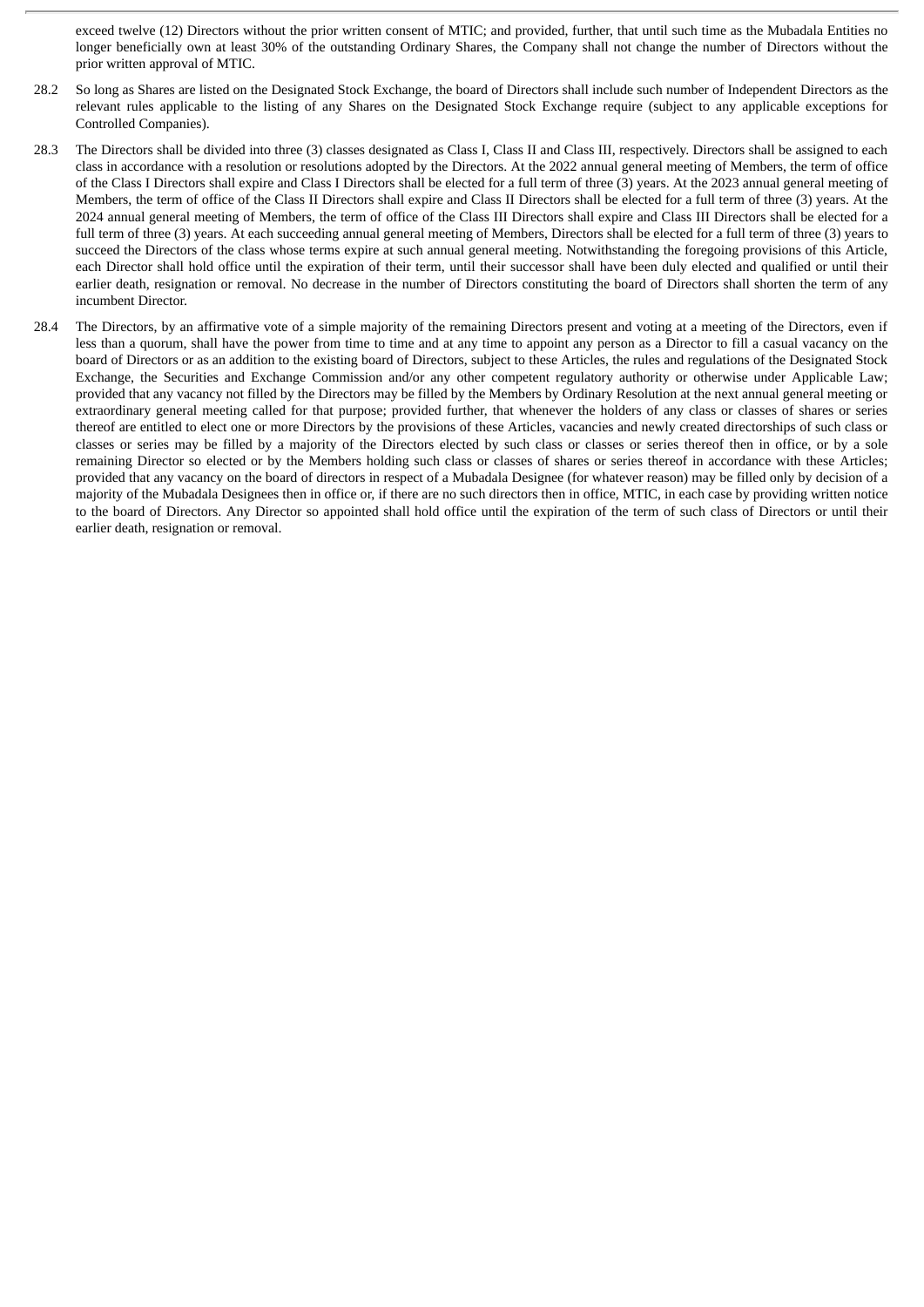exceed twelve (12) Directors without the prior written consent of MTIC; and provided, further, that until such time as the Mubadala Entities no longer beneficially own at least 30% of the outstanding Ordinary Shares, the Company shall not change the number of Directors without the prior written approval of MTIC.

28.2 So long as Shares are listed on the Designated Stock Exchange, the board of Directors shall include such number of Independent Directors as the relevant rules applicable to the listing of any Shares on the Designated Stock Exchange require (subject to any applicable exceptions for Controlled Companies).

28.3 The Directors shall be divided into three (3) classes designated as Class I, Class II and Class III, respectively. Directors shall be assigned to each class in accordance with a resolution or resolutions adopted by the Directors. At the 2022 annual general meeting of Members, the term of office of the Class I Directors shall expire and Class I Directors shall be elected for a full term of three (3) years. At the 2023 annual general meeting of Members, the term of office of the Class II Directors shall expire and Class II Directors shall be elected for a full term of three (3) years. At the 2024 annual general meeting of Members, the term of office of the Class III Directors shall expire and Class III Directors shall be elected for a full term of three (3) years. At each succeeding annual general meeting of Members, Directors shall be elected for a full term of three (3) years to succeed the Directors of the class whose terms expire at such annual general meeting. Notwithstanding the foregoing provisions of this Article, each Director shall hold office until the expiration of their term, until their successor shall have been duly elected and qualified or until their earlier death, resignation or removal. No decrease in the number of Directors constituting the board of Directors shall shorten the term of any incumbent Director.

28.4 The Directors, by an affirmative vote of a simple majority of the remaining Directors present and voting at a meeting of the Directors, even if less than a quorum, shall have the power from time to time and at any time to appoint any person as a Director to fill a casual vacancy on the board of Directors or as an addition to the existing board of Directors, subject to these Articles, the rules and regulations of the Designated Stock Exchange, the Securities and Exchange Commission and/or any other competent regulatory authority or otherwise under Applicable Law; provided that any vacancy not filled by the Directors may be filled by the Members by Ordinary Resolution at the next annual general meeting or extraordinary general meeting called for that purpose; provided further, that whenever the holders of any class or classes of shares or series thereof are entitled to elect one or more Directors by the provisions of these Articles, vacancies and newly created directorships of such class or classes or series may be filled by a majority of the Directors elected by such class or classes or series thereof then in office, or by a sole remaining Director so elected or by the Members holding such class or classes of shares or series thereof in accordance with these Articles; provided that any vacancy on the board of directors in respect of a Mubadala Designee (for whatever reason) may be filled only by decision of a majority of the Mubadala Designees then in office or, if there are no such directors then in office, MTIC, in each case by providing written notice to the board of Directors. Any Director so appointed shall hold office until the expiration of the term of such class of Directors or until their earlier death, resignation or removal.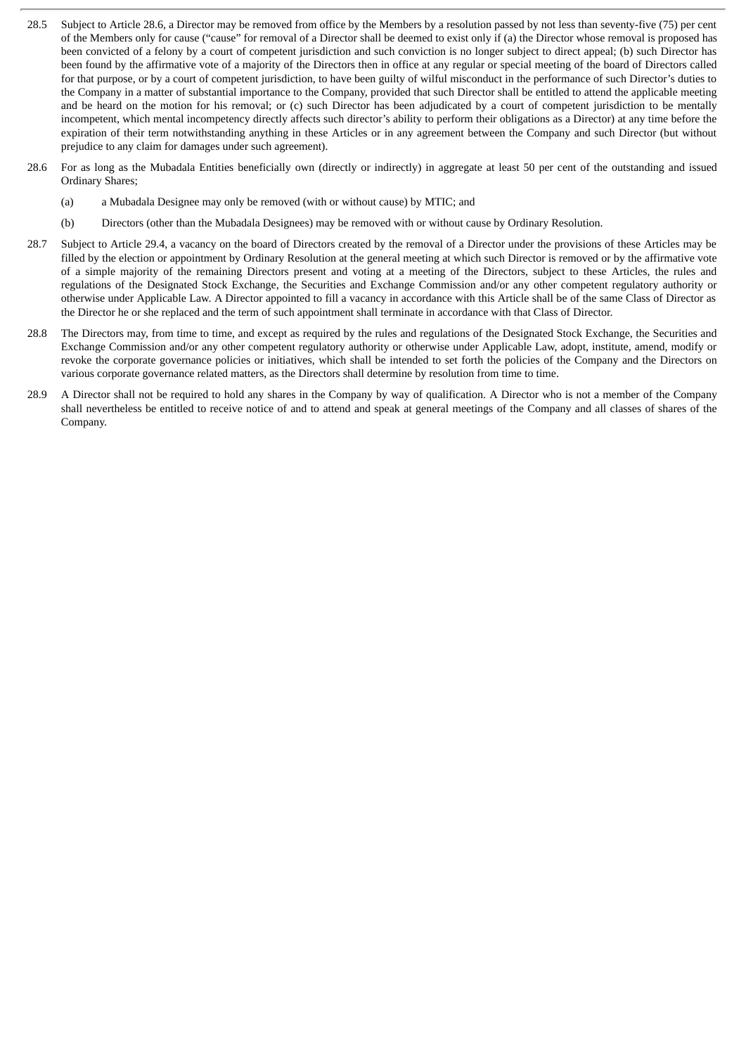28.5 Subject to Article 28.6, a Director may be removed from office by the Members by a resolution passed by not less than seventy-five (75) per cent of the Members only for cause ("cause" for removal of a Director shall be deemed to exist only if (a) the Director whose removal is proposed has been convicted of a felony by a court of competent jurisdiction and such conviction is no longer subject to direct appeal; (b) such Director has been found by the affirmative vote of a majority of the Directors then in office at any regular or special meeting of the board of Directors called for that purpose, or by a court of competent jurisdiction, to have been guilty of wilful misconduct in the performance of such Director's duties to the Company in a matter of substantial importance to the Company, provided that such Director shall be entitled to attend the applicable meeting and be heard on the motion for his removal; or (c) such Director has been adjudicated by a court of competent jurisdiction to be mentally incompetent, which mental incompetency directly affects such director's ability to perform their obligations as a Director) at any time before the expiration of their term notwithstanding anything in these Articles or in any agreement between the Company and such Director (but without prejudice to any claim for damages under such agreement).

28.6 For as long as the Mubadala Entities beneficially own (directly or indirectly) in aggregate at least 50 per cent of the outstanding and issued Ordinary Shares;

(a) a Mubadala Designee may only be removed (with or without cause) by MTIC; and

(b) Directors (other than the Mubadala Designees) may be removed with or without cause by Ordinary Resolution.

28.7 Subject to Article 29.4, a vacancy on the board of Directors created by the removal of a Director under the provisions of these Articles may be filled by the election or appointment by Ordinary Resolution at the general meeting at which such Director is removed or by the affirmative vote of a simple majority of the remaining Directors present and voting at a meeting of the Directors, subject to these Articles, the rules and regulations of the Designated Stock Exchange, the Securities and Exchange Commission and/or any other competent regulatory authority or otherwise under Applicable Law. A Director appointed to fill a vacancy in accordance with this Article shall be of the same Class of Director as the Director he or she replaced and the term of such appointment shall terminate in accordance with that Class of Director.

28.8 The Directors may, from time to time, and except as required by the rules and regulations of the Designated Stock Exchange, the Securities and Exchange Commission and/or any other competent regulatory authority or otherwise under Applicable Law, adopt, institute, amend, modify or revoke the corporate governance policies or initiatives, which shall be intended to set forth the policies of the Company and the Directors on various corporate governance related matters, as the Directors shall determine by resolution from time to time.

28.9 A Director shall not be required to hold any shares in the Company by way of qualification. A Director who is not a member of the Company shall nevertheless be entitled to receive notice of and to attend and speak at general meetings of the Company and all classes of shares of the Company.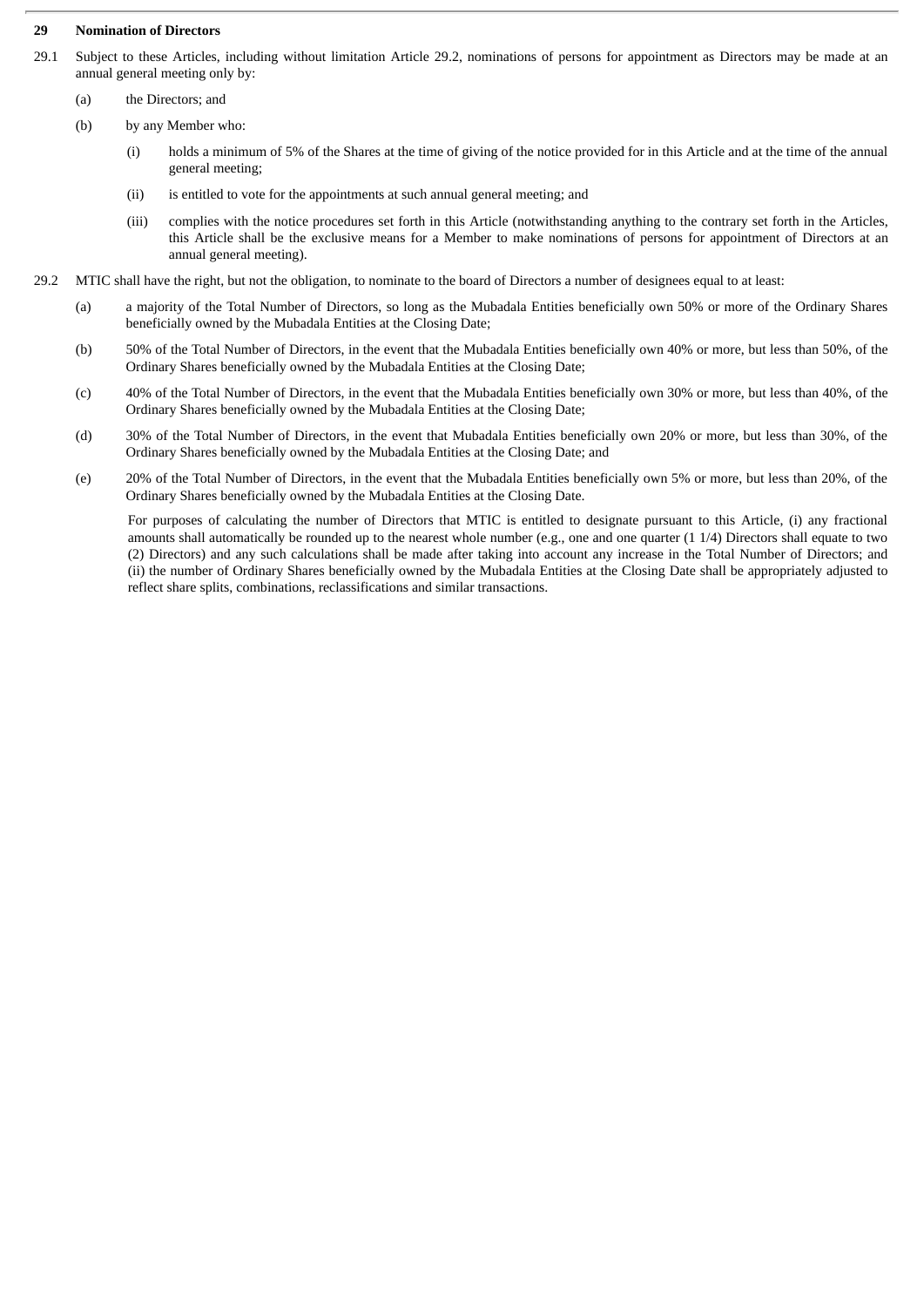**29 Nomination of Directors**

29.1 Subject to these Articles, including without limitation Article 29.2, nominations of persons for appointment as Directors may be made at an annual general meeting only by:

(a) the Directors; and

(b) by any Member who:

(i) holds a minimum of 5% of the Shares at the time of giving of the notice provided for in this Article and at the time of the annual general meeting;

(ii) is entitled to vote for the appointments at such annual general meeting; and

(iii) complies with the notice procedures set forth in this Article (notwithstanding anything to the contrary set forth in the Articles, this Article shall be the exclusive means for a Member to make nominations of persons for appointment of Directors at an annual general meeting).

29.2 MTIC shall have the right, but not the obligation, to nominate to the board of Directors a number of designees equal to at least:

(a) a majority of the Total Number of Directors, so long as the Mubadala Entities beneficially own 50% or more of the Ordinary Shares beneficially owned by the Mubadala Entities at the Closing Date;

(b) 50% of the Total Number of Directors, in the event that the Mubadala Entities beneficially own 40% or more, but less than 50%, of the Ordinary Shares beneficially owned by the Mubadala Entities at the Closing Date;

(c) 40% of the Total Number of Directors, in the event that the Mubadala Entities beneficially own 30% or more, but less than 40%, of the Ordinary Shares beneficially owned by the Mubadala Entities at the Closing Date;

(d) 30% of the Total Number of Directors, in the event that Mubadala Entities beneficially own 20% or more, but less than 30%, of the Ordinary Shares beneficially owned by the Mubadala Entities at the Closing Date; and

(e) 20% of the Total Number of Directors, in the event that the Mubadala Entities beneficially own 5% or more, but less than 20%, of the Ordinary Shares beneficially owned by the Mubadala Entities at the Closing Date.

For purposes of calculating the number of Directors that MTIC is entitled to designate pursuant to this Article, (i) any fractional amounts shall automatically be rounded up to the nearest whole number (e.g., one and one quarter (1 1/4) Directors shall equate to two (2) Directors) and any such calculations shall be made after taking into account any increase in the Total Number of Directors; and (ii) the number of Ordinary Shares beneficially owned by the Mubadala Entities at the Closing Date shall be appropriately adjusted to reflect share splits, combinations, reclassifications and similar transactions.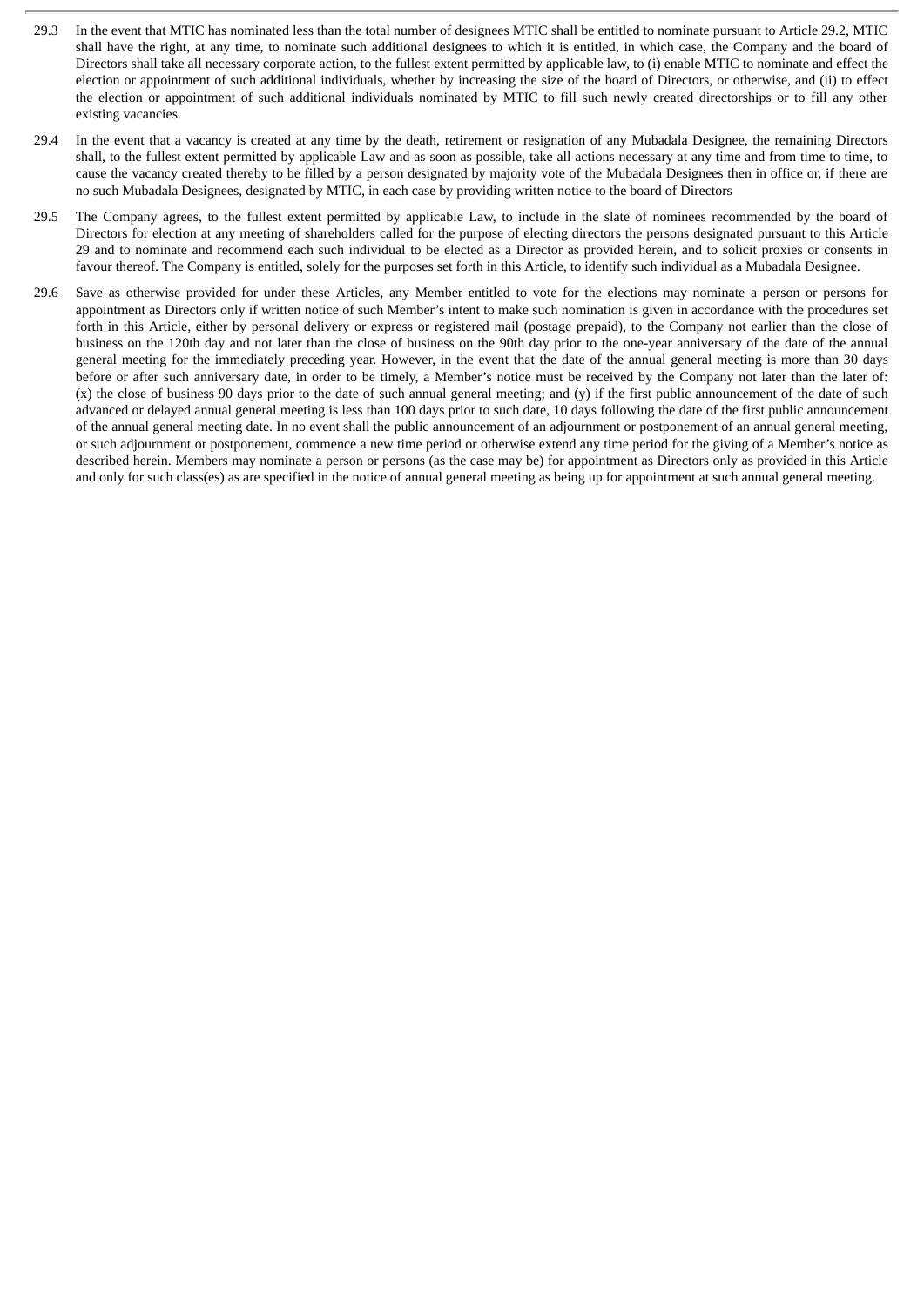29.3 In the event that MTIC has nominated less than the total number of designees MTIC shall be entitled to nominate pursuant to Article 29.2, MTIC shall have the right, at any time, to nominate such additional designees to which it is entitled, in which case, the Company and the board of Directors shall take all necessary corporate action, to the fullest extent permitted by applicable law, to (i) enable MTIC to nominate and effect the election or appointment of such additional individuals, whether by increasing the size of the board of Directors, or otherwise, and (ii) to effect the election or appointment of such additional individuals nominated by MTIC to fill such newly created directorships or to fill any other existing vacancies.

29.4 In the event that a vacancy is created at any time by the death, retirement or resignation of any Mubadala Designee, the remaining Directors shall, to the fullest extent permitted by applicable Law and as soon as possible, take all actions necessary at any time and from time to time, to cause the vacancy created thereby to be filled by a person designated by majority vote of the Mubadala Designees then in office or, if there are no such Mubadala Designees, designated by MTIC, in each case by providing written notice to the board of Directors

29.5 The Company agrees, to the fullest extent permitted by applicable Law, to include in the slate of nominees recommended by the board of Directors for election at any meeting of shareholders called for the purpose of electing directors the persons designated pursuant to this Article 29 and to nominate and recommend each such individual to be elected as a Director as provided herein, and to solicit proxies or consents in favour thereof. The Company is entitled, solely for the purposes set forth in this Article, to identify such individual as a Mubadala Designee.

29.6 Save as otherwise provided for under these Articles, any Member entitled to vote for the elections may nominate a person or persons for appointment as Directors only if written notice of such Member's intent to make such nomination is given in accordance with the procedures set forth in this Article, either by personal delivery or express or registered mail (postage prepaid), to the Company not earlier than the close of business on the 120th day and not later than the close of business on the 90th day prior to the one-year anniversary of the date of the annual general meeting for the immediately preceding year. However, in the event that the date of the annual general meeting is more than 30 days before or after such anniversary date, in order to be timely, a Member's notice must be received by the Company not later than the later of: (x) the close of business 90 days prior to the date of such annual general meeting; and (y) if the first public announcement of the date of such advanced or delayed annual general meeting is less than 100 days prior to such date, 10 days following the date of the first public announcement of the annual general meeting date. In no event shall the public announcement of an adjournment or postponement of an annual general meeting, or such adjournment or postponement, commence a new time period or otherwise extend any time period for the giving of a Member's notice as described herein. Members may nominate a person or persons (as the case may be) for appointment as Directors only as provided in this Article and only for such class(es) as are specified in the notice of annual general meeting as being up for appointment at such annual general meeting.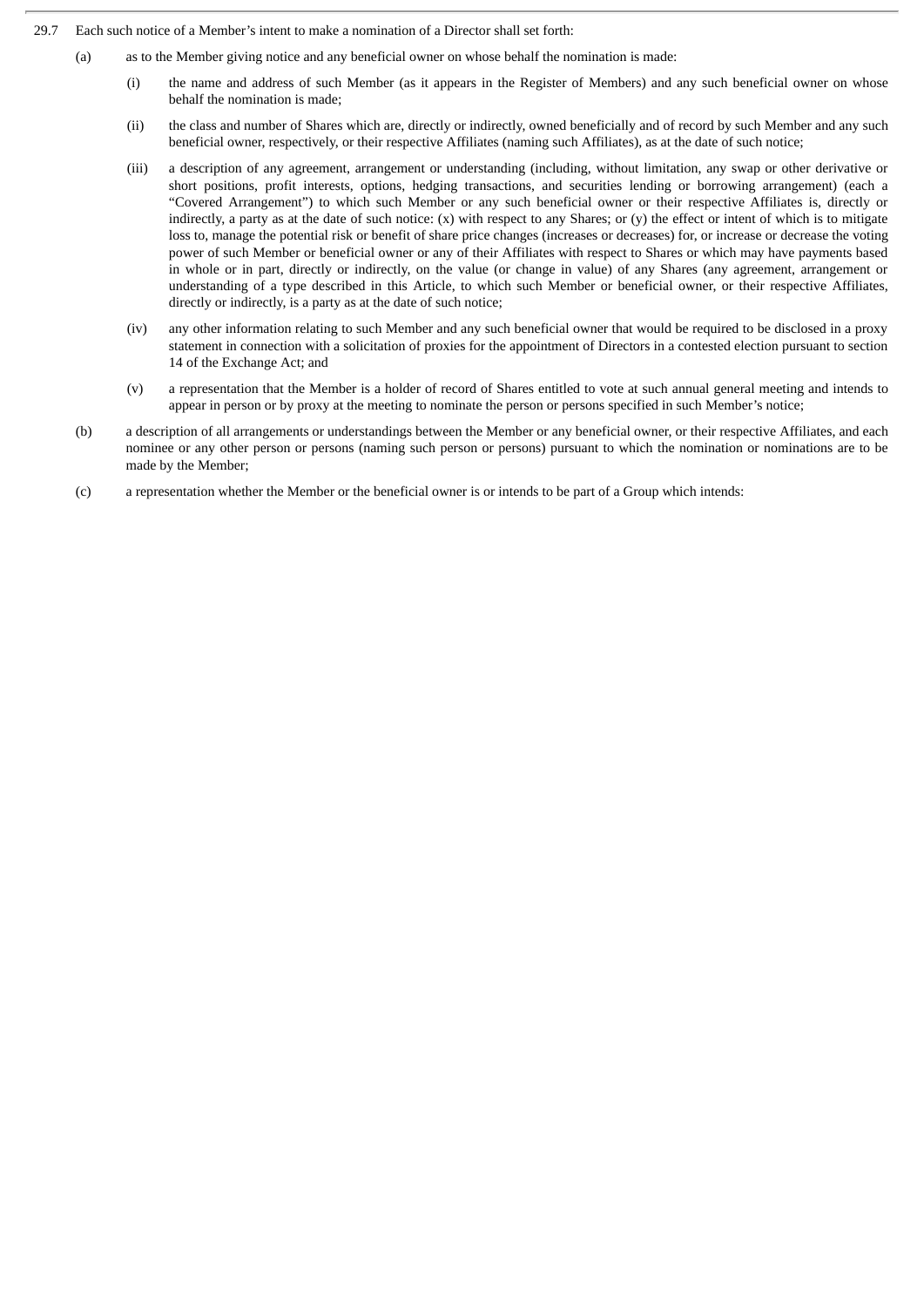29.7 Each such notice of a Member's intent to make a nomination of a Director shall set forth:

(a) as to the Member giving notice and any beneficial owner on whose behalf the nomination is made:

(i) the name and address of such Member (as it appears in the Register of Members) and any such beneficial owner on whose behalf the nomination is made;

(ii) the class and number of Shares which are, directly or indirectly, owned beneficially and of record by such Member and any such beneficial owner, respectively, or their respective Affiliates (naming such Affiliates), as at the date of such notice;

(iii) a description of any agreement, arrangement or understanding (including, without limitation, any swap or other derivative or short positions, profit interests, options, hedging transactions, and securities lending or borrowing arrangement) (each a "Covered Arrangement") to which such Member or any such beneficial owner or their respective Affiliates is, directly or indirectly, a party as at the date of such notice: (x) with respect to any Shares; or (y) the effect or intent of which is to mitigate loss to, manage the potential risk or benefit of share price changes (increases or decreases) for, or increase or decrease the voting power of such Member or beneficial owner or any of their Affiliates with respect to Shares or which may have payments based in whole or in part, directly or indirectly, on the value (or change in value) of any Shares (any agreement, arrangement or understanding of a type described in this Article, to which such Member or beneficial owner, or their respective Affiliates, directly or indirectly, is a party as at the date of such notice;

(iv) any other information relating to such Member and any such beneficial owner that would be required to be disclosed in a proxy statement in connection with a solicitation of proxies for the appointment of Directors in a contested election pursuant to section 14 of the Exchange Act; and

(v) a representation that the Member is a holder of record of Shares entitled to vote at such annual general meeting and intends to appear in person or by proxy at the meeting to nominate the person or persons specified in such Member's notice;

(b) a description of all arrangements or understandings between the Member or any beneficial owner, or their respective Affiliates, and each nominee or any other person or persons (naming such person or persons) pursuant to which the nomination or nominations are to be made by the Member;

(c) a representation whether the Member or the beneficial owner is or intends to be part of a Group which intends: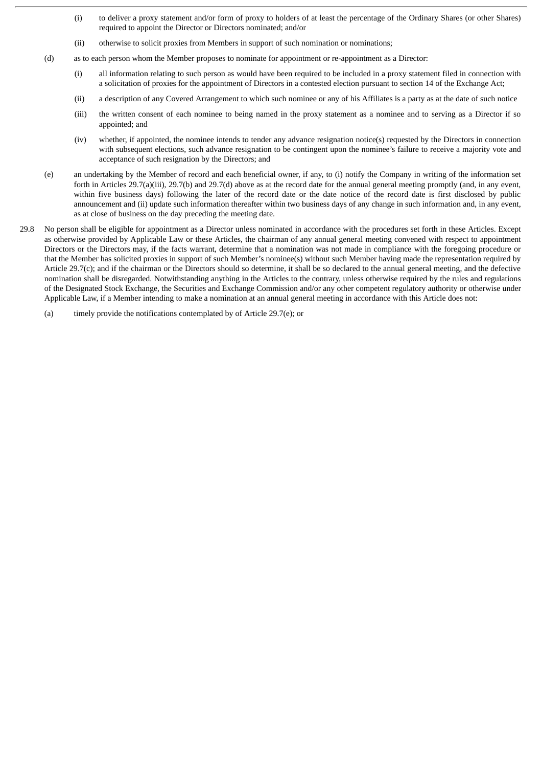(i) to deliver a proxy statement and/or form of proxy to holders of at least the percentage of the Ordinary Shares (or other Shares) required to appoint the Director or Directors nominated; and/or

(ii) otherwise to solicit proxies from Members in support of such nomination or nominations;

(d) as to each person whom the Member proposes to nominate for appointment or re-appointment as a Director:

(i) all information relating to such person as would have been required to be included in a proxy statement filed in connection with a solicitation of proxies for the appointment of Directors in a contested election pursuant to section 14 of the Exchange Act;

(ii) a description of any Covered Arrangement to which such nominee or any of his Affiliates is a party as at the date of such notice

(iii) the written consent of each nominee to being named in the proxy statement as a nominee and to serving as a Director if so appointed; and

(iv) whether, if appointed, the nominee intends to tender any advance resignation notice(s) requested by the Directors in connection with subsequent elections, such advance resignation to be contingent upon the nominee's failure to receive a majority vote and acceptance of such resignation by the Directors; and

(e) an undertaking by the Member of record and each beneficial owner, if any, to (i) notify the Company in writing of the information set forth in Articles 29.7(a)(iii), 29.7(b) and 29.7(d) above as at the record date for the annual general meeting promptly (and, in any event, within five business days) following the later of the record date or the date notice of the record date is first disclosed by public announcement and (ii) update such information thereafter within two business days of any change in such information and, in any event, as at close of business on the day preceding the meeting date.

29.8 No person shall be eligible for appointment as a Director unless nominated in accordance with the procedures set forth in these Articles. Except as otherwise provided by Applicable Law or these Articles, the chairman of any annual general meeting convened with respect to appointment Directors or the Directors may, if the facts warrant, determine that a nomination was not made in compliance with the foregoing procedure or that the Member has solicited proxies in support of such Member's nominee(s) without such Member having made the representation required by Article 29.7(c); and if the chairman or the Directors should so determine, it shall be so declared to the annual general meeting, and the defective nomination shall be disregarded. Notwithstanding anything in the Articles to the contrary, unless otherwise required by the rules and regulations of the Designated Stock Exchange, the Securities and Exchange Commission and/or any other competent regulatory authority or otherwise under Applicable Law, if a Member intending to make a nomination at an annual general meeting in accordance with this Article does not:

(a) timely provide the notifications contemplated by of Article 29.7(e); or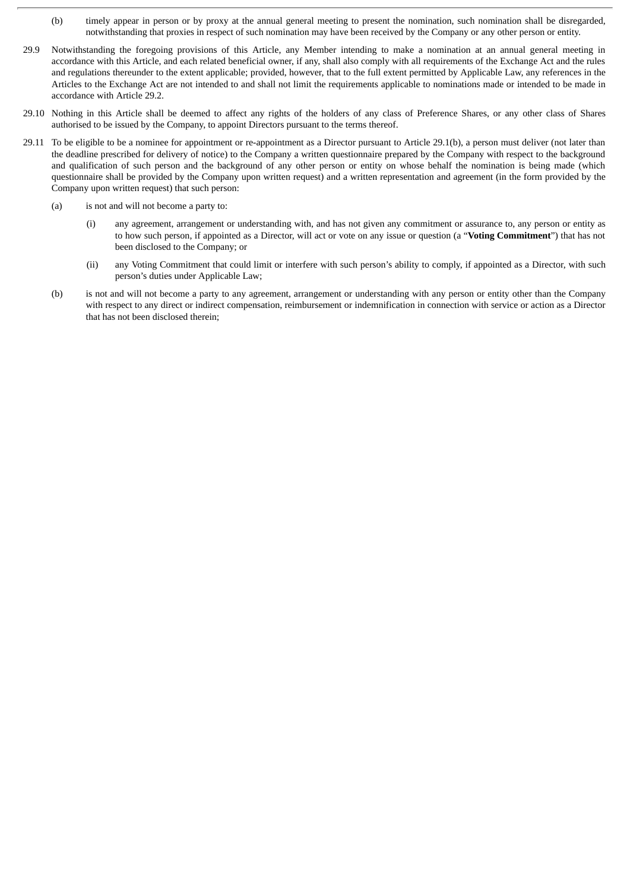(b) timely appear in person or by proxy at the annual general meeting to present the nomination, such nomination shall be disregarded, notwithstanding that proxies in respect of such nomination may have been received by the Company or any other person or entity.

29.9 Notwithstanding the foregoing provisions of this Article, any Member intending to make a nomination at an annual general meeting in accordance with this Article, and each related beneficial owner, if any, shall also comply with all requirements of the Exchange Act and the rules and regulations thereunder to the extent applicable; provided, however, that to the full extent permitted by Applicable Law, any references in the Articles to the Exchange Act are not intended to and shall not limit the requirements applicable to nominations made or intended to be made in accordance with Article 29.2.

29.10 Nothing in this Article shall be deemed to affect any rights of the holders of any class of Preference Shares, or any other class of Shares authorised to be issued by the Company, to appoint Directors pursuant to the terms thereof.

29.11 To be eligible to be a nominee for appointment or re-appointment as a Director pursuant to Article 29.1(b), a person must deliver (not later than the deadline prescribed for delivery of notice) to the Company a written questionnaire prepared by the Company with respect to the background and qualification of such person and the background of any other person or entity on whose behalf the nomination is being made (which questionnaire shall be provided by the Company upon written request) and a written representation and agreement (in the form provided by the Company upon written request) that such person:

(a) is not and will not become a party to:

(i) any agreement, arrangement or understanding with, and has not given any commitment or assurance to, any person or entity as to how such person, if appointed as a Director, will act or vote on any issue or question (a "**Voting Commitment**") that has not been disclosed to the Company; or

(ii) any Voting Commitment that could limit or interfere with such person's ability to comply, if appointed as a Director, with such person's duties under Applicable Law;

(b) is not and will not become a party to any agreement, arrangement or understanding with any person or entity other than the Company with respect to any direct or indirect compensation, reimbursement or indemnification in connection with service or action as a Director that has not been disclosed therein;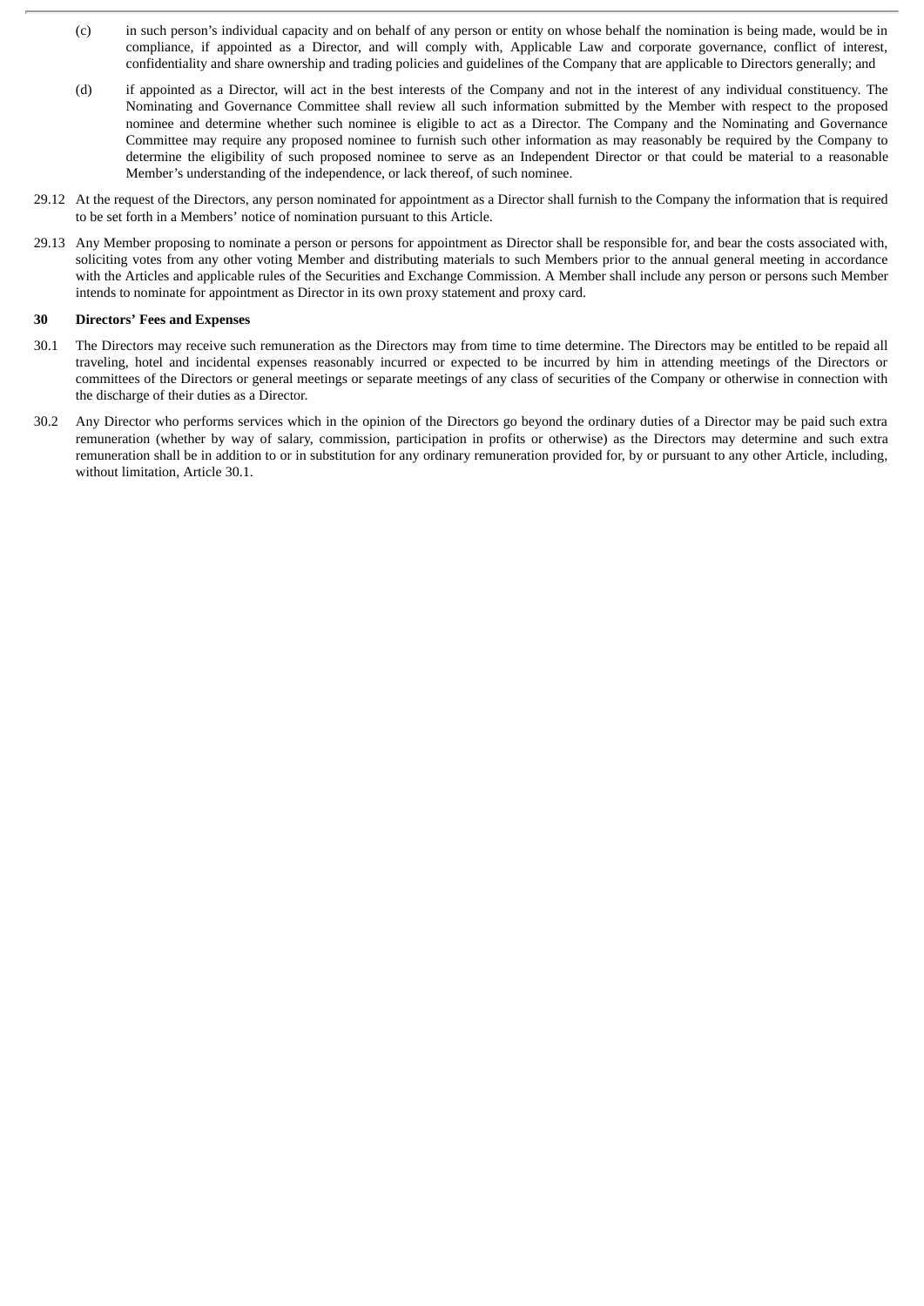(c) in such person's individual capacity and on behalf of any person or entity on whose behalf the nomination is being made, would be in compliance, if appointed as a Director, and will comply with, Applicable Law and corporate governance, conflict of interest, confidentiality and share ownership and trading policies and guidelines of the Company that are applicable to Directors generally; and

(d) if appointed as a Director, will act in the best interests of the Company and not in the interest of any individual constituency. The Nominating and Governance Committee shall review all such information submitted by the Member with respect to the proposed nominee and determine whether such nominee is eligible to act as a Director. The Company and the Nominating and Governance Committee may require any proposed nominee to furnish such other information as may reasonably be required by the Company to determine the eligibility of such proposed nominee to serve as an Independent Director or that could be material to a reasonable Member's understanding of the independence, or lack thereof, of such nominee.

29.12 At the request of the Directors, any person nominated for appointment as a Director shall furnish to the Company the information that is required to be set forth in a Members' notice of nomination pursuant to this Article.

29.13 Any Member proposing to nominate a person or persons for appointment as Director shall be responsible for, and bear the costs associated with, soliciting votes from any other voting Member and distributing materials to such Members prior to the annual general meeting in accordance with the Articles and applicable rules of the Securities and Exchange Commission. A Member shall include any person or persons such Member intends to nominate for appointment as Director in its own proxy statement and proxy card.

**30 Directors' Fees and Expenses**

30.1 The Directors may receive such remuneration as the Directors may from time to time determine. The Directors may be entitled to be repaid all traveling, hotel and incidental expenses reasonably incurred or expected to be incurred by him in attending meetings of the Directors or committees of the Directors or general meetings or separate meetings of any class of securities of the Company or otherwise in connection with the discharge of their duties as a Director.

30.2 Any Director who performs services which in the opinion of the Directors go beyond the ordinary duties of a Director may be paid such extra remuneration (whether by way of salary, commission, participation in profits or otherwise) as the Directors may determine and such extra remuneration shall be in addition to or in substitution for any ordinary remuneration provided for, by or pursuant to any other Article, including, without limitation, Article 30.1.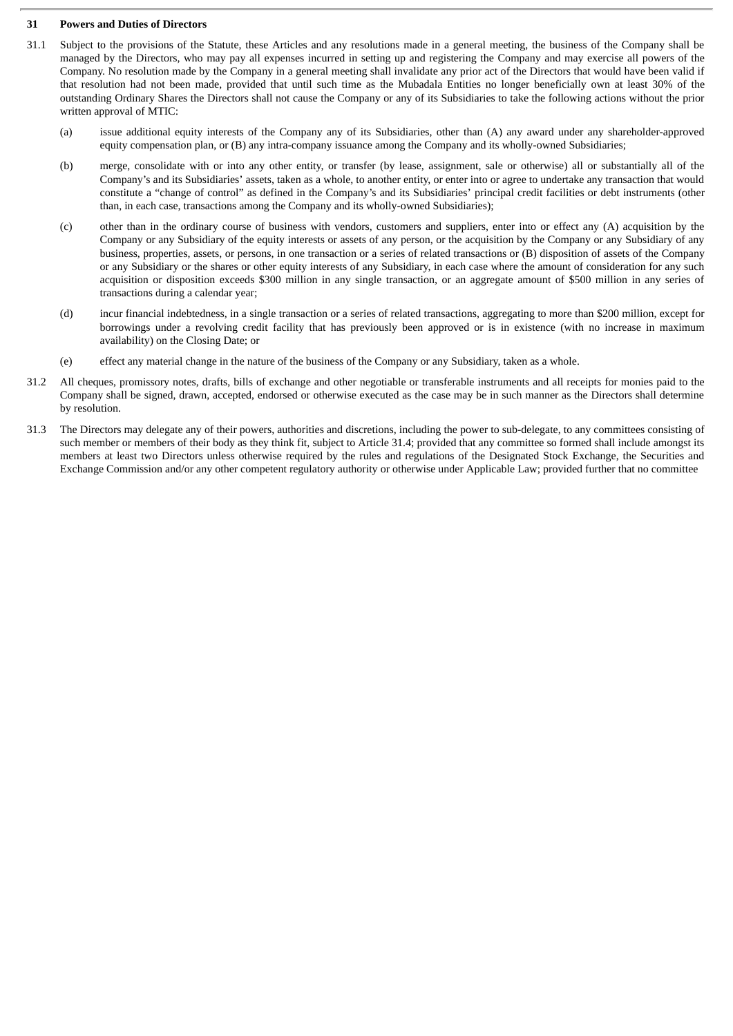**31 Powers and Duties of Directors**

31.1 Subject to the provisions of the Statute, these Articles and any resolutions made in a general meeting, the business of the Company shall be managed by the Directors, who may pay all expenses incurred in setting up and registering the Company and may exercise all powers of the Company. No resolution made by the Company in a general meeting shall invalidate any prior act of the Directors that would have been valid if that resolution had not been made, provided that until such time as the Mubadala Entities no longer beneficially own at least 30% of the outstanding Ordinary Shares the Directors shall not cause the Company or any of its Subsidiaries to take the following actions without the prior written approval of MTIC:

(a) issue additional equity interests of the Company any of its Subsidiaries, other than (A) any award under any shareholder-approved equity compensation plan, or (B) any intra-company issuance among the Company and its wholly-owned Subsidiaries;

(b) merge, consolidate with or into any other entity, or transfer (by lease, assignment, sale or otherwise) all or substantially all of the Company's and its Subsidiaries' assets, taken as a whole, to another entity, or enter into or agree to undertake any transaction that would constitute a "change of control" as defined in the Company's and its Subsidiaries' principal credit facilities or debt instruments (other than, in each case, transactions among the Company and its wholly-owned Subsidiaries);

(c) other than in the ordinary course of business with vendors, customers and suppliers, enter into or effect any (A) acquisition by the Company or any Subsidiary of the equity interests or assets of any person, or the acquisition by the Company or any Subsidiary of any business, properties, assets, or persons, in one transaction or a series of related transactions or (B) disposition of assets of the Company or any Subsidiary or the shares or other equity interests of any Subsidiary, in each case where the amount of consideration for any such acquisition or disposition exceeds $300 million in any single transaction, or an aggregate amount of $500 million in any series of transactions during a calendar year;

(d) incur financial indebtedness, in a single transaction or a series of related transactions, aggregating to more than $200 million, except for borrowings under a revolving credit facility that has previously been approved or is in existence (with no increase in maximum availability) on the Closing Date; or

(e) effect any material change in the nature of the business of the Company or any Subsidiary, taken as a whole.

31.2 All cheques, promissory notes, drafts, bills of exchange and other negotiable or transferable instruments and all receipts for monies paid to the Company shall be signed, drawn, accepted, endorsed or otherwise executed as the case may be in such manner as the Directors shall determine by resolution.

31.3 The Directors may delegate any of their powers, authorities and discretions, including the power to sub-delegate, to any committees consisting of such member or members of their body as they think fit, subject to Article 31.4; provided that any committee so formed shall include amongst its members at least two Directors unless otherwise required by the rules and regulations of the Designated Stock Exchange, the Securities and Exchange Commission and/or any other competent regulatory authority or otherwise under Applicable Law; provided further that no committee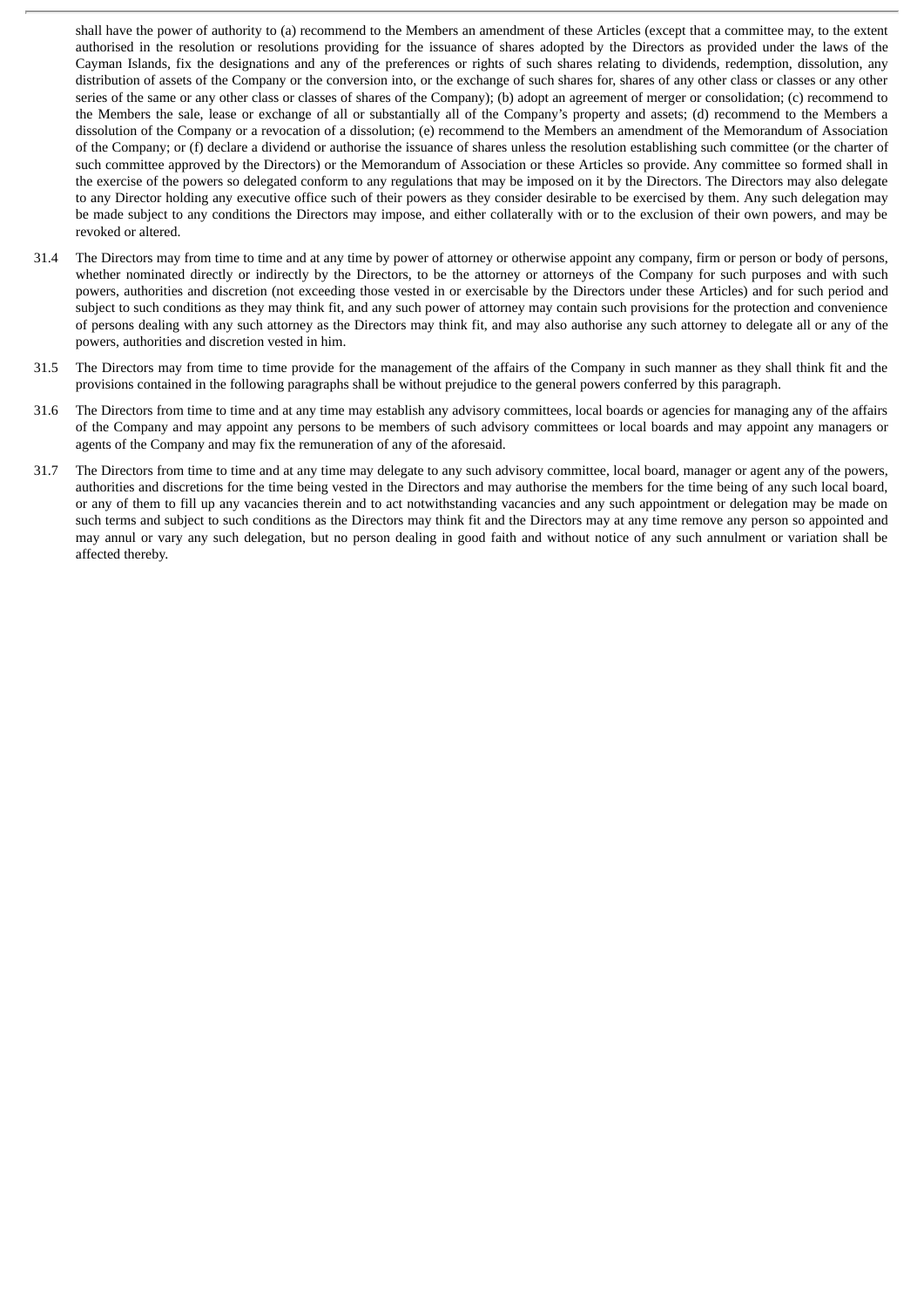shall have the power of authority to (a) recommend to the Members an amendment of these Articles (except that a committee may, to the extent authorised in the resolution or resolutions providing for the issuance of shares adopted by the Directors as provided under the laws of the Cayman Islands, fix the designations and any of the preferences or rights of such shares relating to dividends, redemption, dissolution, any distribution of assets of the Company or the conversion into, or the exchange of such shares for, shares of any other class or classes or any other series of the same or any other class or classes of shares of the Company); (b) adopt an agreement of merger or consolidation; (c) recommend to the Members the sale, lease or exchange of all or substantially all of the Company's property and assets; (d) recommend to the Members a dissolution of the Company or a revocation of a dissolution; (e) recommend to the Members an amendment of the Memorandum of Association of the Company; or (f) declare a dividend or authorise the issuance of shares unless the resolution establishing such committee (or the charter of such committee approved by the Directors) or the Memorandum of Association or these Articles so provide. Any committee so formed shall in the exercise of the powers so delegated conform to any regulations that may be imposed on it by the Directors. The Directors may also delegate to any Director holding any executive office such of their powers as they consider desirable to be exercised by them. Any such delegation may be made subject to any conditions the Directors may impose, and either collaterally with or to the exclusion of their own powers, and may be revoked or altered.

31.4 The Directors may from time to time and at any time by power of attorney or otherwise appoint any company, firm or person or body of persons, whether nominated directly or indirectly by the Directors, to be the attorney or attorneys of the Company for such purposes and with such powers, authorities and discretion (not exceeding those vested in or exercisable by the Directors under these Articles) and for such period and subject to such conditions as they may think fit, and any such power of attorney may contain such provisions for the protection and convenience of persons dealing with any such attorney as the Directors may think fit, and may also authorise any such attorney to delegate all or any of the powers, authorities and discretion vested in him.

31.5 The Directors may from time to time provide for the management of the affairs of the Company in such manner as they shall think fit and the provisions contained in the following paragraphs shall be without prejudice to the general powers conferred by this paragraph.

31.6 The Directors from time to time and at any time may establish any advisory committees, local boards or agencies for managing any of the affairs of the Company and may appoint any persons to be members of such advisory committees or local boards and may appoint any managers or agents of the Company and may fix the remuneration of any of the aforesaid.

31.7 The Directors from time to time and at any time may delegate to any such advisory committee, local board, manager or agent any of the powers, authorities and discretions for the time being vested in the Directors and may authorise the members for the time being of any such local board, or any of them to fill up any vacancies therein and to act notwithstanding vacancies and any such appointment or delegation may be made on such terms and subject to such conditions as the Directors may think fit and the Directors may at any time remove any person so appointed and may annul or vary any such delegation, but no person dealing in good faith and without notice of any such annulment or variation shall be affected thereby.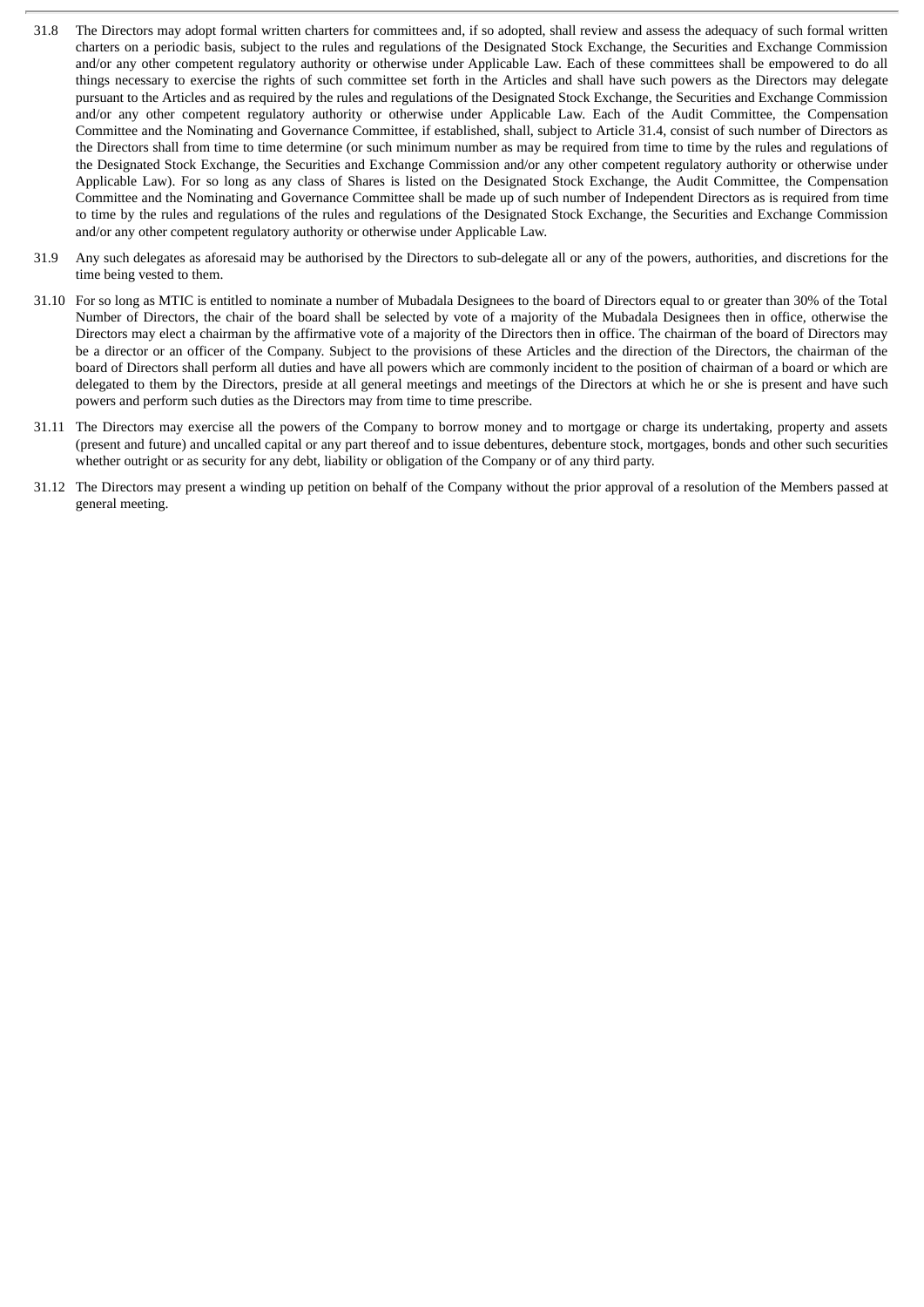31.8 The Directors may adopt formal written charters for committees and, if so adopted, shall review and assess the adequacy of such formal written charters on a periodic basis, subject to the rules and regulations of the Designated Stock Exchange, the Securities and Exchange Commission and/or any other competent regulatory authority or otherwise under Applicable Law. Each of these committees shall be empowered to do all things necessary to exercise the rights of such committee set forth in the Articles and shall have such powers as the Directors may delegate pursuant to the Articles and as required by the rules and regulations of the Designated Stock Exchange, the Securities and Exchange Commission and/or any other competent regulatory authority or otherwise under Applicable Law. Each of the Audit Committee, the Compensation Committee and the Nominating and Governance Committee, if established, shall, subject to Article 31.4, consist of such number of Directors as the Directors shall from time to time determine (or such minimum number as may be required from time to time by the rules and regulations of the Designated Stock Exchange, the Securities and Exchange Commission and/or any other competent regulatory authority or otherwise under Applicable Law). For so long as any class of Shares is listed on the Designated Stock Exchange, the Audit Committee, the Compensation Committee and the Nominating and Governance Committee shall be made up of such number of Independent Directors as is required from time to time by the rules and regulations of the rules and regulations of the Designated Stock Exchange, the Securities and Exchange Commission and/or any other competent regulatory authority or otherwise under Applicable Law.

31.9 Any such delegates as aforesaid may be authorised by the Directors to sub-delegate all or any of the powers, authorities, and discretions for the time being vested to them.

31.10 For so long as MTIC is entitled to nominate a number of Mubadala Designees to the board of Directors equal to or greater than 30% of the Total Number of Directors, the chair of the board shall be selected by vote of a majority of the Mubadala Designees then in office, otherwise the Directors may elect a chairman by the affirmative vote of a majority of the Directors then in office. The chairman of the board of Directors may be a director or an officer of the Company. Subject to the provisions of these Articles and the direction of the Directors, the chairman of the board of Directors shall perform all duties and have all powers which are commonly incident to the position of chairman of a board or which are delegated to them by the Directors, preside at all general meetings and meetings of the Directors at which he or she is present and have such powers and perform such duties as the Directors may from time to time prescribe.

31.11 The Directors may exercise all the powers of the Company to borrow money and to mortgage or charge its undertaking, property and assets (present and future) and uncalled capital or any part thereof and to issue debentures, debenture stock, mortgages, bonds and other such securities whether outright or as security for any debt, liability or obligation of the Company or of any third party.

31.12 The Directors may present a winding up petition on behalf of the Company without the prior approval of a resolution of the Members passed at general meeting.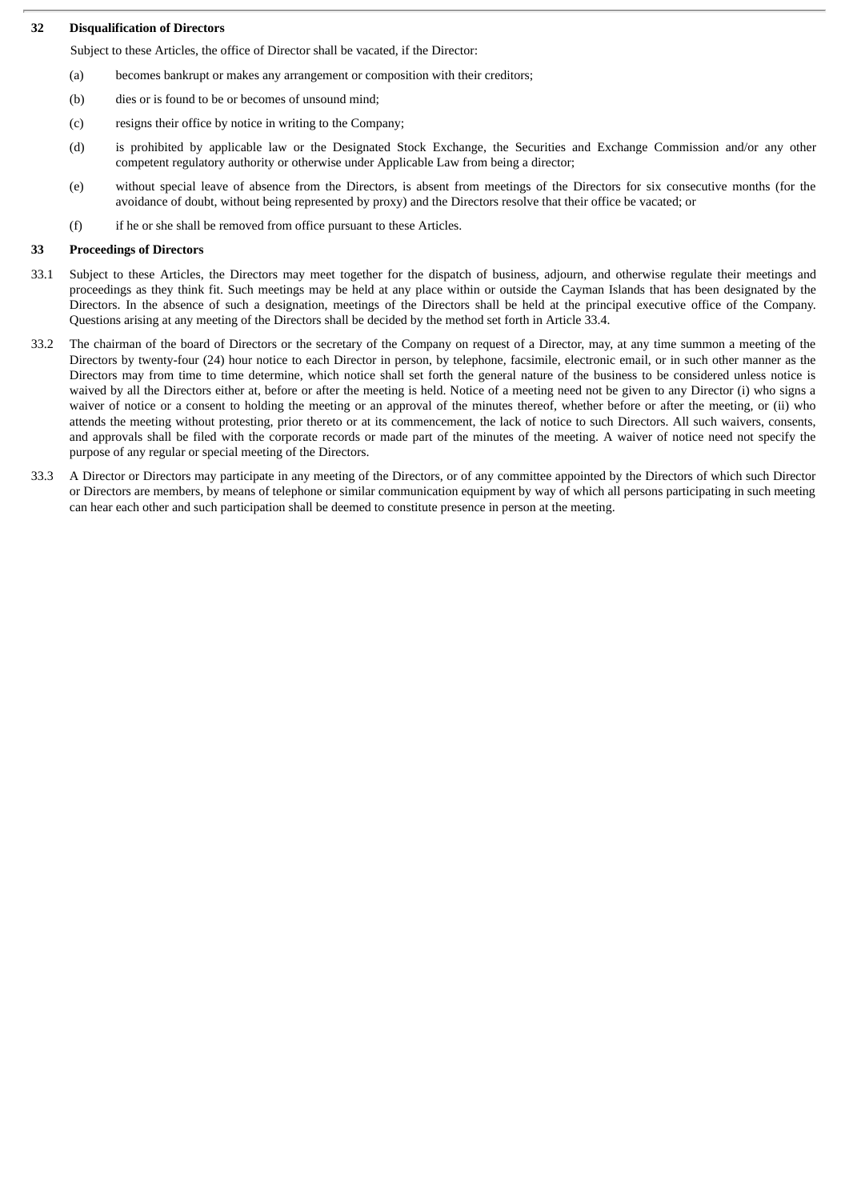**32 Disqualification of Directors**

Subject to these Articles, the office of Director shall be vacated, if the Director:

(a) becomes bankrupt or makes any arrangement or composition with their creditors;

(b) dies or is found to be or becomes of unsound mind;

(c) resigns their office by notice in writing to the Company;

(d) is prohibited by applicable law or the Designated Stock Exchange, the Securities and Exchange Commission and/or any other competent regulatory authority or otherwise under Applicable Law from being a director;

(e) without special leave of absence from the Directors, is absent from meetings of the Directors for six consecutive months (for the avoidance of doubt, without being represented by proxy) and the Directors resolve that their office be vacated; or

(f) if he or she shall be removed from office pursuant to these Articles.

**33 Proceedings of Directors**

33.1 Subject to these Articles, the Directors may meet together for the dispatch of business, adjourn, and otherwise regulate their meetings and proceedings as they think fit. Such meetings may be held at any place within or outside the Cayman Islands that has been designated by the Directors. In the absence of such a designation, meetings of the Directors shall be held at the principal executive office of the Company. Questions arising at any meeting of the Directors shall be decided by the method set forth in Article 33.4.

33.2 The chairman of the board of Directors or the secretary of the Company on request of a Director, may, at any time summon a meeting of the Directors by twenty-four (24) hour notice to each Director in person, by telephone, facsimile, electronic email, or in such other manner as the Directors may from time to time determine, which notice shall set forth the general nature of the business to be considered unless notice is waived by all the Directors either at, before or after the meeting is held. Notice of a meeting need not be given to any Director (i) who signs a waiver of notice or a consent to holding the meeting or an approval of the minutes thereof, whether before or after the meeting, or (ii) who attends the meeting without protesting, prior thereto or at its commencement, the lack of notice to such Directors. All such waivers, consents, and approvals shall be filed with the corporate records or made part of the minutes of the meeting. A waiver of notice need not specify the purpose of any regular or special meeting of the Directors.

33.3 A Director or Directors may participate in any meeting of the Directors, or of any committee appointed by the Directors of which such Director or Directors are members, by means of telephone or similar communication equipment by way of which all persons participating in such meeting can hear each other and such participation shall be deemed to constitute presence in person at the meeting.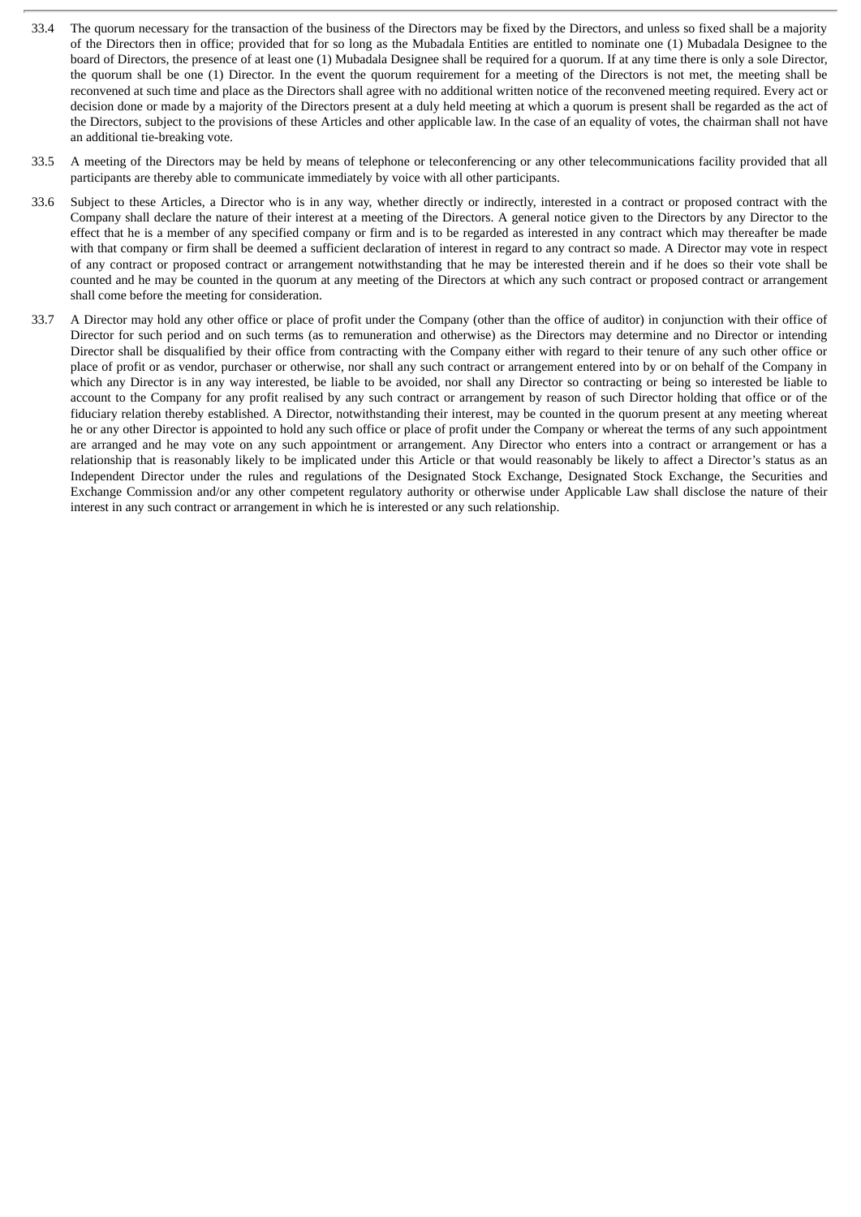33.4 The quorum necessary for the transaction of the business of the Directors may be fixed by the Directors, and unless so fixed shall be a majority of the Directors then in office; provided that for so long as the Mubadala Entities are entitled to nominate one (1) Mubadala Designee to the board of Directors, the presence of at least one (1) Mubadala Designee shall be required for a quorum. If at any time there is only a sole Director, the quorum shall be one (1) Director. In the event the quorum requirement for a meeting of the Directors is not met, the meeting shall be reconvened at such time and place as the Directors shall agree with no additional written notice of the reconvened meeting required. Every act or decision done or made by a majority of the Directors present at a duly held meeting at which a quorum is present shall be regarded as the act of the Directors, subject to the provisions of these Articles and other applicable law. In the case of an equality of votes, the chairman shall not have an additional tie-breaking vote.

33.5 A meeting of the Directors may be held by means of telephone or teleconferencing or any other telecommunications facility provided that all participants are thereby able to communicate immediately by voice with all other participants.

33.6 Subject to these Articles, a Director who is in any way, whether directly or indirectly, interested in a contract or proposed contract with the Company shall declare the nature of their interest at a meeting of the Directors. A general notice given to the Directors by any Director to the effect that he is a member of any specified company or firm and is to be regarded as interested in any contract which may thereafter be made with that company or firm shall be deemed a sufficient declaration of interest in regard to any contract so made. A Director may vote in respect of any contract or proposed contract or arrangement notwithstanding that he may be interested therein and if he does so their vote shall be counted and he may be counted in the quorum at any meeting of the Directors at which any such contract or proposed contract or arrangement shall come before the meeting for consideration.

33.7 A Director may hold any other office or place of profit under the Company (other than the office of auditor) in conjunction with their office of Director for such period and on such terms (as to remuneration and otherwise) as the Directors may determine and no Director or intending Director shall be disqualified by their office from contracting with the Company either with regard to their tenure of any such other office or place of profit or as vendor, purchaser or otherwise, nor shall any such contract or arrangement entered into by or on behalf of the Company in which any Director is in any way interested, be liable to be avoided, nor shall any Director so contracting or being so interested be liable to account to the Company for any profit realised by any such contract or arrangement by reason of such Director holding that office or of the fiduciary relation thereby established. A Director, notwithstanding their interest, may be counted in the quorum present at any meeting whereat he or any other Director is appointed to hold any such office or place of profit under the Company or whereat the terms of any such appointment are arranged and he may vote on any such appointment or arrangement. Any Director who enters into a contract or arrangement or has a relationship that is reasonably likely to be implicated under this Article or that would reasonably be likely to affect a Director's status as an Independent Director under the rules and regulations of the Designated Stock Exchange, Designated Stock Exchange, the Securities and Exchange Commission and/or any other competent regulatory authority or otherwise under Applicable Law shall disclose the nature of their interest in any such contract or arrangement in which he is interested or any such relationship.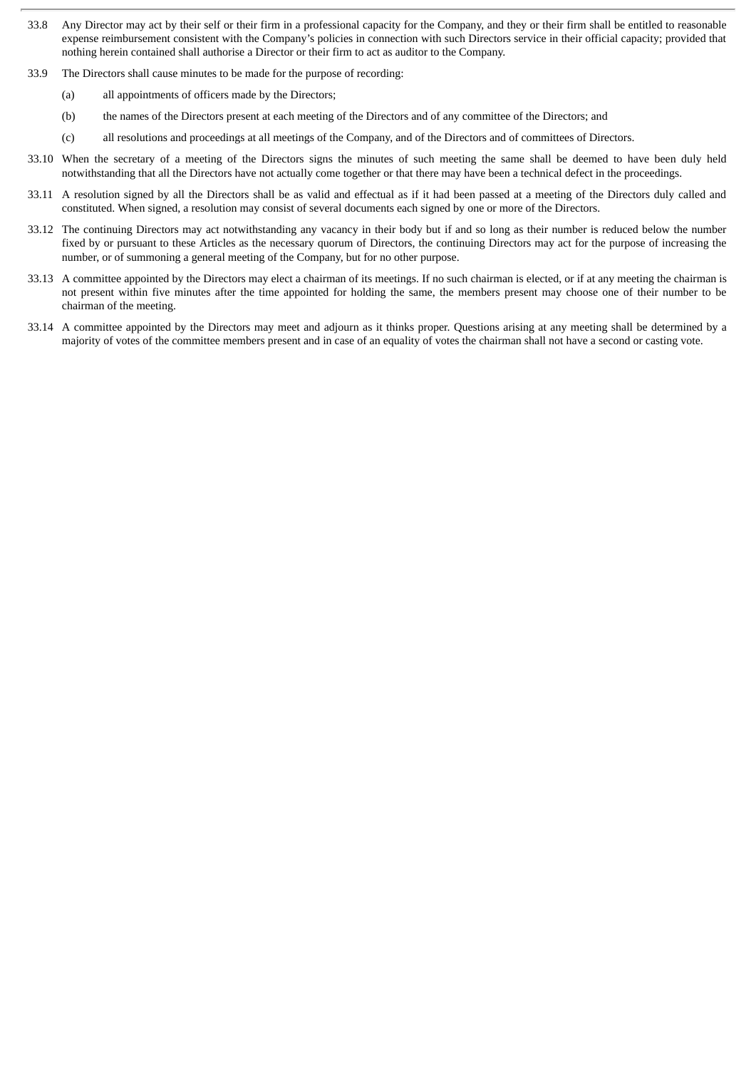33.8 Any Director may act by their self or their firm in a professional capacity for the Company, and they or their firm shall be entitled to reasonable expense reimbursement consistent with the Company's policies in connection with such Directors service in their official capacity; provided that nothing herein contained shall authorise a Director or their firm to act as auditor to the Company.

33.9 The Directors shall cause minutes to be made for the purpose of recording:

(a) all appointments of officers made by the Directors;

(b) the names of the Directors present at each meeting of the Directors and of any committee of the Directors; and

(c) all resolutions and proceedings at all meetings of the Company, and of the Directors and of committees of Directors.

33.10 When the secretary of a meeting of the Directors signs the minutes of such meeting the same shall be deemed to have been duly held notwithstanding that all the Directors have not actually come together or that there may have been a technical defect in the proceedings.

33.11 A resolution signed by all the Directors shall be as valid and effectual as if it had been passed at a meeting of the Directors duly called and constituted. When signed, a resolution may consist of several documents each signed by one or more of the Directors.

33.12 The continuing Directors may act notwithstanding any vacancy in their body but if and so long as their number is reduced below the number fixed by or pursuant to these Articles as the necessary quorum of Directors, the continuing Directors may act for the purpose of increasing the number, or of summoning a general meeting of the Company, but for no other purpose.

33.13 A committee appointed by the Directors may elect a chairman of its meetings. If no such chairman is elected, or if at any meeting the chairman is not present within five minutes after the time appointed for holding the same, the members present may choose one of their number to be chairman of the meeting.

33.14 A committee appointed by the Directors may meet and adjourn as it thinks proper. Questions arising at any meeting shall be determined by a majority of votes of the committee members present and in case of an equality of votes the chairman shall not have a second or casting vote.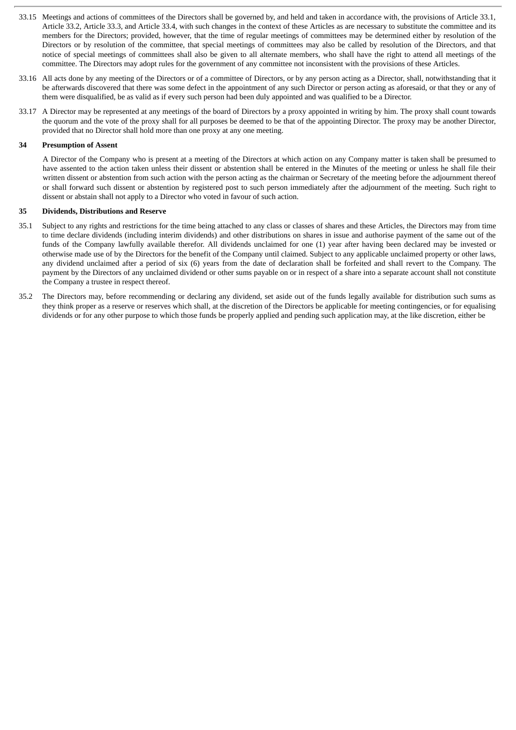33.15 Meetings and actions of committees of the Directors shall be governed by, and held and taken in accordance with, the provisions of Article 33.1, Article 33.2, Article 33.3, and Article 33.4, with such changes in the context of these Articles as are necessary to substitute the committee and its members for the Directors; provided, however, that the time of regular meetings of committees may be determined either by resolution of the Directors or by resolution of the committee, that special meetings of committees may also be called by resolution of the Directors, and that notice of special meetings of committees shall also be given to all alternate members, who shall have the right to attend all meetings of the committee. The Directors may adopt rules for the government of any committee not inconsistent with the provisions of these Articles.

33.16 All acts done by any meeting of the Directors or of a committee of Directors, or by any person acting as a Director, shall, notwithstanding that it be afterwards discovered that there was some defect in the appointment of any such Director or person acting as aforesaid, or that they or any of them were disqualified, be as valid as if every such person had been duly appointed and was qualified to be a Director.

33.17 A Director may be represented at any meetings of the board of Directors by a proxy appointed in writing by him. The proxy shall count towards the quorum and the vote of the proxy shall for all purposes be deemed to be that of the appointing Director. The proxy may be another Director, provided that no Director shall hold more than one proxy at any one meeting.

## 34 Presumption of Assent

A Director of the Company who is present at a meeting of the Directors at which action on any Company matter is taken shall be presumed to have assented to the action taken unless their dissent or abstention shall be entered in the Minutes of the meeting or unless he shall file their written dissent or abstention from such action with the person acting as the chairman or Secretary of the meeting before the adjournment thereof or shall forward such dissent or abstention by registered post to such person immediately after the adjournment of the meeting. Such right to dissent or abstain shall not apply to a Director who voted in favour of such action.

## 35 Dividends, Distributions and Reserve

35.1 Subject to any rights and restrictions for the time being attached to any class or classes of shares and these Articles, the Directors may from time to time declare dividends (including interim dividends) and other distributions on shares in issue and authorise payment of the same out of the funds of the Company lawfully available therefor. All dividends unclaimed for one (1) year after having been declared may be invested or otherwise made use of by the Directors for the benefit of the Company until claimed. Subject to any applicable unclaimed property or other laws, any dividend unclaimed after a period of six (6) years from the date of declaration shall be forfeited and shall revert to the Company. The payment by the Directors of any unclaimed dividend or other sums payable on or in respect of a share into a separate account shall not constitute the Company a trustee in respect thereof.

35.2 The Directors may, before recommending or declaring any dividend, set aside out of the funds legally available for distribution such sums as they think proper as a reserve or reserves which shall, at the discretion of the Directors be applicable for meeting contingencies, or for equalising dividends or for any other purpose to which those funds be properly applied and pending such application may, at the like discretion, either be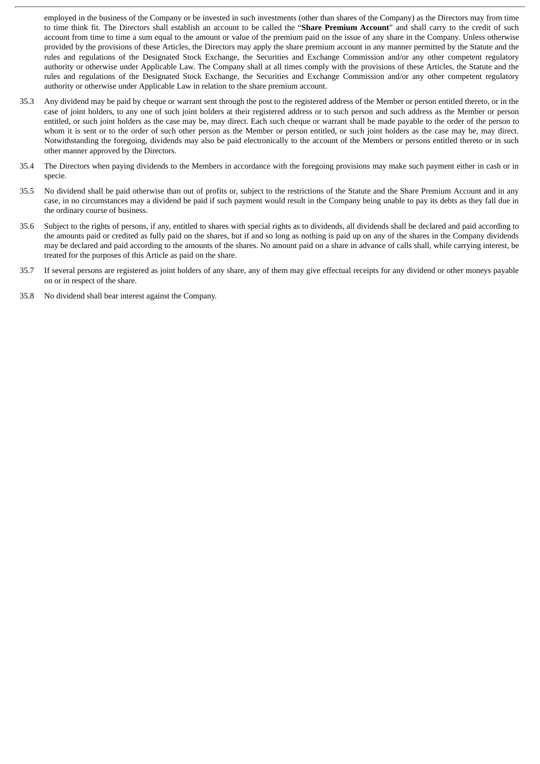employed in the business of the Company or be invested in such investments (other than shares of the Company) as the Directors may from time to time think fit. The Directors shall establish an account to be called the "**Share Premium Account**" and shall carry to the credit of such account from time to time a sum equal to the amount or value of the premium paid on the issue of any share in the Company. Unless otherwise provided by the provisions of these Articles, the Directors may apply the share premium account in any manner permitted by the Statute and the rules and regulations of the Designated Stock Exchange, the Securities and Exchange Commission and/or any other competent regulatory authority or otherwise under Applicable Law. The Company shall at all times comply with the provisions of these Articles, the Statute and the rules and regulations of the Designated Stock Exchange, the Securities and Exchange Commission and/or any other competent regulatory authority or otherwise under Applicable Law in relation to the share premium account.

35.3 Any dividend may be paid by cheque or warrant sent through the post to the registered address of the Member or person entitled thereto, or in the case of joint holders, to any one of such joint holders at their registered address or to such person and such address as the Member or person entitled, or such joint holders as the case may be, may direct. Each such cheque or warrant shall be made payable to the order of the person to whom it is sent or to the order of such other person as the Member or person entitled, or such joint holders as the case may be, may direct. Notwithstanding the foregoing, dividends may also be paid electronically to the account of the Members or persons entitled thereto or in such other manner approved by the Directors.

35.4 The Directors when paying dividends to the Members in accordance with the foregoing provisions may make such payment either in cash or in specie.

35.5 No dividend shall be paid otherwise than out of profits or, subject to the restrictions of the Statute and the Share Premium Account and in any case, in no circumstances may a dividend be paid if such payment would result in the Company being unable to pay its debts as they fall due in the ordinary course of business.

35.6 Subject to the rights of persons, if any, entitled to shares with special rights as to dividends, all dividends shall be declared and paid according to the amounts paid or credited as fully paid on the shares, but if and so long as nothing is paid up on any of the shares in the Company dividends may be declared and paid according to the amounts of the shares. No amount paid on a share in advance of calls shall, while carrying interest, be treated for the purposes of this Article as paid on the share.

35.7 If several persons are registered as joint holders of any share, any of them may give effectual receipts for any dividend or other moneys payable on or in respect of the share.

35.8 No dividend shall bear interest against the Company.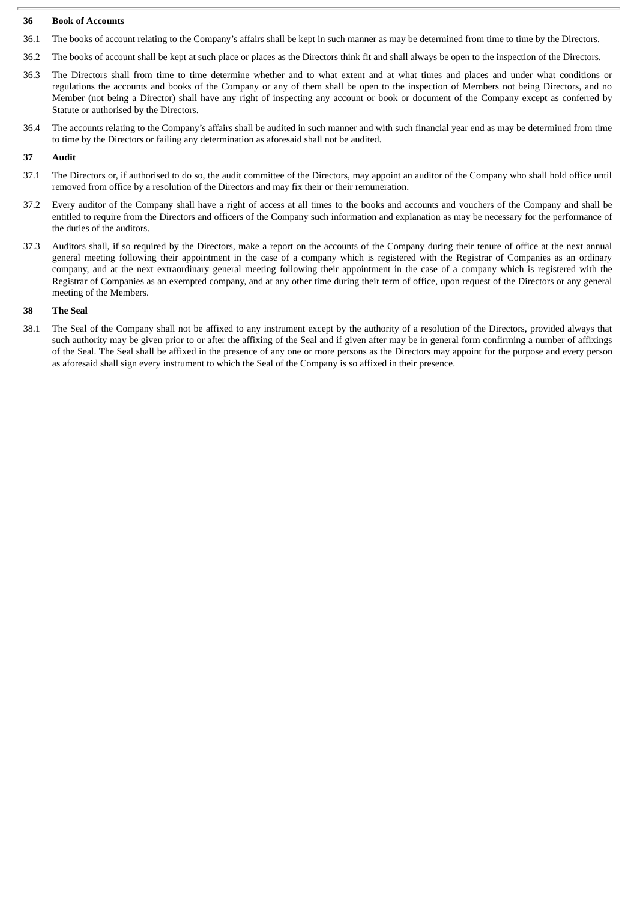**36 Book of Accounts**

36.1 The books of account relating to the Company's affairs shall be kept in such manner as may be determined from time to time by the Directors.

36.2 The books of account shall be kept at such place or places as the Directors think fit and shall always be open to the inspection of the Directors.

36.3 The Directors shall from time to time determine whether and to what extent and at what times and places and under what conditions or regulations the accounts and books of the Company or any of them shall be open to the inspection of Members not being Directors, and no Member (not being a Director) shall have any right of inspecting any account or book or document of the Company except as conferred by Statute or authorised by the Directors.

36.4 The accounts relating to the Company's affairs shall be audited in such manner and with such financial year end as may be determined from time to time by the Directors or failing any determination as aforesaid shall not be audited.

**37 Audit**

37.1 The Directors or, if authorised to do so, the audit committee of the Directors, may appoint an auditor of the Company who shall hold office until removed from office by a resolution of the Directors and may fix their or their remuneration.

37.2 Every auditor of the Company shall have a right of access at all times to the books and accounts and vouchers of the Company and shall be entitled to require from the Directors and officers of the Company such information and explanation as may be necessary for the performance of the duties of the auditors.

37.3 Auditors shall, if so required by the Directors, make a report on the accounts of the Company during their tenure of office at the next annual general meeting following their appointment in the case of a company which is registered with the Registrar of Companies as an ordinary company, and at the next extraordinary general meeting following their appointment in the case of a company which is registered with the Registrar of Companies as an exempted company, and at any other time during their term of office, upon request of the Directors or any general meeting of the Members.

**38 The Seal**

38.1 The Seal of the Company shall not be affixed to any instrument except by the authority of a resolution of the Directors, provided always that such authority may be given prior to or after the affixing of the Seal and if given after may be in general form confirming a number of affixings of the Seal. The Seal shall be affixed in the presence of any one or more persons as the Directors may appoint for the purpose and every person as aforesaid shall sign every instrument to which the Seal of the Company is so affixed in their presence.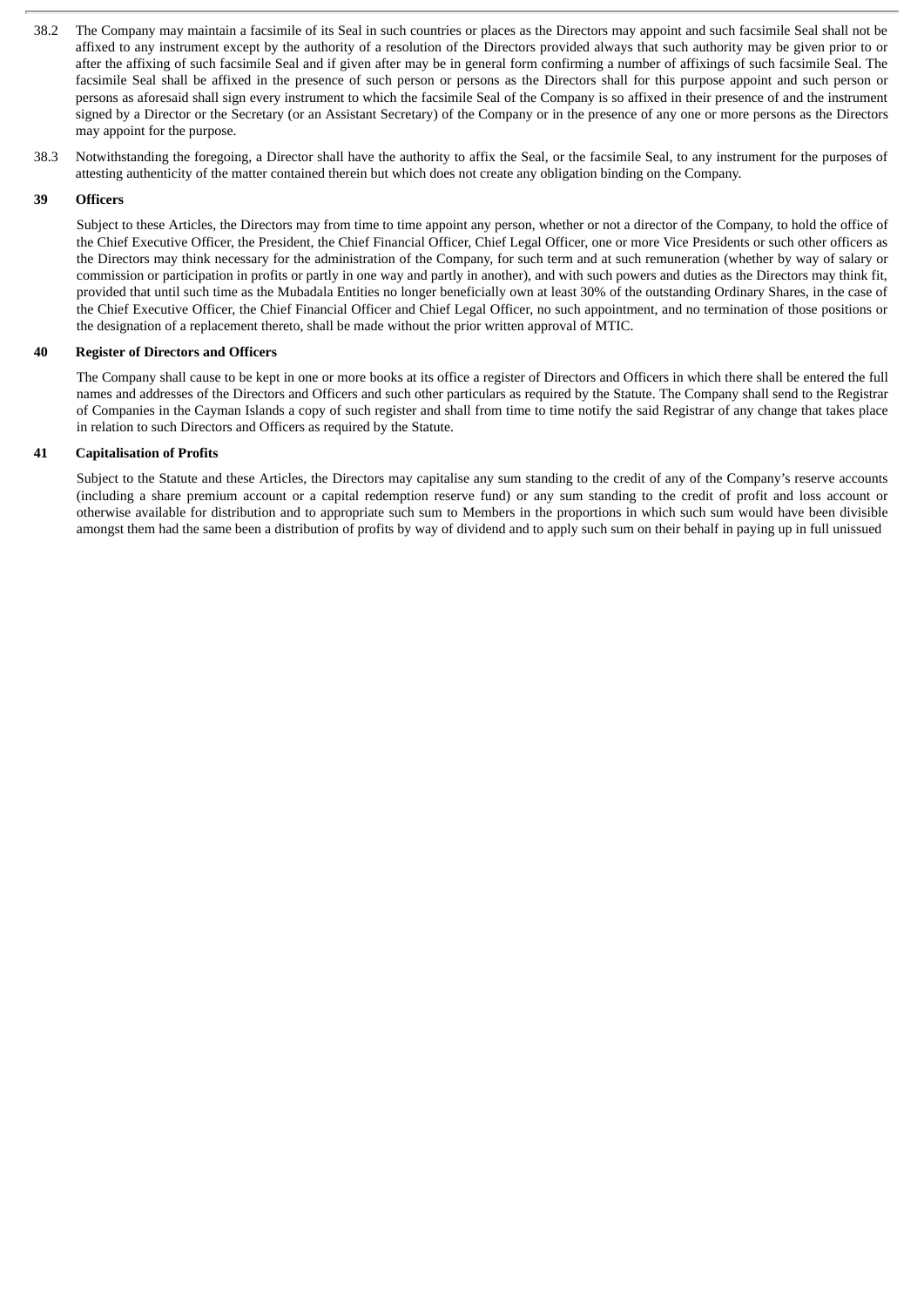38.2 The Company may maintain a facsimile of its Seal in such countries or places as the Directors may appoint and such facsimile Seal shall not be affixed to any instrument except by the authority of a resolution of the Directors provided always that such authority may be given prior to or after the affixing of such facsimile Seal and if given after may be in general form confirming a number of affixings of such facsimile Seal. The facsimile Seal shall be affixed in the presence of such person or persons as the Directors shall for this purpose appoint and such person or persons as aforesaid shall sign every instrument to which the facsimile Seal of the Company is so affixed in their presence of and the instrument signed by a Director or the Secretary (or an Assistant Secretary) of the Company or in the presence of any one or more persons as the Directors may appoint for the purpose.

38.3 Notwithstanding the foregoing, a Director shall have the authority to affix the Seal, or the facsimile Seal, to any instrument for the purposes of attesting authenticity of the matter contained therein but which does not create any obligation binding on the Company.

**39 Officers**

Subject to these Articles, the Directors may from time to time appoint any person, whether or not a director of the Company, to hold the office of the Chief Executive Officer, the President, the Chief Financial Officer, Chief Legal Officer, one or more Vice Presidents or such other officers as the Directors may think necessary for the administration of the Company, for such term and at such remuneration (whether by way of salary or commission or participation in profits or partly in one way and partly in another), and with such powers and duties as the Directors may think fit, provided that until such time as the Mubadala Entities no longer beneficially own at least 30% of the outstanding Ordinary Shares, in the case of the Chief Executive Officer, the Chief Financial Officer and Chief Legal Officer, no such appointment, and no termination of those positions or the designation of a replacement thereto, shall be made without the prior written approval of MTIC.

**40 Register of Directors and Officers**

The Company shall cause to be kept in one or more books at its office a register of Directors and Officers in which there shall be entered the full names and addresses of the Directors and Officers and such other particulars as required by the Statute. The Company shall send to the Registrar of Companies in the Cayman Islands a copy of such register and shall from time to time notify the said Registrar of any change that takes place in relation to such Directors and Officers as required by the Statute.

**41 Capitalisation of Profits**

Subject to the Statute and these Articles, the Directors may capitalise any sum standing to the credit of any of the Company's reserve accounts (including a share premium account or a capital redemption reserve fund) or any sum standing to the credit of profit and loss account or otherwise available for distribution and to appropriate such sum to Members in the proportions in which such sum would have been divisible amongst them had the same been a distribution of profits by way of dividend and to apply such sum on their behalf in paying up in full unissued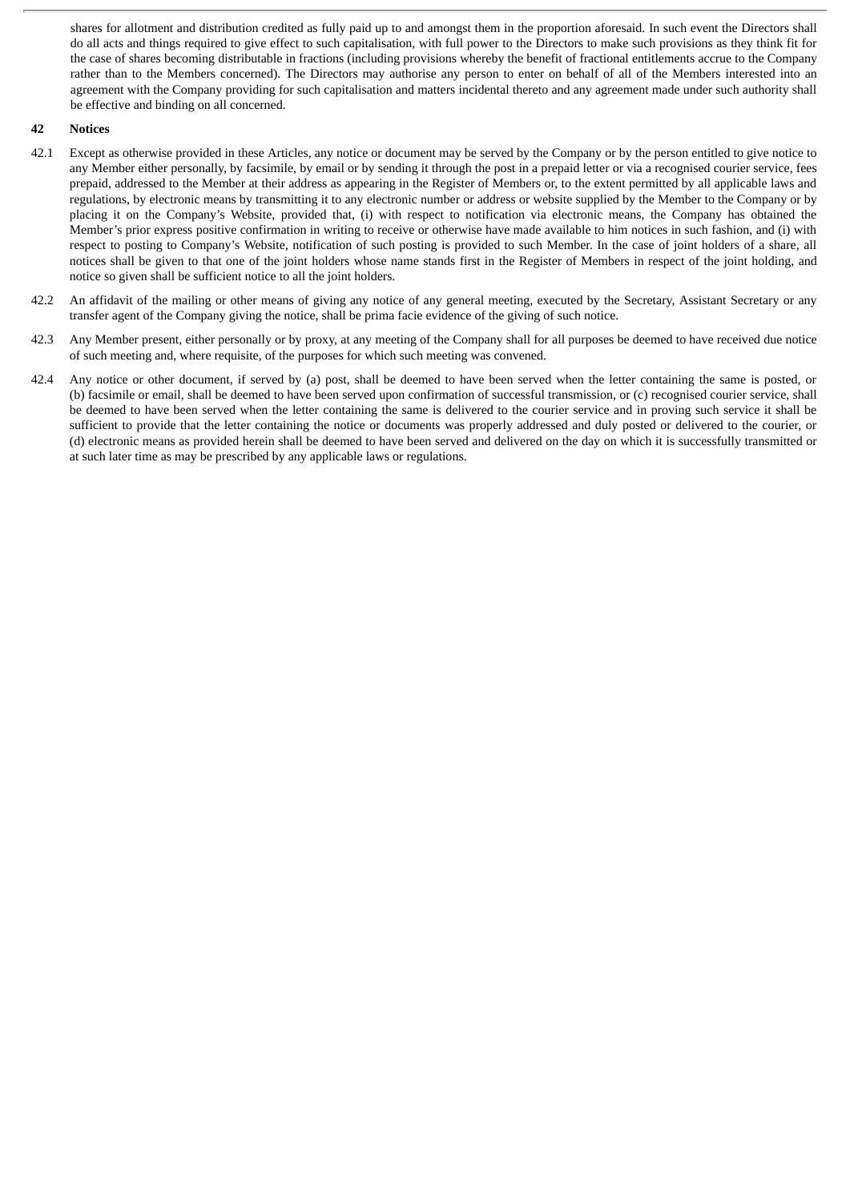shares for allotment and distribution credited as fully paid up to and amongst them in the proportion aforesaid. In such event the Directors shall do all acts and things required to give effect to such capitalisation, with full power to the Directors to make such provisions as they think fit for the case of shares becoming distributable in fractions (including provisions whereby the benefit of fractional entitlements accrue to the Company rather than to the Members concerned). The Directors may authorise any person to enter on behalf of all of the Members interested into an agreement with the Company providing for such capitalisation and matters incidental thereto and any agreement made under such authority shall be effective and binding on all concerned.

## 42 Notices

42.1 Except as otherwise provided in these Articles, any notice or document may be served by the Company or by the person entitled to give notice to any Member either personally, by facsimile, by email or by sending it through the post in a prepaid letter or via a recognised courier service, fees prepaid, addressed to the Member at their address as appearing in the Register of Members or, to the extent permitted by all applicable laws and regulations, by electronic means by transmitting it to any electronic number or address or website supplied by the Member to the Company or by placing it on the Company's Website, provided that, (i) with respect to notification via electronic means, the Company has obtained the Member's prior express positive confirmation in writing to receive or otherwise have made available to him notices in such fashion, and (i) with respect to posting to Company's Website, notification of such posting is provided to such Member. In the case of joint holders of a share, all notices shall be given to that one of the joint holders whose name stands first in the Register of Members in respect of the joint holding, and notice so given shall be sufficient notice to all the joint holders.

42.2 An affidavit of the mailing or other means of giving any notice of any general meeting, executed by the Secretary, Assistant Secretary or any transfer agent of the Company giving the notice, shall be prima facie evidence of the giving of such notice.

42.3 Any Member present, either personally or by proxy, at any meeting of the Company shall for all purposes be deemed to have received due notice of such meeting and, where requisite, of the purposes for which such meeting was convened.

42.4 Any notice or other document, if served by (a) post, shall be deemed to have been served when the letter containing the same is posted, or (b) facsimile or email, shall be deemed to have been served upon confirmation of successful transmission, or (c) recognised courier service, shall be deemed to have been served when the letter containing the same is delivered to the courier service and in proving such service it shall be sufficient to provide that the letter containing the notice or documents was properly addressed and duly posted or delivered to the courier, or (d) electronic means as provided herein shall be deemed to have been served and delivered on the day on which it is successfully transmitted or at such later time as may be prescribed by any applicable laws or regulations.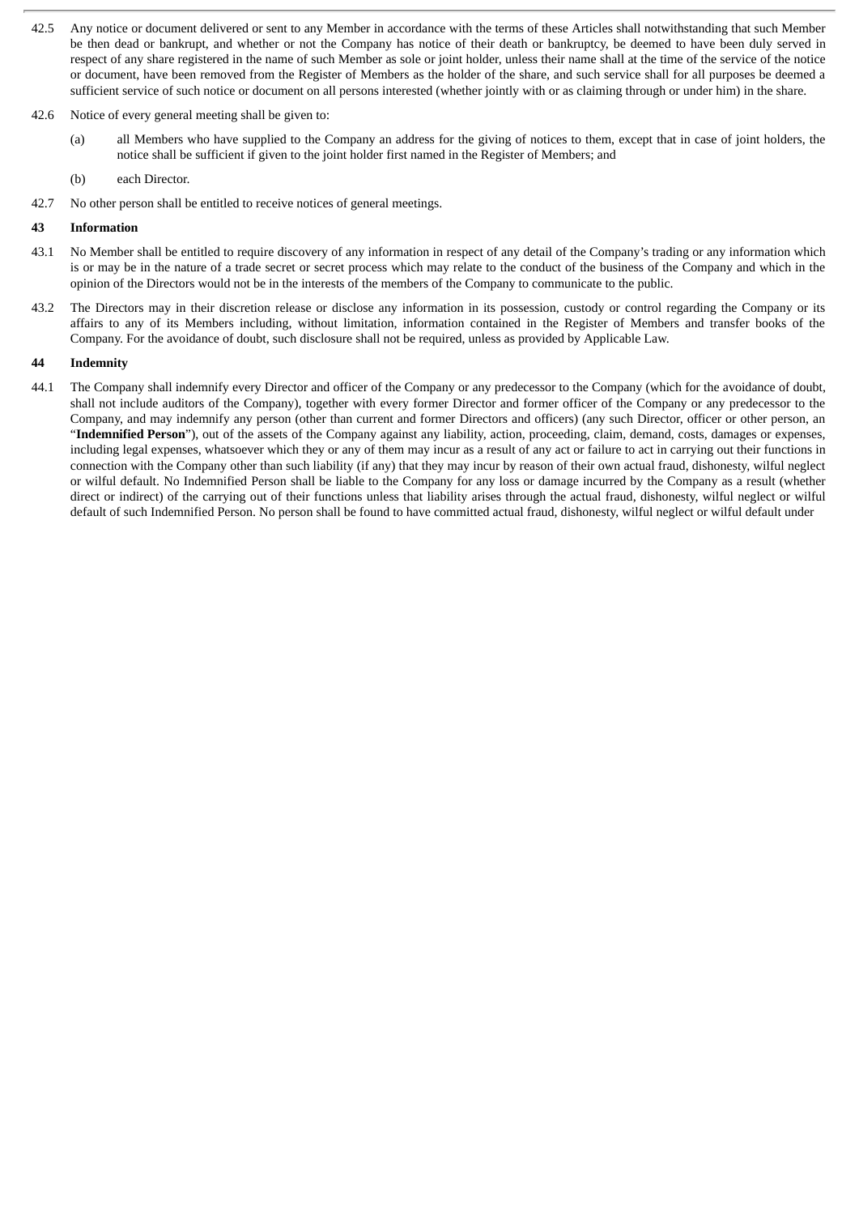42.5 Any notice or document delivered or sent to any Member in accordance with the terms of these Articles shall notwithstanding that such Member be then dead or bankrupt, and whether or not the Company has notice of their death or bankruptcy, be deemed to have been duly served in respect of any share registered in the name of such Member as sole or joint holder, unless their name shall at the time of the service of the notice or document, have been removed from the Register of Members as the holder of the share, and such service shall for all purposes be deemed a sufficient service of such notice or document on all persons interested (whether jointly with or as claiming through or under him) in the share.

42.6 Notice of every general meeting shall be given to:

(a) all Members who have supplied to the Company an address for the giving of notices to them, except that in case of joint holders, the notice shall be sufficient if given to the joint holder first named in the Register of Members; and

(b) each Director.

42.7 No other person shall be entitled to receive notices of general meetings.

**43 Information**

43.1 No Member shall be entitled to require discovery of any information in respect of any detail of the Company's trading or any information which is or may be in the nature of a trade secret or secret process which may relate to the conduct of the business of the Company and which in the opinion of the Directors would not be in the interests of the members of the Company to communicate to the public.

43.2 The Directors may in their discretion release or disclose any information in its possession, custody or control regarding the Company or its affairs to any of its Members including, without limitation, information contained in the Register of Members and transfer books of the Company. For the avoidance of doubt, such disclosure shall not be required, unless as provided by Applicable Law.

**44 Indemnity**

44.1 The Company shall indemnify every Director and officer of the Company or any predecessor to the Company (which for the avoidance of doubt, shall not include auditors of the Company), together with every former Director and former officer of the Company or any predecessor to the Company, and may indemnify any person (other than current and former Directors and officers) (any such Director, officer or other person, an "**Indemnified Person**"), out of the assets of the Company against any liability, action, proceeding, claim, demand, costs, damages or expenses, including legal expenses, whatsoever which they or any of them may incur as a result of any act or failure to act in carrying out their functions in connection with the Company other than such liability (if any) that they may incur by reason of their own actual fraud, dishonesty, wilful neglect or wilful default. No Indemnified Person shall be liable to the Company for any loss or damage incurred by the Company as a result (whether direct or indirect) of the carrying out of their functions unless that liability arises through the actual fraud, dishonesty, wilful neglect or wilful default of such Indemnified Person. No person shall be found to have committed actual fraud, dishonesty, wilful neglect or wilful default under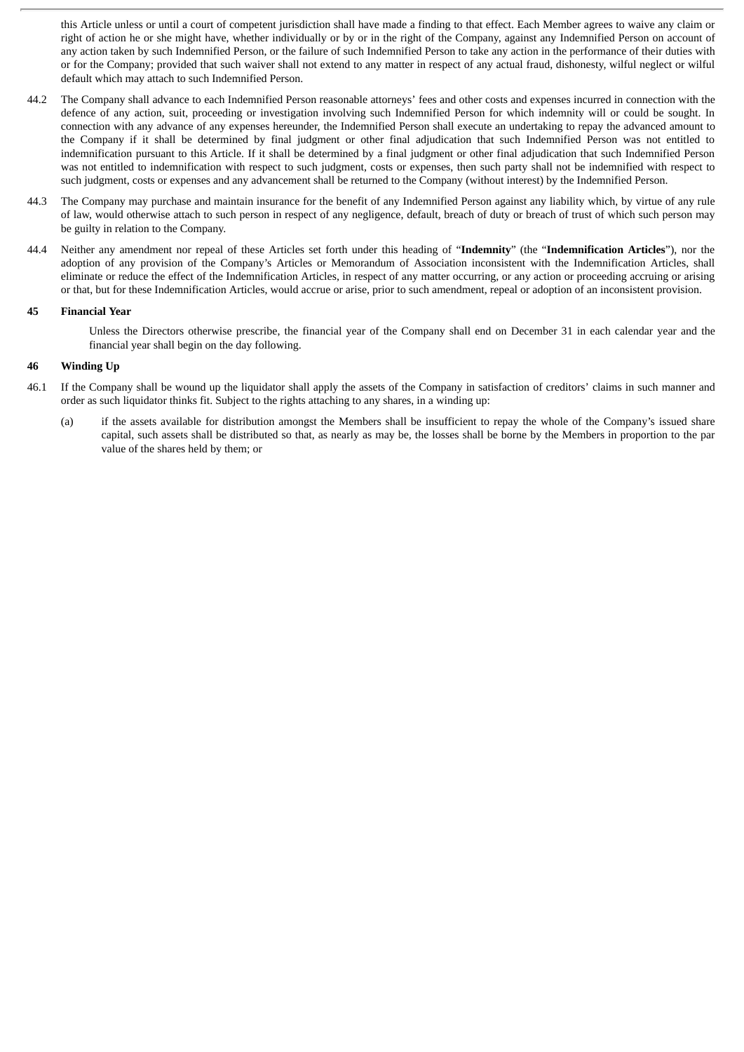this Article unless or until a court of competent jurisdiction shall have made a finding to that effect. Each Member agrees to waive any claim or right of action he or she might have, whether individually or by or in the right of the Company, against any Indemnified Person on account of any action taken by such Indemnified Person, or the failure of such Indemnified Person to take any action in the performance of their duties with or for the Company; provided that such waiver shall not extend to any matter in respect of any actual fraud, dishonesty, wilful neglect or wilful default which may attach to such Indemnified Person.

44.2 The Company shall advance to each Indemnified Person reasonable attorneys' fees and other costs and expenses incurred in connection with the defence of any action, suit, proceeding or investigation involving such Indemnified Person for which indemnity will or could be sought. In connection with any advance of any expenses hereunder, the Indemnified Person shall execute an undertaking to repay the advanced amount to the Company if it shall be determined by final judgment or other final adjudication that such Indemnified Person was not entitled to indemnification pursuant to this Article. If it shall be determined by a final judgment or other final adjudication that such Indemnified Person was not entitled to indemnification with respect to such judgment, costs or expenses, then such party shall not be indemnified with respect to such judgment, costs or expenses and any advancement shall be returned to the Company (without interest) by the Indemnified Person.

44.3 The Company may purchase and maintain insurance for the benefit of any Indemnified Person against any liability which, by virtue of any rule of law, would otherwise attach to such person in respect of any negligence, default, breach of duty or breach of trust of which such person may be guilty in relation to the Company.

44.4 Neither any amendment nor repeal of these Articles set forth under this heading of "**Indemnity**" (the "**Indemnification Articles**"), nor the adoption of any provision of the Company's Articles or Memorandum of Association inconsistent with the Indemnification Articles, shall eliminate or reduce the effect of the Indemnification Articles, in respect of any matter occurring, or any action or proceeding accruing or arising or that, but for these Indemnification Articles, would accrue or arise, prior to such amendment, repeal or adoption of an inconsistent provision.

**45 Financial Year**

Unless the Directors otherwise prescribe, the financial year of the Company shall end on December 31 in each calendar year and the financial year shall begin on the day following.

**46 Winding Up**

46.1 If the Company shall be wound up the liquidator shall apply the assets of the Company in satisfaction of creditors' claims in such manner and order as such liquidator thinks fit. Subject to the rights attaching to any shares, in a winding up:

(a) if the assets available for distribution amongst the Members shall be insufficient to repay the whole of the Company's issued share capital, such assets shall be distributed so that, as nearly as may be, the losses shall be borne by the Members in proportion to the par value of the shares held by them; or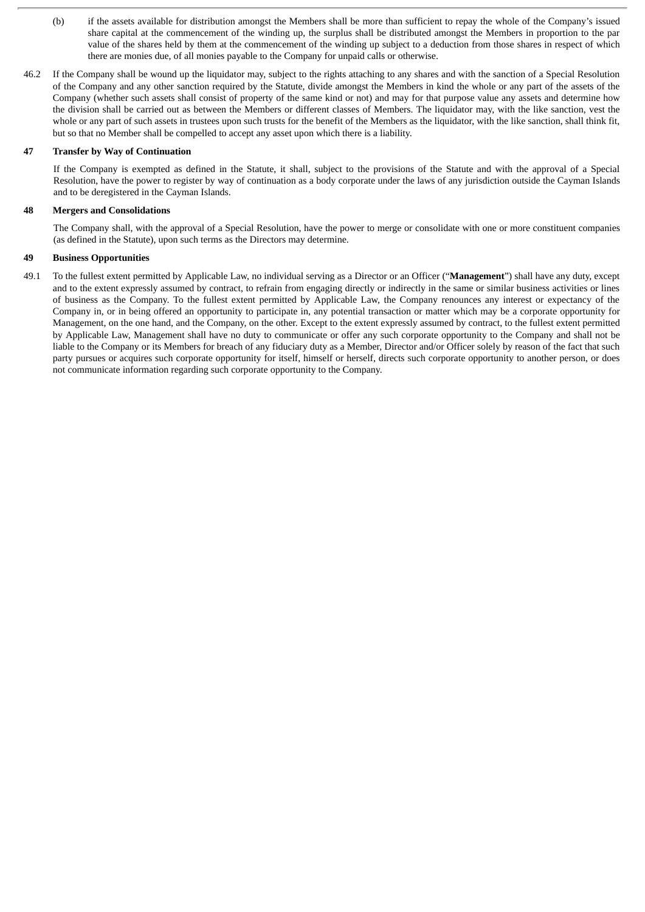(b) if the assets available for distribution amongst the Members shall be more than sufficient to repay the whole of the Company's issued share capital at the commencement of the winding up, the surplus shall be distributed amongst the Members in proportion to the par value of the shares held by them at the commencement of the winding up subject to a deduction from those shares in respect of which there are monies due, of all monies payable to the Company for unpaid calls or otherwise.

46.2 If the Company shall be wound up the liquidator may, subject to the rights attaching to any shares and with the sanction of a Special Resolution of the Company and any other sanction required by the Statute, divide amongst the Members in kind the whole or any part of the assets of the Company (whether such assets shall consist of property of the same kind or not) and may for that purpose value any assets and determine how the division shall be carried out as between the Members or different classes of Members. The liquidator may, with the like sanction, vest the whole or any part of such assets in trustees upon such trusts for the benefit of the Members as the liquidator, with the like sanction, shall think fit, but so that no Member shall be compelled to accept any asset upon which there is a liability.

### 47 Transfer by Way of Continuation

If the Company is exempted as defined in the Statute, it shall, subject to the provisions of the Statute and with the approval of a Special Resolution, have the power to register by way of continuation as a body corporate under the laws of any jurisdiction outside the Cayman Islands and to be deregistered in the Cayman Islands.

### 48 Mergers and Consolidations

The Company shall, with the approval of a Special Resolution, have the power to merge or consolidate with one or more constituent companies (as defined in the Statute), upon such terms as the Directors may determine.

### 49 Business Opportunities

49.1 To the fullest extent permitted by Applicable Law, no individual serving as a Director or an Officer ("**Management**") shall have any duty, except and to the extent expressly assumed by contract, to refrain from engaging directly or indirectly in the same or similar business activities or lines of business as the Company. To the fullest extent permitted by Applicable Law, the Company renounces any interest or expectancy of the Company in, or in being offered an opportunity to participate in, any potential transaction or matter which may be a corporate opportunity for Management, on the one hand, and the Company, on the other. Except to the extent expressly assumed by contract, to the fullest extent permitted by Applicable Law, Management shall have no duty to communicate or offer any such corporate opportunity to the Company and shall not be liable to the Company or its Members for breach of any fiduciary duty as a Member, Director and/or Officer solely by reason of the fact that such party pursues or acquires such corporate opportunity for itself, himself or herself, directs such corporate opportunity to another person, or does not communicate information regarding such corporate opportunity to the Company.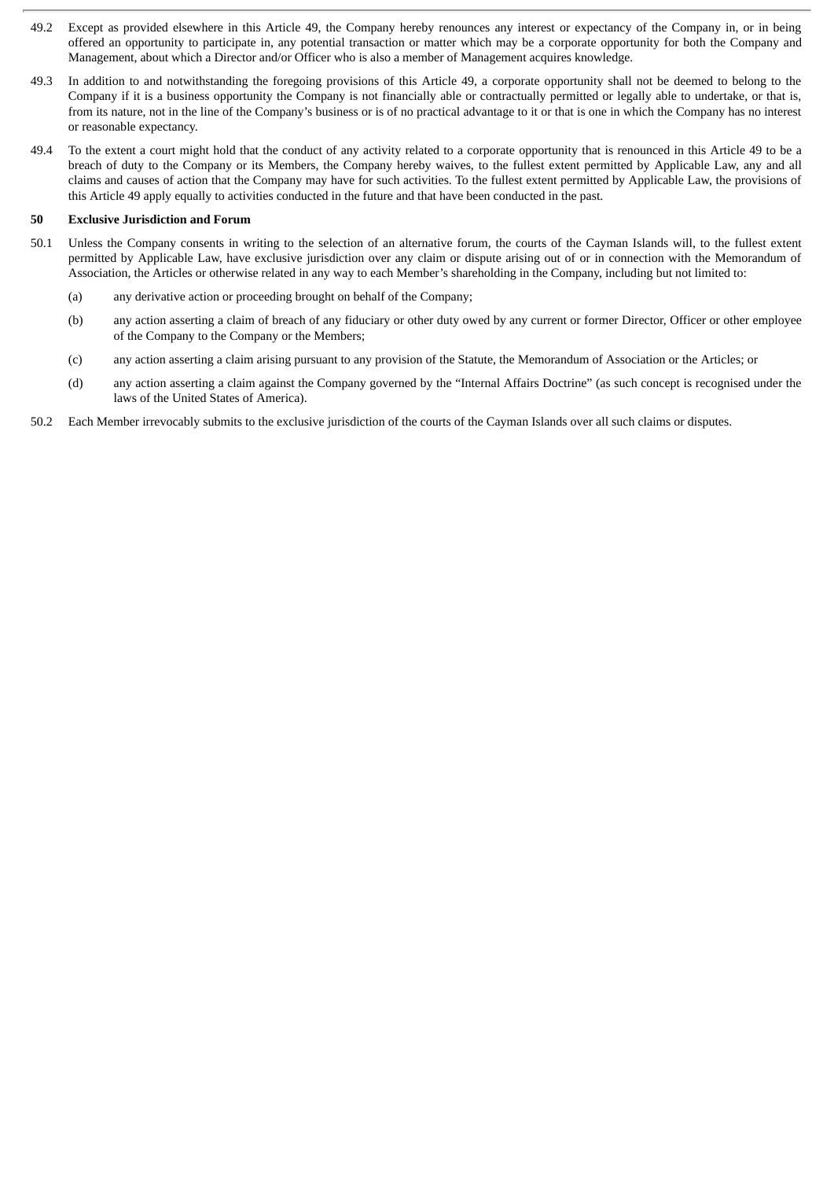49.2 Except as provided elsewhere in this Article 49, the Company hereby renounces any interest or expectancy of the Company in, or in being offered an opportunity to participate in, any potential transaction or matter which may be a corporate opportunity for both the Company and Management, about which a Director and/or Officer who is also a member of Management acquires knowledge.

49.3 In addition to and notwithstanding the foregoing provisions of this Article 49, a corporate opportunity shall not be deemed to belong to the Company if it is a business opportunity the Company is not financially able or contractually permitted or legally able to undertake, or that is, from its nature, not in the line of the Company's business or is of no practical advantage to it or that is one in which the Company has no interest or reasonable expectancy.

49.4 To the extent a court might hold that the conduct of any activity related to a corporate opportunity that is renounced in this Article 49 to be a breach of duty to the Company or its Members, the Company hereby waives, to the fullest extent permitted by Applicable Law, any and all claims and causes of action that the Company may have for such activities. To the fullest extent permitted by Applicable Law, the provisions of this Article 49 apply equally to activities conducted in the future and that have been conducted in the past.

**50 Exclusive Jurisdiction and Forum**

50.1 Unless the Company consents in writing to the selection of an alternative forum, the courts of the Cayman Islands will, to the fullest extent permitted by Applicable Law, have exclusive jurisdiction over any claim or dispute arising out of or in connection with the Memorandum of Association, the Articles or otherwise related in any way to each Member's shareholding in the Company, including but not limited to:

(a) any derivative action or proceeding brought on behalf of the Company;

(b) any action asserting a claim of breach of any fiduciary or other duty owed by any current or former Director, Officer or other employee of the Company to the Company or the Members;

(c) any action asserting a claim arising pursuant to any provision of the Statute, the Memorandum of Association or the Articles; or

(d) any action asserting a claim against the Company governed by the "Internal Affairs Doctrine" (as such concept is recognised under the laws of the United States of America).

50.2 Each Member irrevocably submits to the exclusive jurisdiction of the courts of the Cayman Islands over all such claims or disputes.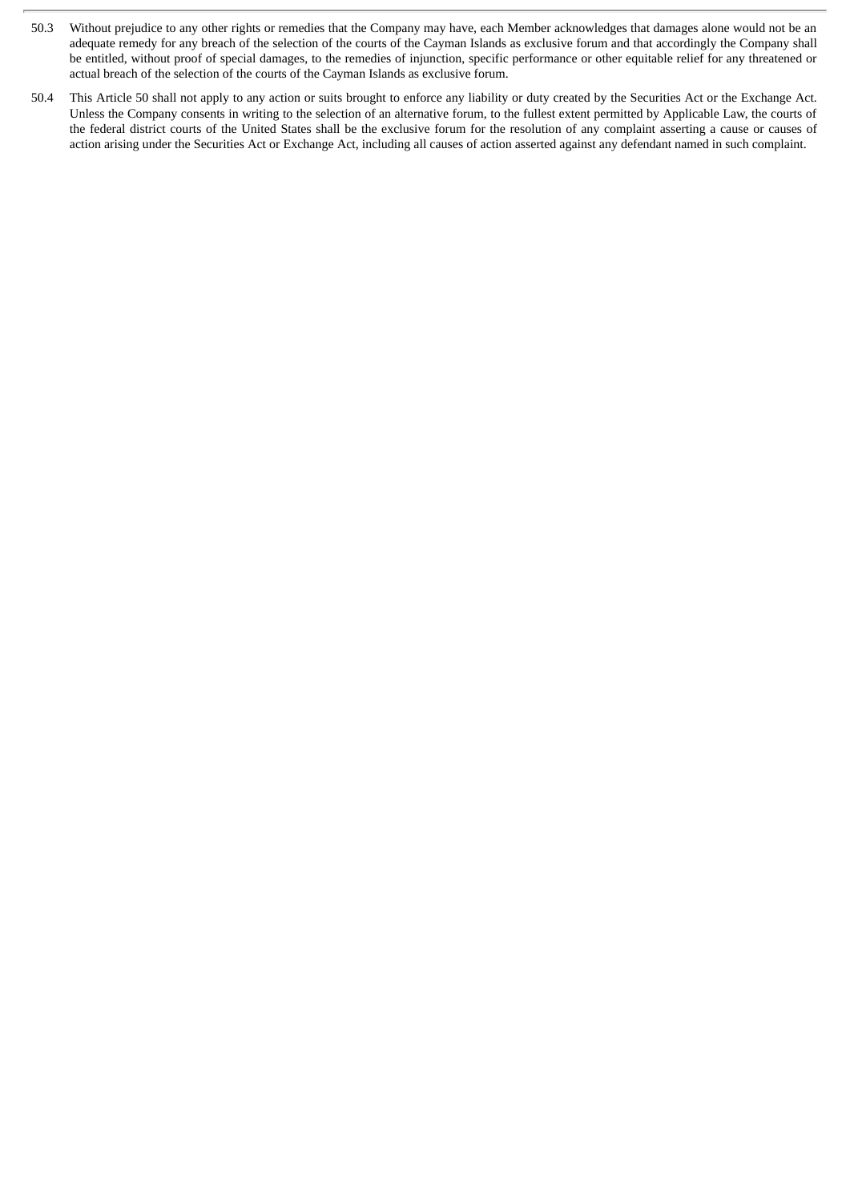50.3 Without prejudice to any other rights or remedies that the Company may have, each Member acknowledges that damages alone would not be an adequate remedy for any breach of the selection of the courts of the Cayman Islands as exclusive forum and that accordingly the Company shall be entitled, without proof of special damages, to the remedies of injunction, specific performance or other equitable relief for any threatened or actual breach of the selection of the courts of the Cayman Islands as exclusive forum.

50.4 This Article 50 shall not apply to any action or suits brought to enforce any liability or duty created by the Securities Act or the Exchange Act. Unless the Company consents in writing to the selection of an alternative forum, to the fullest extent permitted by Applicable Law, the courts of the federal district courts of the United States shall be the exclusive forum for the resolution of any complaint asserting a cause or causes of action arising under the Securities Act or Exchange Act, including all causes of action asserted against any defendant named in such complaint.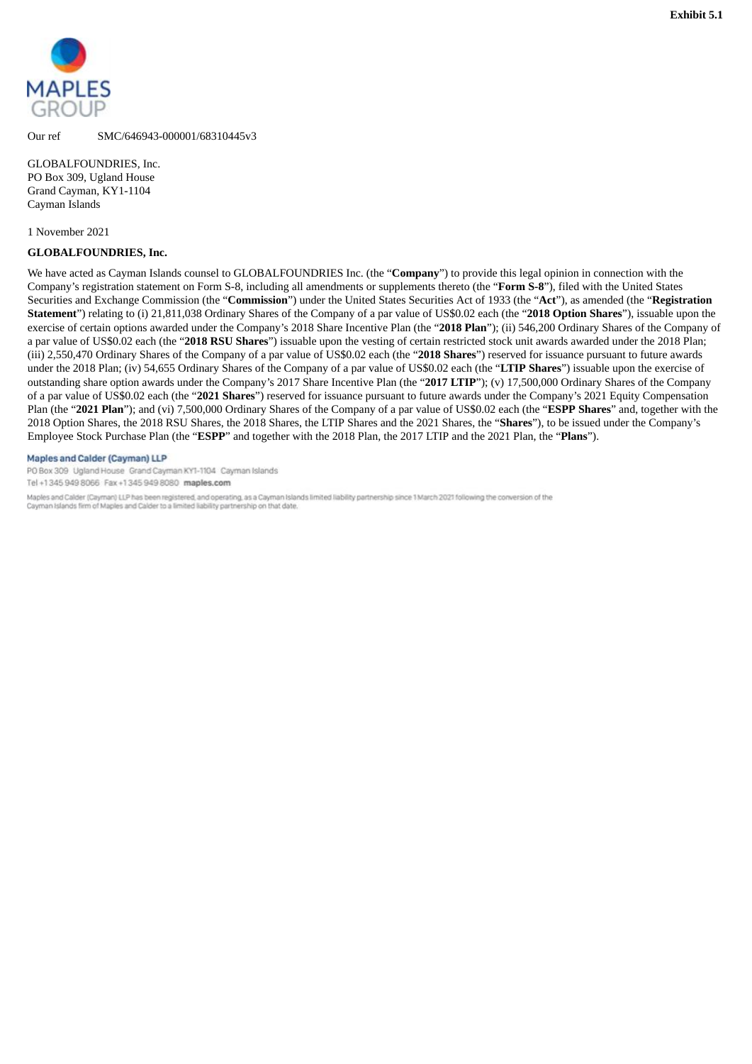**Exhibit 5.1**

Our ref SMC/646943-000001/68310445v3

GLOBALFOUNDRIES, Inc.
PO Box 309, Ugland House
Grand Cayman, KY1-1104
Cayman Islands

1 November 2021

**GLOBALFOUNDRIES, Inc.**

We have acted as Cayman Islands counsel to GLOBALFOUNDRIES Inc. (the "**Company**") to provide this legal opinion in connection with the Company's registration statement on Form S-8, including all amendments or supplements thereto (the "**Form S-8**"), filed with the United States Securities and Exchange Commission (the "**Commission**") under the United States Securities Act of 1933 (the "**Act**"), as amended (the "**Registration Statement**") relating to (i) 21,811,038 Ordinary Shares of the Company of a par value of US$0.02 each (the "**2018 Option Shares**"), issuable upon the exercise of certain options awarded under the Company's 2018 Share Incentive Plan (the "**2018 Plan**"); (ii) 546,200 Ordinary Shares of the Company of a par value of US$0.02 each (the "**2018 RSU Shares**") issuable upon the vesting of certain restricted stock unit awards awarded under the 2018 Plan; (iii) 2,550,470 Ordinary Shares of the Company of a par value of US$0.02 each (the "**2018 Shares**") reserved for issuance pursuant to future awards under the 2018 Plan; (iv) 54,655 Ordinary Shares of the Company of a par value of US$0.02 each (the "**LTIP Shares**") issuable upon the exercise of outstanding share option awards under the Company's 2017 Share Incentive Plan (the "**2017 LTIP**"); (v) 17,500,000 Ordinary Shares of the Company of a par value of US$0.02 each (the "**2021 Shares**") reserved for issuance pursuant to future awards under the Company's 2021 Equity Compensation Plan (the "**2021 Plan**"); and (vi) 7,500,000 Ordinary Shares of the Company of a par value of US$0.02 each (the "**ESPP Shares**" and, together with the 2018 Option Shares, the 2018 RSU Shares, the 2018 Shares, the LTIP Shares and the 2021 Shares, the "**Shares**"), to be issued under the Company's Employee Stock Purchase Plan (the "**ESPP**" and together with the 2018 Plan, the 2017 LTIP and the 2021 Plan, the "**Plans**").

**Maples and Calder (Cayman) LLP**
PO Box 309 Ugland House Grand Cayman KY1-1104 Cayman Islands
Tel +1 345 949 8066 Fax +1 345 949 8080 **maples.com**

Maples and Calder (Cayman) LLP has been registered, and operating, as a Cayman Islands limited liability partnership since 1 March 2021 following the conversion of the Cayman Islands firm of Maples and Calder to a limited liability partnership on that date.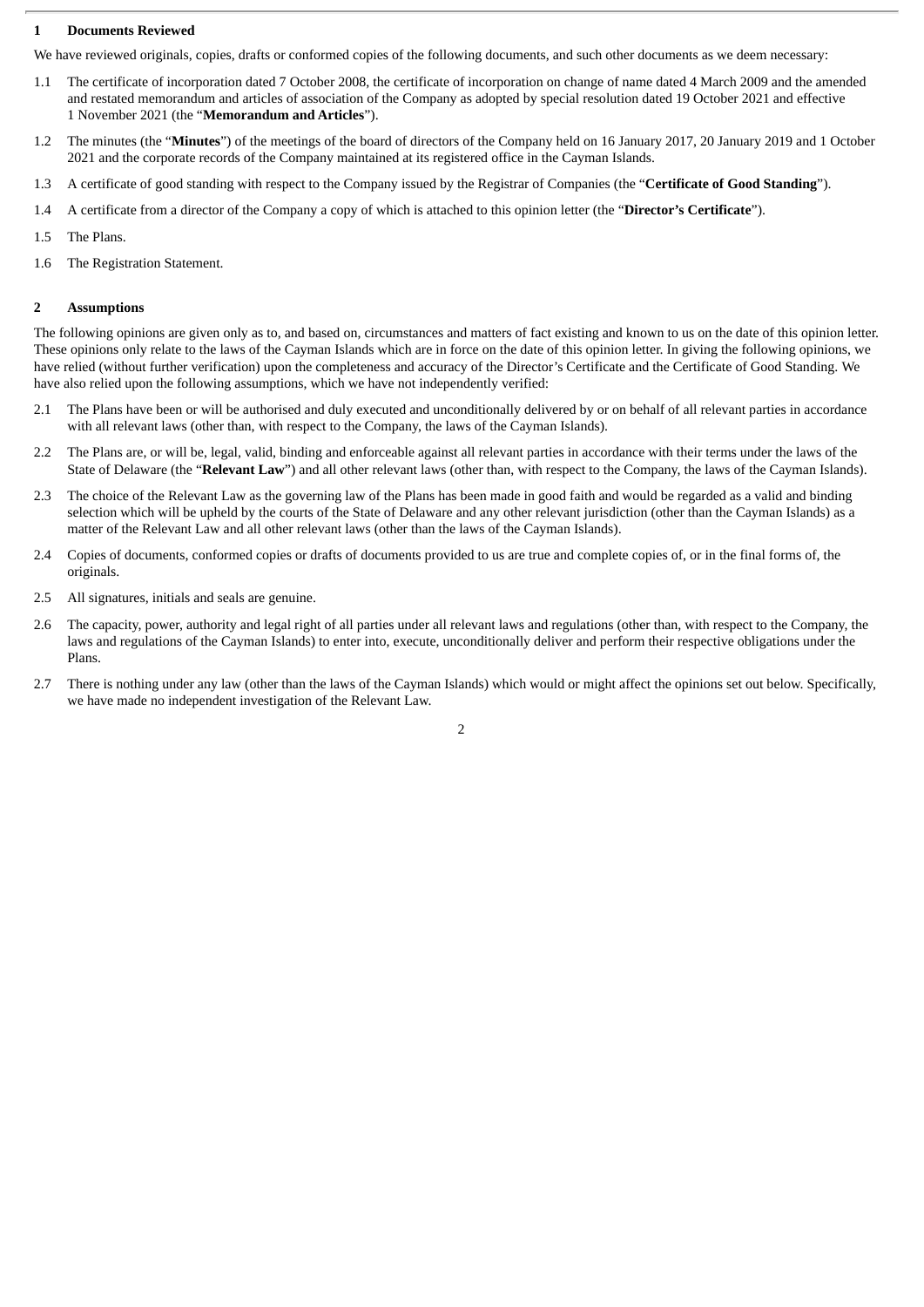## 1 Documents Reviewed

We have reviewed originals, copies, drafts or conformed copies of the following documents, and such other documents as we deem necessary:

1.1 The certificate of incorporation dated 7 October 2008, the certificate of incorporation on change of name dated 4 March 2009 and the amended and restated memorandum and articles of association of the Company as adopted by special resolution dated 19 October 2021 and effective 1 November 2021 (the "**Memorandum and Articles**").

1.2 The minutes (the "**Minutes**") of the meetings of the board of directors of the Company held on 16 January 2017, 20 January 2019 and 1 October 2021 and the corporate records of the Company maintained at its registered office in the Cayman Islands.

1.3 A certificate of good standing with respect to the Company issued by the Registrar of Companies (the "**Certificate of Good Standing**").

1.4 A certificate from a director of the Company a copy of which is attached to this opinion letter (the "**Director's Certificate**").

1.5 The Plans.

1.6 The Registration Statement.

## 2 Assumptions

The following opinions are given only as to, and based on, circumstances and matters of fact existing and known to us on the date of this opinion letter. These opinions only relate to the laws of the Cayman Islands which are in force on the date of this opinion letter. In giving the following opinions, we have relied (without further verification) upon the completeness and accuracy of the Director's Certificate and the Certificate of Good Standing. We have also relied upon the following assumptions, which we have not independently verified:

2.1 The Plans have been or will be authorised and duly executed and unconditionally delivered by or on behalf of all relevant parties in accordance with all relevant laws (other than, with respect to the Company, the laws of the Cayman Islands).

2.2 The Plans are, or will be, legal, valid, binding and enforceable against all relevant parties in accordance with their terms under the laws of the State of Delaware (the "**Relevant Law**") and all other relevant laws (other than, with respect to the Company, the laws of the Cayman Islands).

2.3 The choice of the Relevant Law as the governing law of the Plans has been made in good faith and would be regarded as a valid and binding selection which will be upheld by the courts of the State of Delaware and any other relevant jurisdiction (other than the Cayman Islands) as a matter of the Relevant Law and all other relevant laws (other than the laws of the Cayman Islands).

2.4 Copies of documents, conformed copies or drafts of documents provided to us are true and complete copies of, or in the final forms of, the originals.

2.5 All signatures, initials and seals are genuine.

2.6 The capacity, power, authority and legal right of all parties under all relevant laws and regulations (other than, with respect to the Company, the laws and regulations of the Cayman Islands) to enter into, execute, unconditionally deliver and perform their respective obligations under the Plans.

2.7 There is nothing under any law (other than the laws of the Cayman Islands) which would or might affect the opinions set out below. Specifically, we have made no independent investigation of the Relevant Law.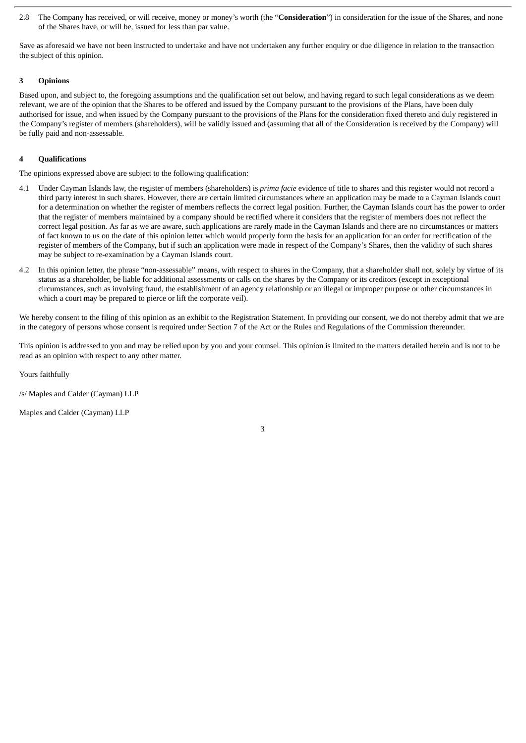2.8 The Company has received, or will receive, money or money's worth (the "**Consideration**") in consideration for the issue of the Shares, and none of the Shares have, or will be, issued for less than par value.

Save as aforesaid we have not been instructed to undertake and have not undertaken any further enquiry or due diligence in relation to the transaction the subject of this opinion.

## 3 Opinions

Based upon, and subject to, the foregoing assumptions and the qualification set out below, and having regard to such legal considerations as we deem relevant, we are of the opinion that the Shares to be offered and issued by the Company pursuant to the provisions of the Plans, have been duly authorised for issue, and when issued by the Company pursuant to the provisions of the Plans for the consideration fixed thereto and duly registered in the Company's register of members (shareholders), will be validly issued and (assuming that all of the Consideration is received by the Company) will be fully paid and non-assessable.

## 4 Qualifications

The opinions expressed above are subject to the following qualification:

4.1 Under Cayman Islands law, the register of members (shareholders) is *prima facie* evidence of title to shares and this register would not record a third party interest in such shares. However, there are certain limited circumstances where an application may be made to a Cayman Islands court for a determination on whether the register of members reflects the correct legal position. Further, the Cayman Islands court has the power to order that the register of members maintained by a company should be rectified where it considers that the register of members does not reflect the correct legal position. As far as we are aware, such applications are rarely made in the Cayman Islands and there are no circumstances or matters of fact known to us on the date of this opinion letter which would properly form the basis for an application for an order for rectification of the register of members of the Company, but if such an application were made in respect of the Company's Shares, then the validity of such shares may be subject to re-examination by a Cayman Islands court.

4.2 In this opinion letter, the phrase "non-assessable" means, with respect to shares in the Company, that a shareholder shall not, solely by virtue of its status as a shareholder, be liable for additional assessments or calls on the shares by the Company or its creditors (except in exceptional circumstances, such as involving fraud, the establishment of an agency relationship or an illegal or improper purpose or other circumstances in which a court may be prepared to pierce or lift the corporate veil).

We hereby consent to the filing of this opinion as an exhibit to the Registration Statement. In providing our consent, we do not thereby admit that we are in the category of persons whose consent is required under Section 7 of the Act or the Rules and Regulations of the Commission thereunder.

This opinion is addressed to you and may be relied upon by you and your counsel. This opinion is limited to the matters detailed herein and is not to be read as an opinion with respect to any other matter.

Yours faithfully

/s/ Maples and Calder (Cayman) LLP

Maples and Calder (Cayman) LLP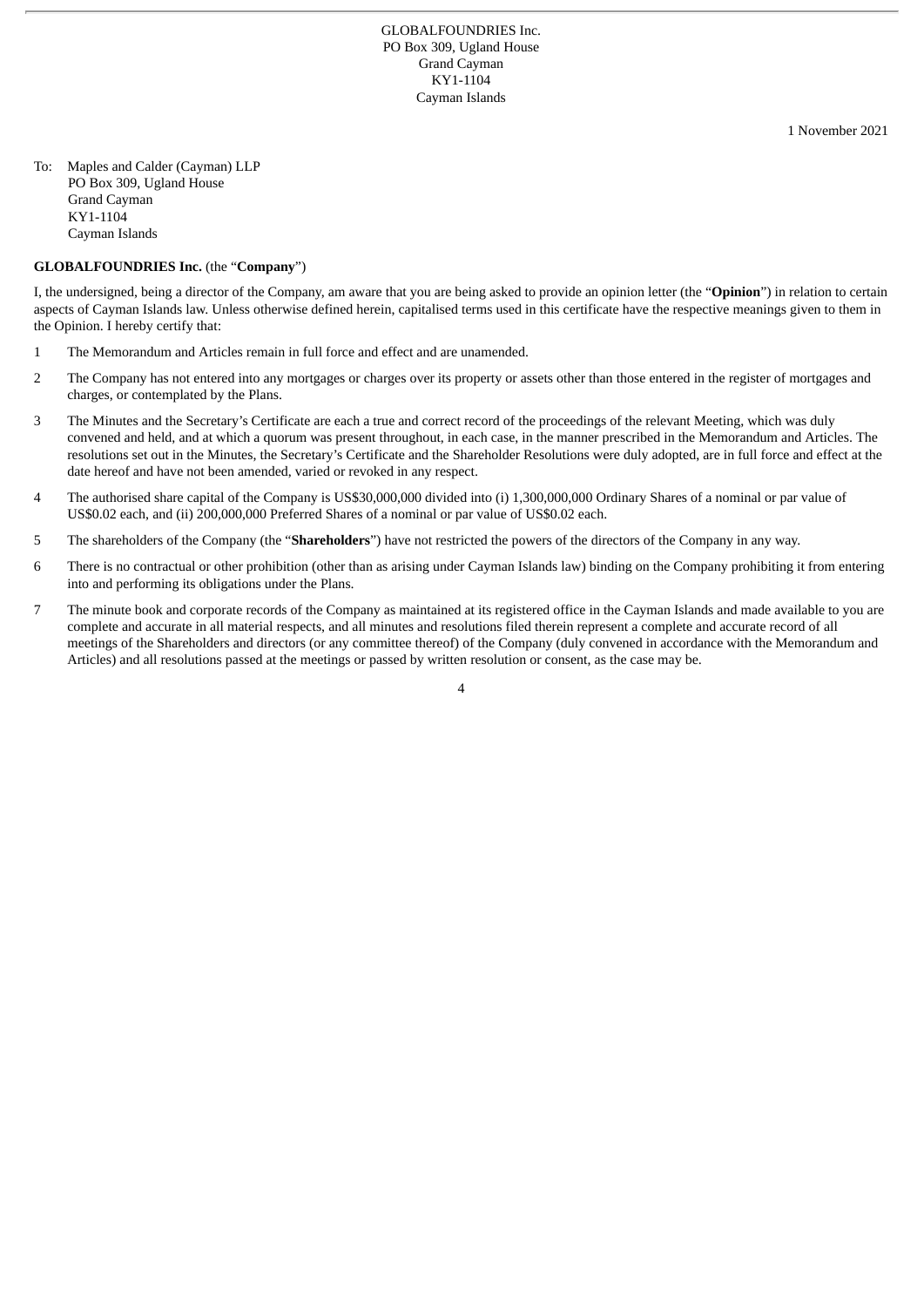GLOBALFOUNDRIES Inc.
PO Box 309, Ugland House
Grand Cayman
KY1-1104
Cayman Islands

1 November 2021

To: Maples and Calder (Cayman) LLP
PO Box 309, Ugland House
Grand Cayman
KY1-1104
Cayman Islands

**GLOBALFOUNDRIES Inc.** (the "**Company**")

I, the undersigned, being a director of the Company, am aware that you are being asked to provide an opinion letter (the "**Opinion**") in relation to certain aspects of Cayman Islands law. Unless otherwise defined herein, capitalised terms used in this certificate have the respective meanings given to them in the Opinion. I hereby certify that:

1 The Memorandum and Articles remain in full force and effect and are unamended.

2 The Company has not entered into any mortgages or charges over its property or assets other than those entered in the register of mortgages and charges, or contemplated by the Plans.

3 The Minutes and the Secretary's Certificate are each a true and correct record of the proceedings of the relevant Meeting, which was duly convened and held, and at which a quorum was present throughout, in each case, in the manner prescribed in the Memorandum and Articles. The resolutions set out in the Minutes, the Secretary's Certificate and the Shareholder Resolutions were duly adopted, are in full force and effect at the date hereof and have not been amended, varied or revoked in any respect.

4 The authorised share capital of the Company is US$30,000,000 divided into (i) 1,300,000,000 Ordinary Shares of a nominal or par value of US$0.02 each, and (ii) 200,000,000 Preferred Shares of a nominal or par value of US$0.02 each.

5 The shareholders of the Company (the "**Shareholders**") have not restricted the powers of the directors of the Company in any way.

6 There is no contractual or other prohibition (other than as arising under Cayman Islands law) binding on the Company prohibiting it from entering into and performing its obligations under the Plans.

7 The minute book and corporate records of the Company as maintained at its registered office in the Cayman Islands and made available to you are complete and accurate in all material respects, and all minutes and resolutions filed therein represent a complete and accurate record of all meetings of the Shareholders and directors (or any committee thereof) of the Company (duly convened in accordance with the Memorandum and Articles) and all resolutions passed at the meetings or passed by written resolution or consent, as the case may be.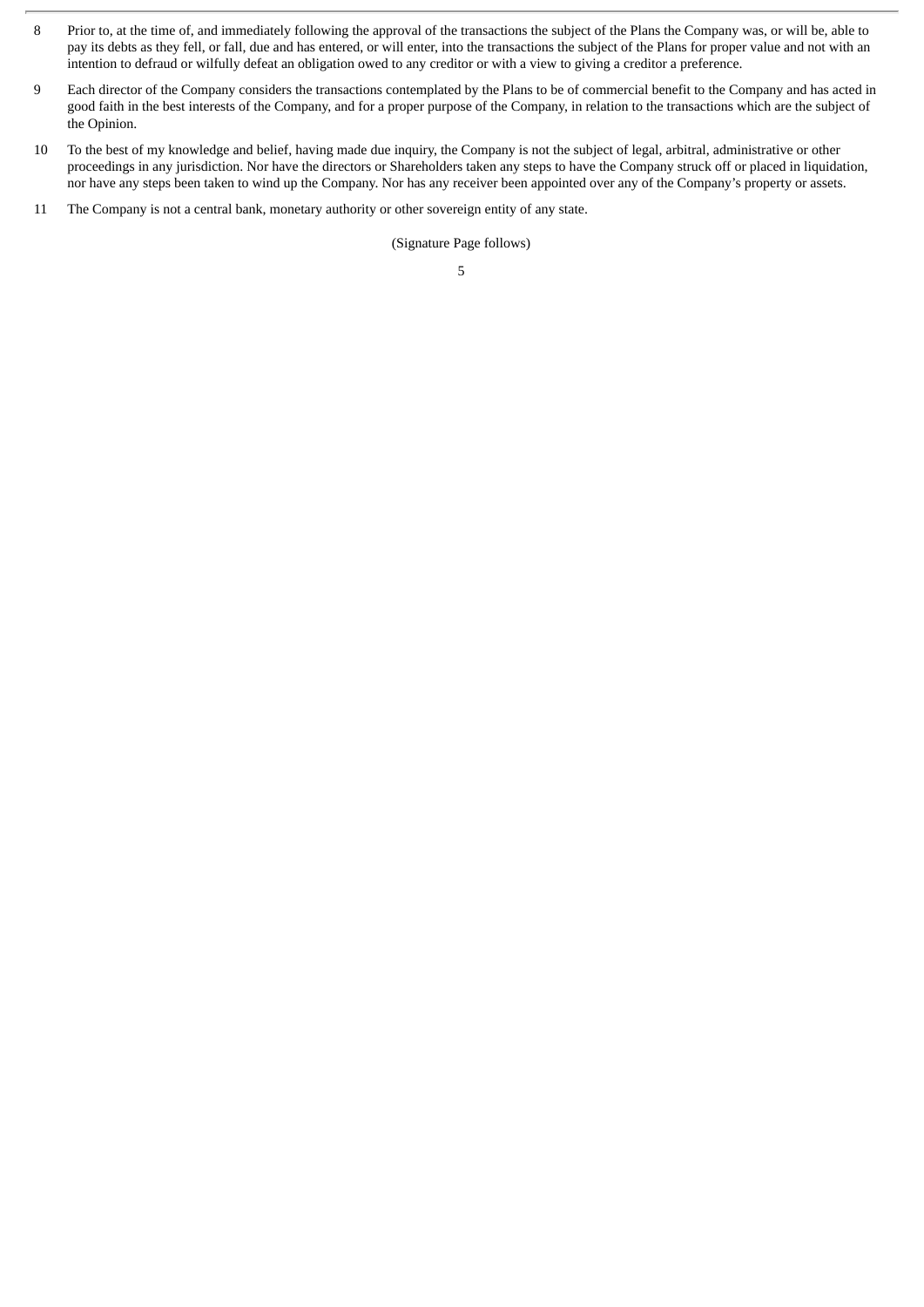8 Prior to, at the time of, and immediately following the approval of the transactions the subject of the Plans the Company was, or will be, able to pay its debts as they fell, or fall, due and has entered, or will enter, into the transactions the subject of the Plans for proper value and not with an intention to defraud or wilfully defeat an obligation owed to any creditor or with a view to giving a creditor a preference.

9 Each director of the Company considers the transactions contemplated by the Plans to be of commercial benefit to the Company and has acted in good faith in the best interests of the Company, and for a proper purpose of the Company, in relation to the transactions which are the subject of the Opinion.

10 To the best of my knowledge and belief, having made due inquiry, the Company is not the subject of legal, arbitral, administrative or other proceedings in any jurisdiction. Nor have the directors or Shareholders taken any steps to have the Company struck off or placed in liquidation, nor have any steps been taken to wind up the Company. Nor has any receiver been appointed over any of the Company's property or assets.

11 The Company is not a central bank, monetary authority or other sovereign entity of any state.

(Signature Page follows)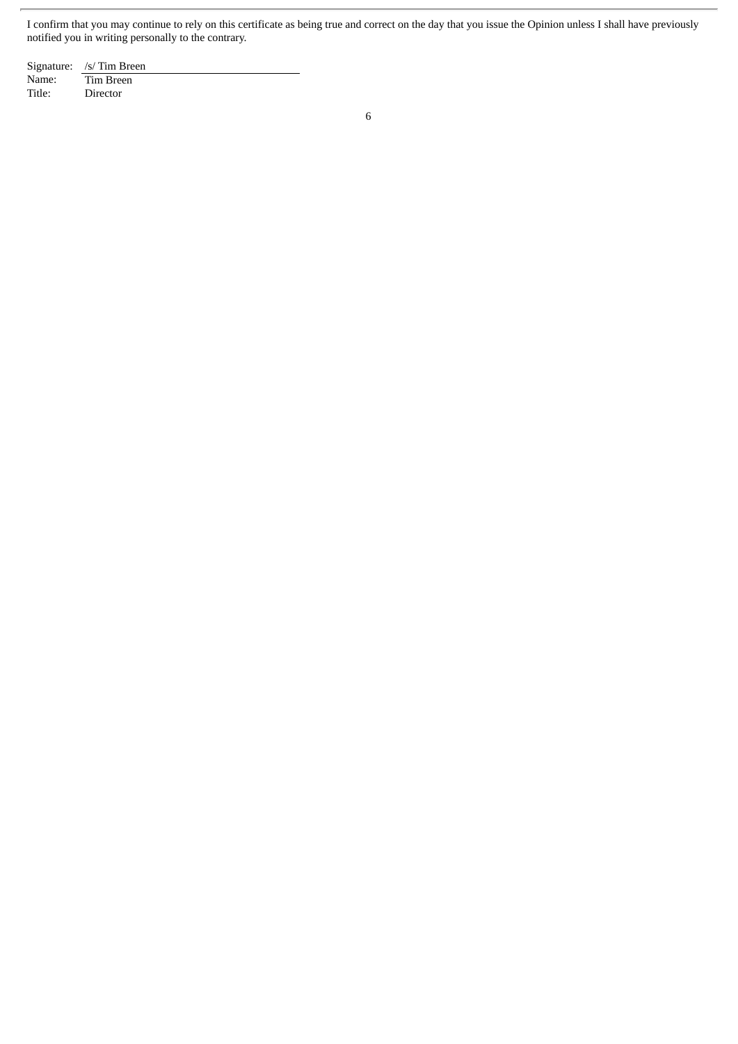I confirm that you may continue to rely on this certificate as being true and correct on the day that you issue the Opinion unless I shall have previously notified you in writing personally to the contrary.

Signature: /s/ Tim Breen
Name: Tim Breen
Title: Director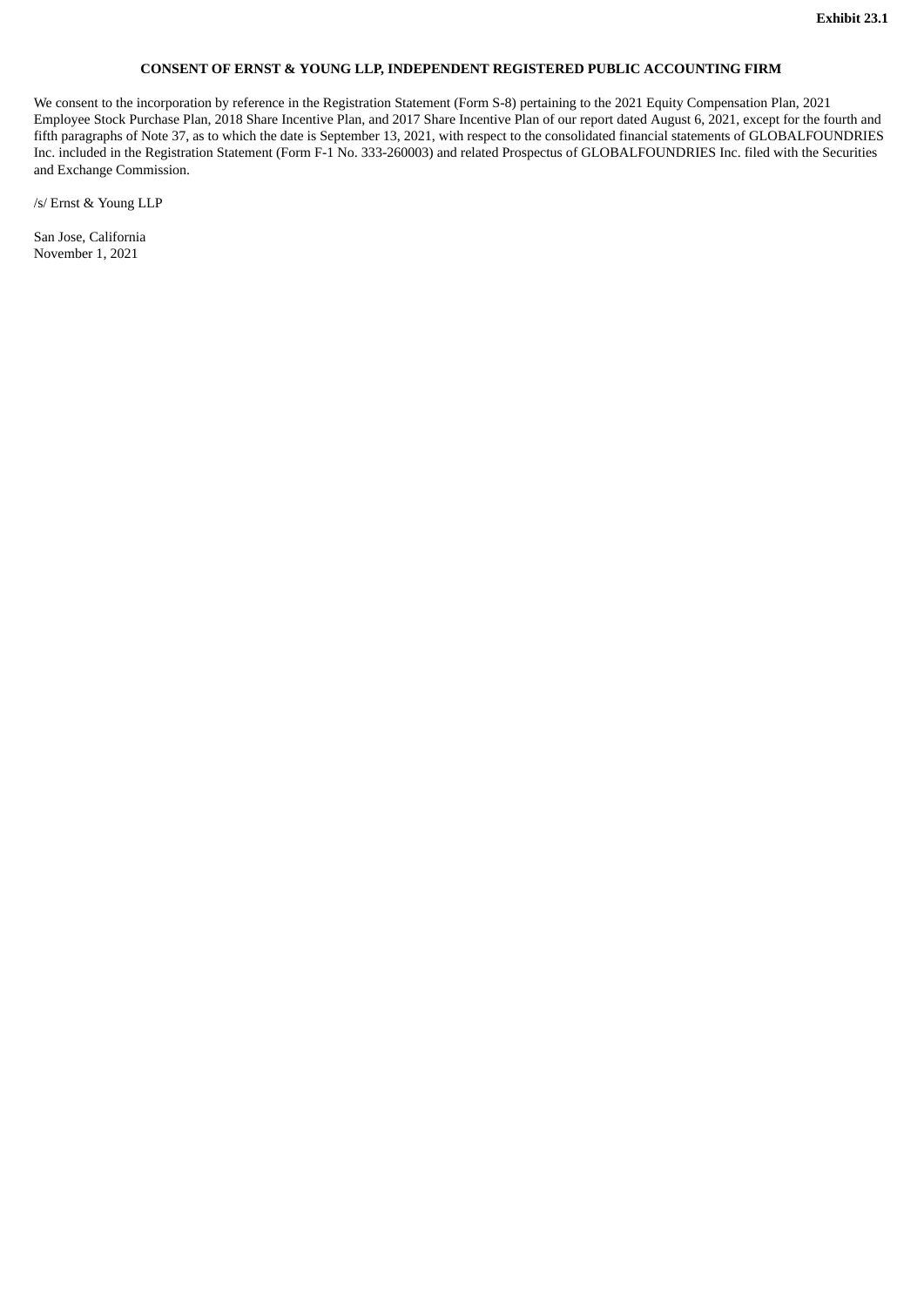**Exhibit 23.1**

**CONSENT OF ERNST & YOUNG LLP, INDEPENDENT REGISTERED PUBLIC ACCOUNTING FIRM**

We consent to the incorporation by reference in the Registration Statement (Form S-8) pertaining to the 2021 Equity Compensation Plan, 2021 Employee Stock Purchase Plan, 2018 Share Incentive Plan, and 2017 Share Incentive Plan of our report dated August 6, 2021, except for the fourth and fifth paragraphs of Note 37, as to which the date is September 13, 2021, with respect to the consolidated financial statements of GLOBALFOUNDRIES Inc. included in the Registration Statement (Form F-1 No. 333-260003) and related Prospectus of GLOBALFOUNDRIES Inc. filed with the Securities and Exchange Commission.

/s/ Ernst & Young LLP

San Jose, California
November 1, 2021